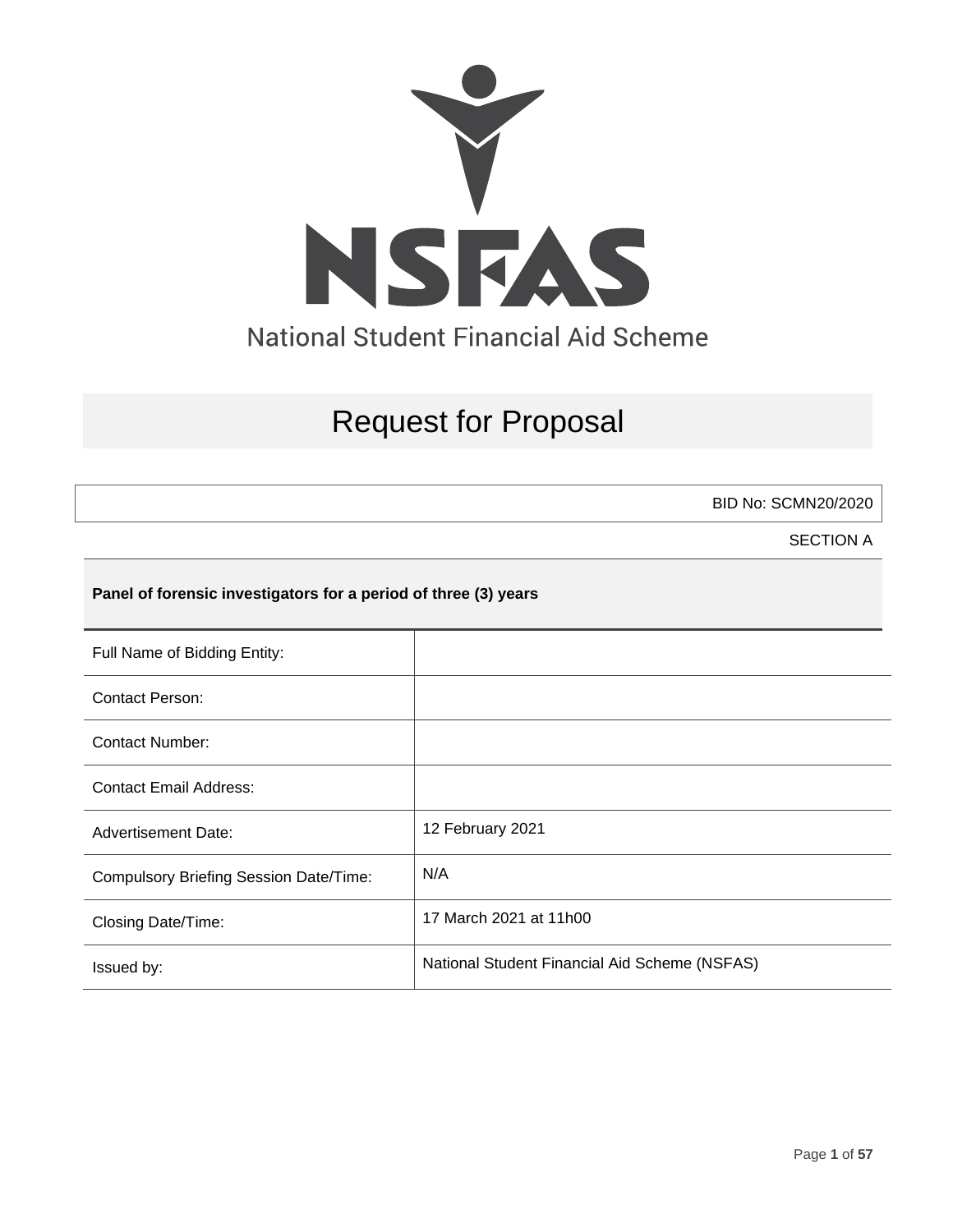NSFAS

National Student Financial Aid Scheme

# Request for Proposal

BID No: SCMN20/2020

SECTION A

**Panel of forensic investigators for a period of three (3) years**

| | |
|---|---|
| Full Name of Bidding Entity: | |
| Contact Person: | |
| Contact Number: | |
| Contact Email Address: | |
| Advertisement Date: | 12 February 2021 |
| Compulsory Briefing Session Date/Time: | N/A |
| Closing Date/Time: | 17 March 2021 at 11h00 |
| Issued by: | National Student Financial Aid Scheme (NSFAS) |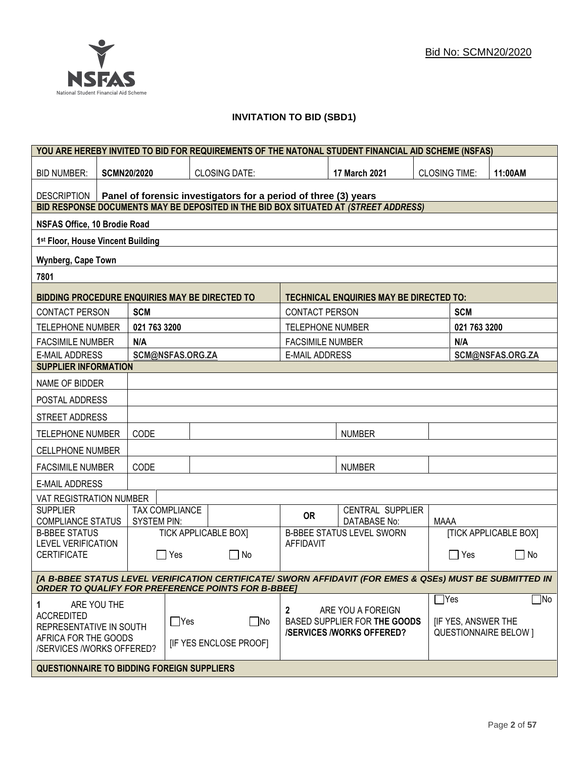Bid No: SCMN20/2020

# INVITATION TO BID (SBD1)

| YOU ARE HEREBY INVITED TO BID FOR REQUIREMENTS OF THE NATONAL STUDENT FINANCIAL AID SCHEME (NSFAS) | | | | | |
|---|---|---|---|---|---|
| BID NUMBER: | **SCMN20/2020** | CLOSING DATE: | **17 March 2021** | CLOSING TIME: | **11:00AM** |
| DESCRIPTION | **Panel of forensic investigators for a period of three (3) years** | | | | |

| BID RESPONSE DOCUMENTS MAY BE DEPOSITED IN THE BID BOX SITUATED AT *(STREET ADDRESS)* |
|---|
| **NSFAS Office, 10 Brodie Road** |
| **1st Floor, House Vincent Building** |
| **Wynberg, Cape Town** |
| **7801** |

| BIDDING PROCEDURE ENQUIRIES MAY BE DIRECTED TO | | TECHNICAL ENQUIRIES MAY BE DIRECTED TO: | |
|---|---|---|---|
| CONTACT PERSON | **SCM** | CONTACT PERSON | **SCM** |
| TELEPHONE NUMBER | **021 763 3200** | TELEPHONE NUMBER | **021 763 3200** |
| FACSIMILE NUMBER | **N/A** | FACSIMILE NUMBER | **N/A** |
| E-MAIL ADDRESS | **SCM@NSFAS.ORG.ZA** | E-MAIL ADDRESS | **SCM@NSFAS.ORG.ZA** |

| SUPPLIER INFORMATION | | | | |
|---|---|---|---|---|
| NAME OF BIDDER | | | | |
| POSTAL ADDRESS | | | | |
| STREET ADDRESS | | | | |
| TELEPHONE NUMBER | CODE | | NUMBER | |
| CELLPHONE NUMBER | | | | |
| FACSIMILE NUMBER | CODE | | NUMBER | |
| E-MAIL ADDRESS | | | | |
| VAT REGISTRATION NUMBER | | | | |
| SUPPLIER COMPLIANCE STATUS | TAX COMPLIANCE SYSTEM PIN: | | OR | CENTRAL SUPPLIER DATABASE No: MAAA |
| B-BBEE STATUS LEVEL VERIFICATION CERTIFICATE | TICK APPLICABLE BOX] ☐ Yes ☐ No | | B-BBEE STATUS LEVEL SWORN AFFIDAVIT | [TICK APPLICABLE BOX] ☐ Yes ☐ No |

***[A B-BBEE STATUS LEVEL VERIFICATION CERTIFICATE/ SWORN AFFIDAVIT (FOR EMES & QSEs) MUST BE SUBMITTED IN ORDER TO QUALIFY FOR PREFERENCE POINTS FOR B-BBEE]***

| 1 ARE YOU THE ACCREDITED REPRESENTATIVE IN SOUTH AFRICA FOR THE GOODS /SERVICES /WORKS OFFERED? | ☐Yes ☐No [IF YES ENCLOSE PROOF] | 2 ARE YOU A FOREIGN BASED SUPPLIER FOR **THE GOODS /SERVICES /WORKS OFFERED?** | ☐Yes ☐No [IF YES, ANSWER THE QUESTIONNAIRE BELOW ] |
|---|---|---|---|

**QUESTIONNAIRE TO BIDDING FOREIGN SUPPLIERS**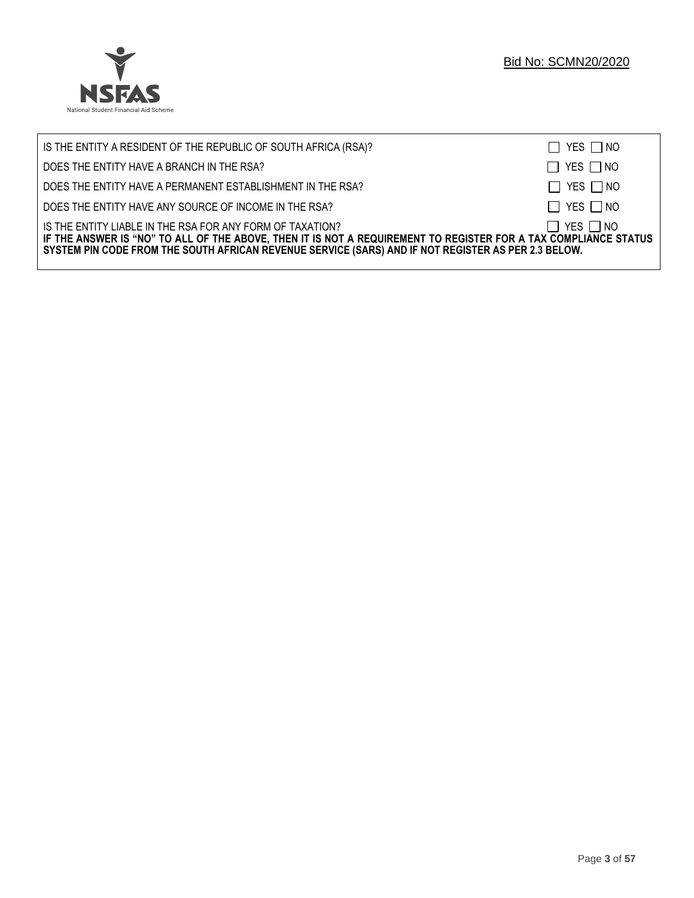| | |
|---|---|
| IS THE ENTITY A RESIDENT OF THE REPUBLIC OF SOUTH AFRICA (RSA)? | ☐ YES ☐ NO |
| DOES THE ENTITY HAVE A BRANCH IN THE RSA? | ☐ YES ☐ NO |
| DOES THE ENTITY HAVE A PERMANENT ESTABLISHMENT IN THE RSA? | ☐ YES ☐ NO |
| DOES THE ENTITY HAVE ANY SOURCE OF INCOME IN THE RSA? | ☐ YES ☐ NO |
| IS THE ENTITY LIABLE IN THE RSA FOR ANY FORM OF TAXATION? | ☐ YES ☐ NO |

**IF THE ANSWER IS "NO" TO ALL OF THE ABOVE, THEN IT IS NOT A REQUIREMENT TO REGISTER FOR A TAX COMPLIANCE STATUS SYSTEM PIN CODE FROM THE SOUTH AFRICAN REVENUE SERVICE (SARS) AND IF NOT REGISTER AS PER 2.3 BELOW.**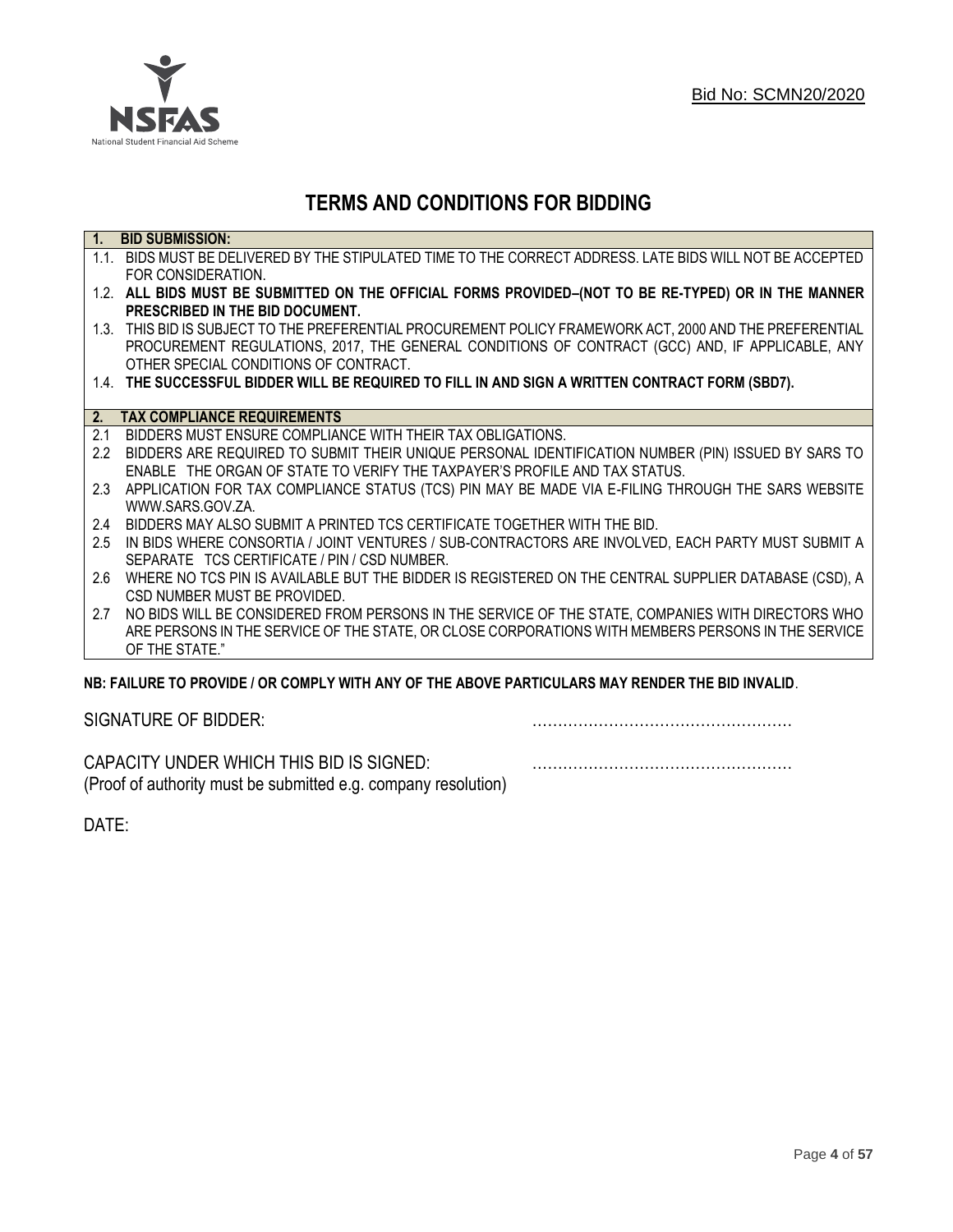Bid No: SCMN20/2020

# TERMS AND CONDITIONS FOR BIDDING

**1. BID SUBMISSION:**

1.1. BIDS MUST BE DELIVERED BY THE STIPULATED TIME TO THE CORRECT ADDRESS. LATE BIDS WILL NOT BE ACCEPTED FOR CONSIDERATION.

1.2. **ALL BIDS MUST BE SUBMITTED ON THE OFFICIAL FORMS PROVIDED–(NOT TO BE RE-TYPED) OR IN THE MANNER PRESCRIBED IN THE BID DOCUMENT.**

1.3. THIS BID IS SUBJECT TO THE PREFERENTIAL PROCUREMENT POLICY FRAMEWORK ACT, 2000 AND THE PREFERENTIAL PROCUREMENT REGULATIONS, 2017, THE GENERAL CONDITIONS OF CONTRACT (GCC) AND, IF APPLICABLE, ANY OTHER SPECIAL CONDITIONS OF CONTRACT.

1.4. **THE SUCCESSFUL BIDDER WILL BE REQUIRED TO FILL IN AND SIGN A WRITTEN CONTRACT FORM (SBD7).**

**2. TAX COMPLIANCE REQUIREMENTS**

2.1 BIDDERS MUST ENSURE COMPLIANCE WITH THEIR TAX OBLIGATIONS.

2.2 BIDDERS ARE REQUIRED TO SUBMIT THEIR UNIQUE PERSONAL IDENTIFICATION NUMBER (PIN) ISSUED BY SARS TO ENABLE THE ORGAN OF STATE TO VERIFY THE TAXPAYER'S PROFILE AND TAX STATUS.

2.3 APPLICATION FOR TAX COMPLIANCE STATUS (TCS) PIN MAY BE MADE VIA E-FILING THROUGH THE SARS WEBSITE WWW.SARS.GOV.ZA.

2.4 BIDDERS MAY ALSO SUBMIT A PRINTED TCS CERTIFICATE TOGETHER WITH THE BID.

2.5 IN BIDS WHERE CONSORTIA / JOINT VENTURES / SUB-CONTRACTORS ARE INVOLVED, EACH PARTY MUST SUBMIT A SEPARATE TCS CERTIFICATE / PIN / CSD NUMBER.

2.6 WHERE NO TCS PIN IS AVAILABLE BUT THE BIDDER IS REGISTERED ON THE CENTRAL SUPPLIER DATABASE (CSD), A CSD NUMBER MUST BE PROVIDED.

2.7 NO BIDS WILL BE CONSIDERED FROM PERSONS IN THE SERVICE OF THE STATE, COMPANIES WITH DIRECTORS WHO ARE PERSONS IN THE SERVICE OF THE STATE, OR CLOSE CORPORATIONS WITH MEMBERS PERSONS IN THE SERVICE OF THE STATE."

**NB: FAILURE TO PROVIDE / OR COMPLY WITH ANY OF THE ABOVE PARTICULARS MAY RENDER THE BID INVALID**.

SIGNATURE OF BIDDER: ……………………………………………

CAPACITY UNDER WHICH THIS BID IS SIGNED: ……………………………………………
(Proof of authority must be submitted e.g. company resolution)

DATE: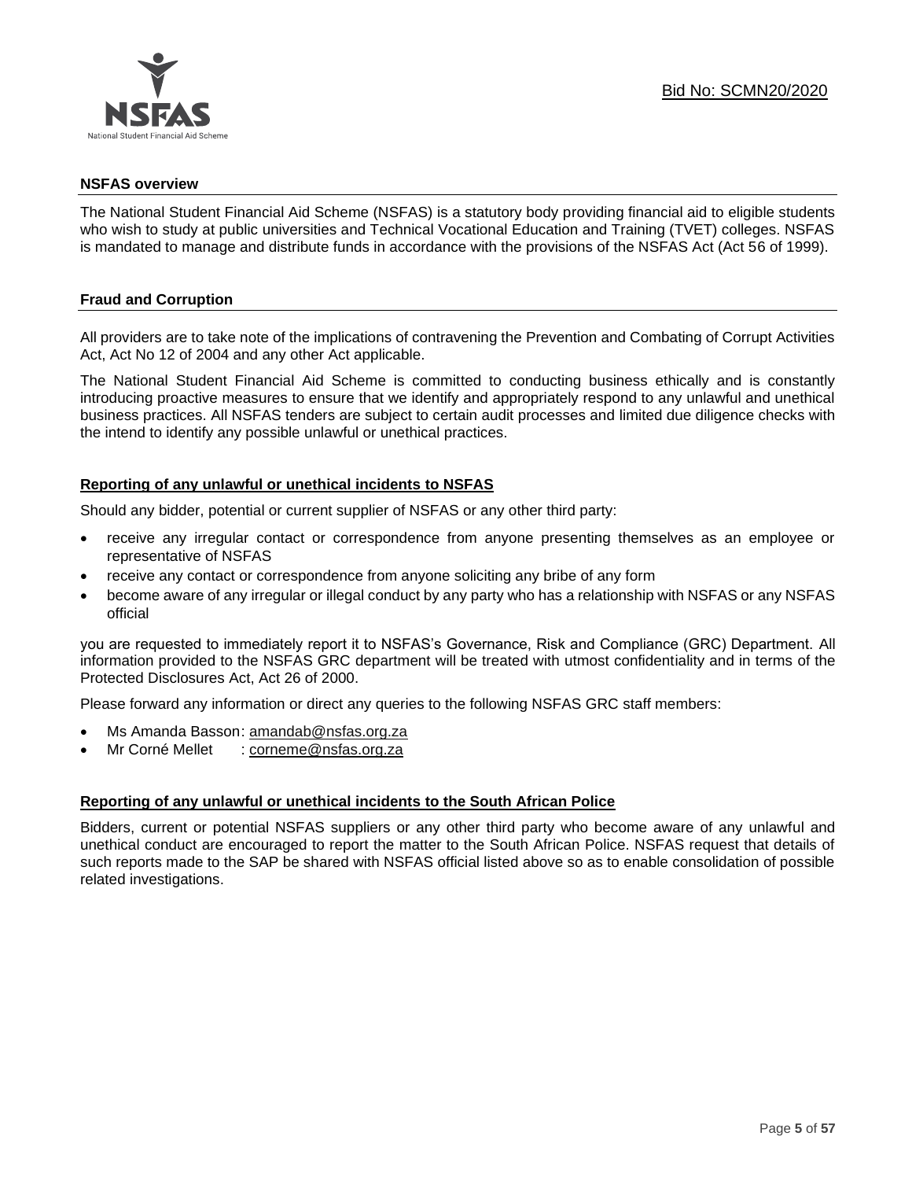## NSFAS overview

The National Student Financial Aid Scheme (NSFAS) is a statutory body providing financial aid to eligible students who wish to study at public universities and Technical Vocational Education and Training (TVET) colleges. NSFAS is mandated to manage and distribute funds in accordance with the provisions of the NSFAS Act (Act 56 of 1999).

## Fraud and Corruption

All providers are to take note of the implications of contravening the Prevention and Combating of Corrupt Activities Act, Act No 12 of 2004 and any other Act applicable.

The National Student Financial Aid Scheme is committed to conducting business ethically and is constantly introducing proactive measures to ensure that we identify and appropriately respond to any unlawful and unethical business practices. All NSFAS tenders are subject to certain audit processes and limited due diligence checks with the intend to identify any possible unlawful or unethical practices.

### Reporting of any unlawful or unethical incidents to NSFAS

Should any bidder, potential or current supplier of NSFAS or any other third party:

- receive any irregular contact or correspondence from anyone presenting themselves as an employee or representative of NSFAS
- receive any contact or correspondence from anyone soliciting any bribe of any form
- become aware of any irregular or illegal conduct by any party who has a relationship with NSFAS or any NSFAS official

you are requested to immediately report it to NSFAS's Governance, Risk and Compliance (GRC) Department. All information provided to the NSFAS GRC department will be treated with utmost confidentiality and in terms of the Protected Disclosures Act, Act 26 of 2000.

Please forward any information or direct any queries to the following NSFAS GRC staff members:

- Ms Amanda Basson: amandab@nsfas.org.za
- Mr Corné Mellet : corneme@nsfas.org.za

### Reporting of any unlawful or unethical incidents to the South African Police

Bidders, current or potential NSFAS suppliers or any other third party who become aware of any unlawful and unethical conduct are encouraged to report the matter to the South African Police. NSFAS request that details of such reports made to the SAP be shared with NSFAS official listed above so as to enable consolidation of possible related investigations.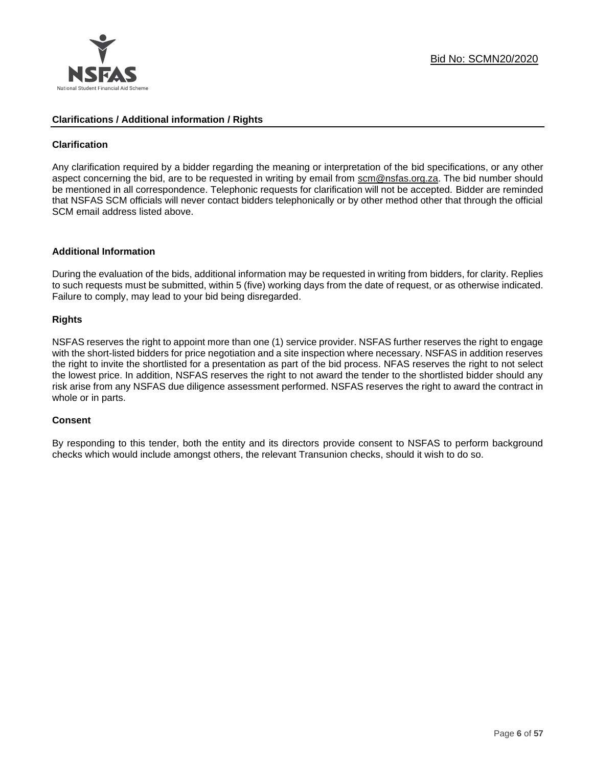## Clarifications / Additional information / Rights

### Clarification

Any clarification required by a bidder regarding the meaning or interpretation of the bid specifications, or any other aspect concerning the bid, are to be requested in writing by email from scm@nsfas.org.za. The bid number should be mentioned in all correspondence. Telephonic requests for clarification will not be accepted. Bidder are reminded that NSFAS SCM officials will never contact bidders telephonically or by other method other that through the official SCM email address listed above.

### Additional Information

During the evaluation of the bids, additional information may be requested in writing from bidders, for clarity. Replies to such requests must be submitted, within 5 (five) working days from the date of request, or as otherwise indicated. Failure to comply, may lead to your bid being disregarded.

### Rights

NSFAS reserves the right to appoint more than one (1) service provider. NSFAS further reserves the right to engage with the short-listed bidders for price negotiation and a site inspection where necessary. NSFAS in addition reserves the right to invite the shortlisted for a presentation as part of the bid process. NFAS reserves the right to not select the lowest price. In addition, NSFAS reserves the right to not award the tender to the shortlisted bidder should any risk arise from any NSFAS due diligence assessment performed. NSFAS reserves the right to award the contract in whole or in parts.

### Consent

By responding to this tender, both the entity and its directors provide consent to NSFAS to perform background checks which would include amongst others, the relevant Transunion checks, should it wish to do so.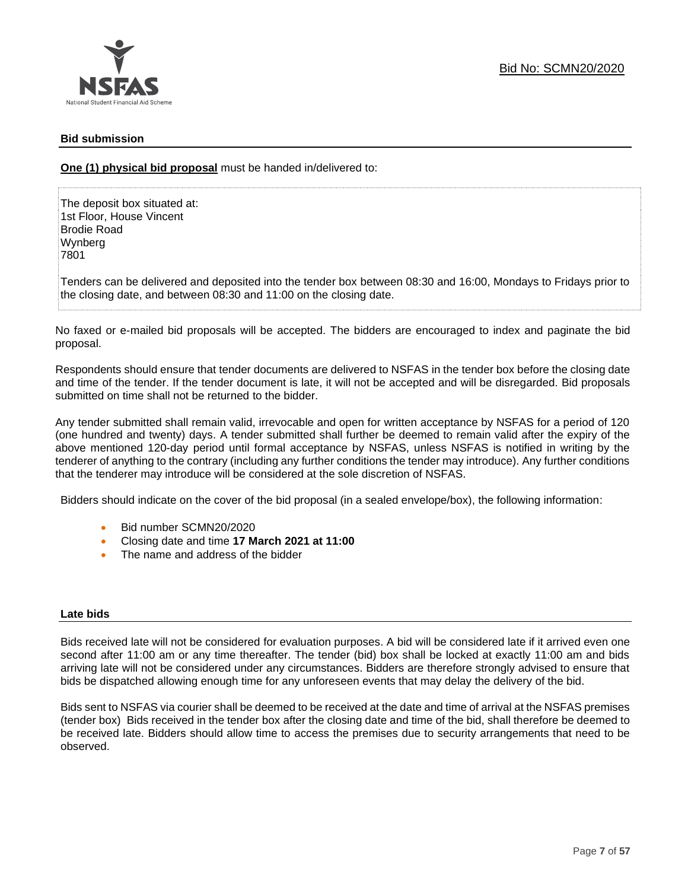## Bid submission

**One (1) physical bid proposal** must be handed in/delivered to:

The deposit box situated at:
1st Floor, House Vincent
Brodie Road
Wynberg
7801

Tenders can be delivered and deposited into the tender box between 08:30 and 16:00, Mondays to Fridays prior to the closing date, and between 08:30 and 11:00 on the closing date.

No faxed or e-mailed bid proposals will be accepted. The bidders are encouraged to index and paginate the bid proposal.

Respondents should ensure that tender documents are delivered to NSFAS in the tender box before the closing date and time of the tender. If the tender document is late, it will not be accepted and will be disregarded. Bid proposals submitted on time shall not be returned to the bidder.

Any tender submitted shall remain valid, irrevocable and open for written acceptance by NSFAS for a period of 120 (one hundred and twenty) days. A tender submitted shall further be deemed to remain valid after the expiry of the above mentioned 120-day period until formal acceptance by NSFAS, unless NSFAS is notified in writing by the tenderer of anything to the contrary (including any further conditions the tender may introduce). Any further conditions that the tenderer may introduce will be considered at the sole discretion of NSFAS.

Bidders should indicate on the cover of the bid proposal (in a sealed envelope/box), the following information:

- Bid number SCMN20/2020
- Closing date and time **17 March 2021 at 11:00**
- The name and address of the bidder

## Late bids

Bids received late will not be considered for evaluation purposes. A bid will be considered late if it arrived even one second after 11:00 am or any time thereafter. The tender (bid) box shall be locked at exactly 11:00 am and bids arriving late will not be considered under any circumstances. Bidders are therefore strongly advised to ensure that bids be dispatched allowing enough time for any unforeseen events that may delay the delivery of the bid.

Bids sent to NSFAS via courier shall be deemed to be received at the date and time of arrival at the NSFAS premises (tender box) Bids received in the tender box after the closing date and time of the bid, shall therefore be deemed to be received late. Bidders should allow time to access the premises due to security arrangements that need to be observed.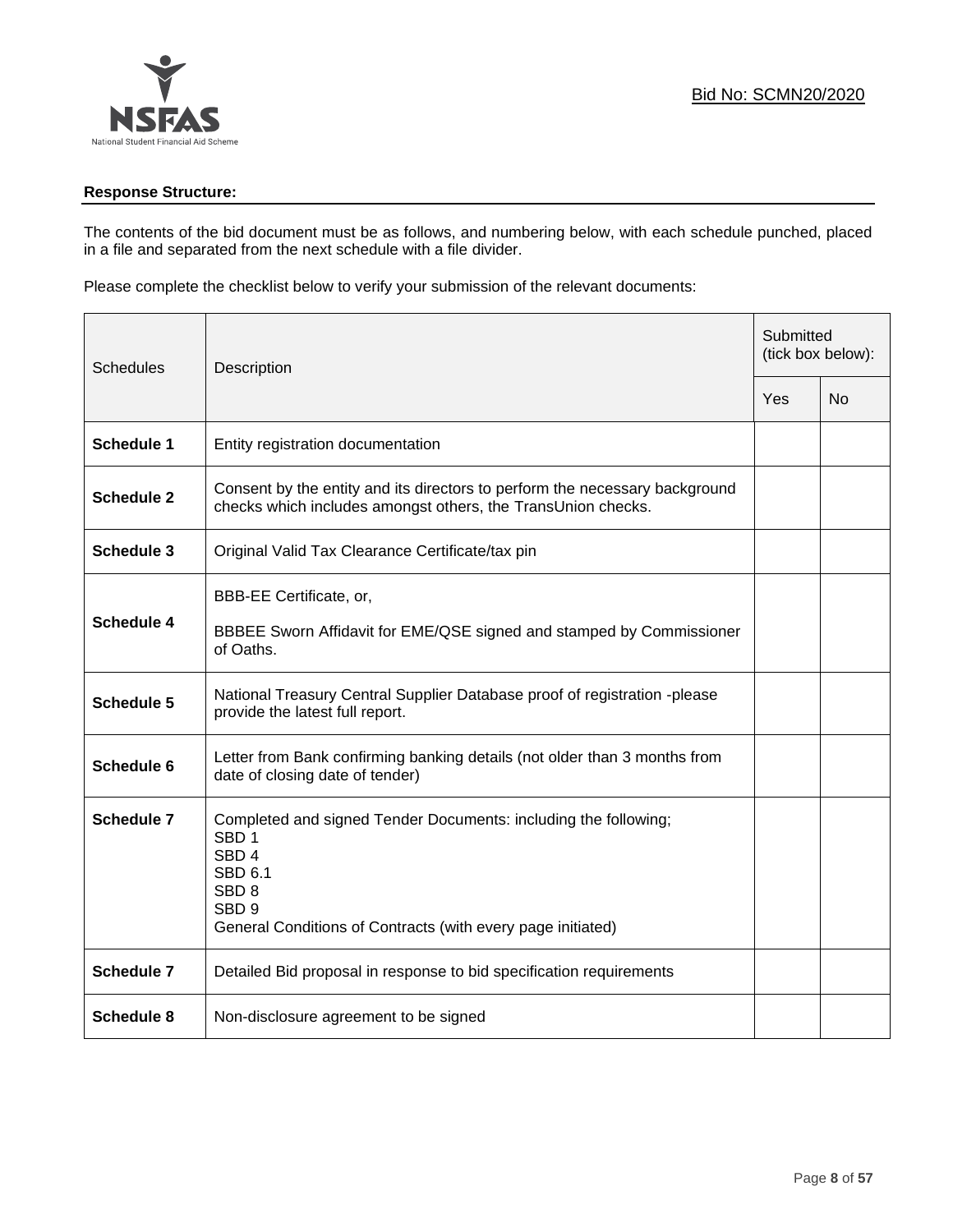Bid No: SCMN20/2020

**Response Structure:**

The contents of the bid document must be as follows, and numbering below, with each schedule punched, placed in a file and separated from the next schedule with a file divider.

Please complete the checklist below to verify your submission of the relevant documents:

| Schedules | Description | Submitted (tick box below): | |
|---|---|---|---|
| | | Yes | No |
| **Schedule 1** | Entity registration documentation | | |
| **Schedule 2** | Consent by the entity and its directors to perform the necessary background checks which includes amongst others, the TransUnion checks. | | |
| **Schedule 3** | Original Valid Tax Clearance Certificate/tax pin | | |
| **Schedule 4** | BBB-EE Certificate, or,<br><br>BBBEE Sworn Affidavit for EME/QSE signed and stamped by Commissioner of Oaths. | | |
| **Schedule 5** | National Treasury Central Supplier Database proof of registration -please provide the latest full report. | | |
| **Schedule 6** | Letter from Bank confirming banking details (not older than 3 months from date of closing date of tender) | | |
| **Schedule 7** | Completed and signed Tender Documents: including the following;<br>SBD 1<br>SBD 4<br>SBD 6.1<br>SBD 8<br>SBD 9<br>General Conditions of Contracts (with every page initiated) | | |
| **Schedule 7** | Detailed Bid proposal in response to bid specification requirements | | |
| **Schedule 8** | Non-disclosure agreement to be signed | | |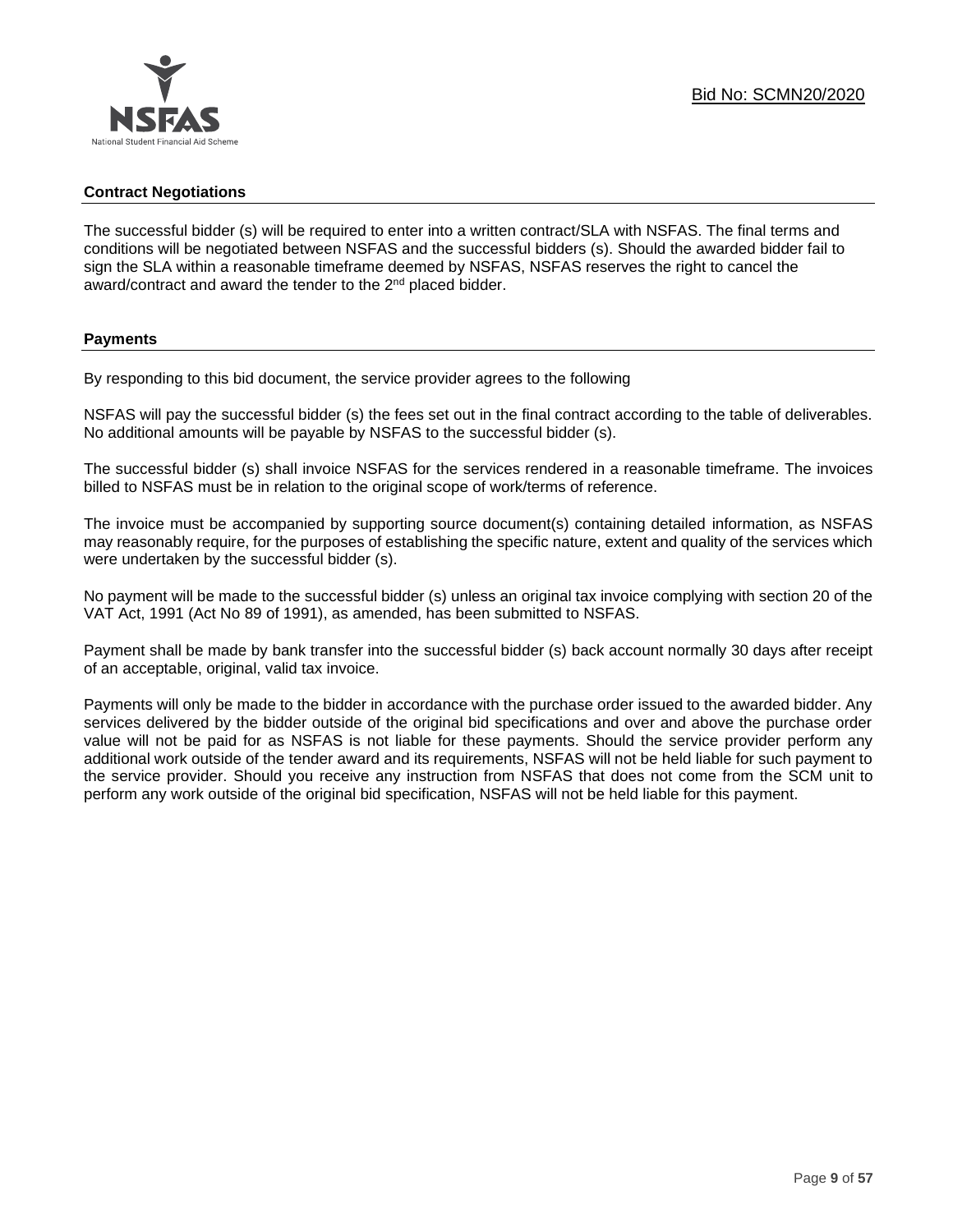## Contract Negotiations

The successful bidder (s) will be required to enter into a written contract/SLA with NSFAS. The final terms and conditions will be negotiated between NSFAS and the successful bidders (s). Should the awarded bidder fail to sign the SLA within a reasonable timeframe deemed by NSFAS, NSFAS reserves the right to cancel the award/contract and award the tender to the 2nd placed bidder.

## Payments

By responding to this bid document, the service provider agrees to the following

NSFAS will pay the successful bidder (s) the fees set out in the final contract according to the table of deliverables. No additional amounts will be payable by NSFAS to the successful bidder (s).

The successful bidder (s) shall invoice NSFAS for the services rendered in a reasonable timeframe. The invoices billed to NSFAS must be in relation to the original scope of work/terms of reference.

The invoice must be accompanied by supporting source document(s) containing detailed information, as NSFAS may reasonably require, for the purposes of establishing the specific nature, extent and quality of the services which were undertaken by the successful bidder (s).

No payment will be made to the successful bidder (s) unless an original tax invoice complying with section 20 of the VAT Act, 1991 (Act No 89 of 1991), as amended, has been submitted to NSFAS.

Payment shall be made by bank transfer into the successful bidder (s) back account normally 30 days after receipt of an acceptable, original, valid tax invoice.

Payments will only be made to the bidder in accordance with the purchase order issued to the awarded bidder. Any services delivered by the bidder outside of the original bid specifications and over and above the purchase order value will not be paid for as NSFAS is not liable for these payments. Should the service provider perform any additional work outside of the tender award and its requirements, NSFAS will not be held liable for such payment to the service provider. Should you receive any instruction from NSFAS that does not come from the SCM unit to perform any work outside of the original bid specification, NSFAS will not be held liable for this payment.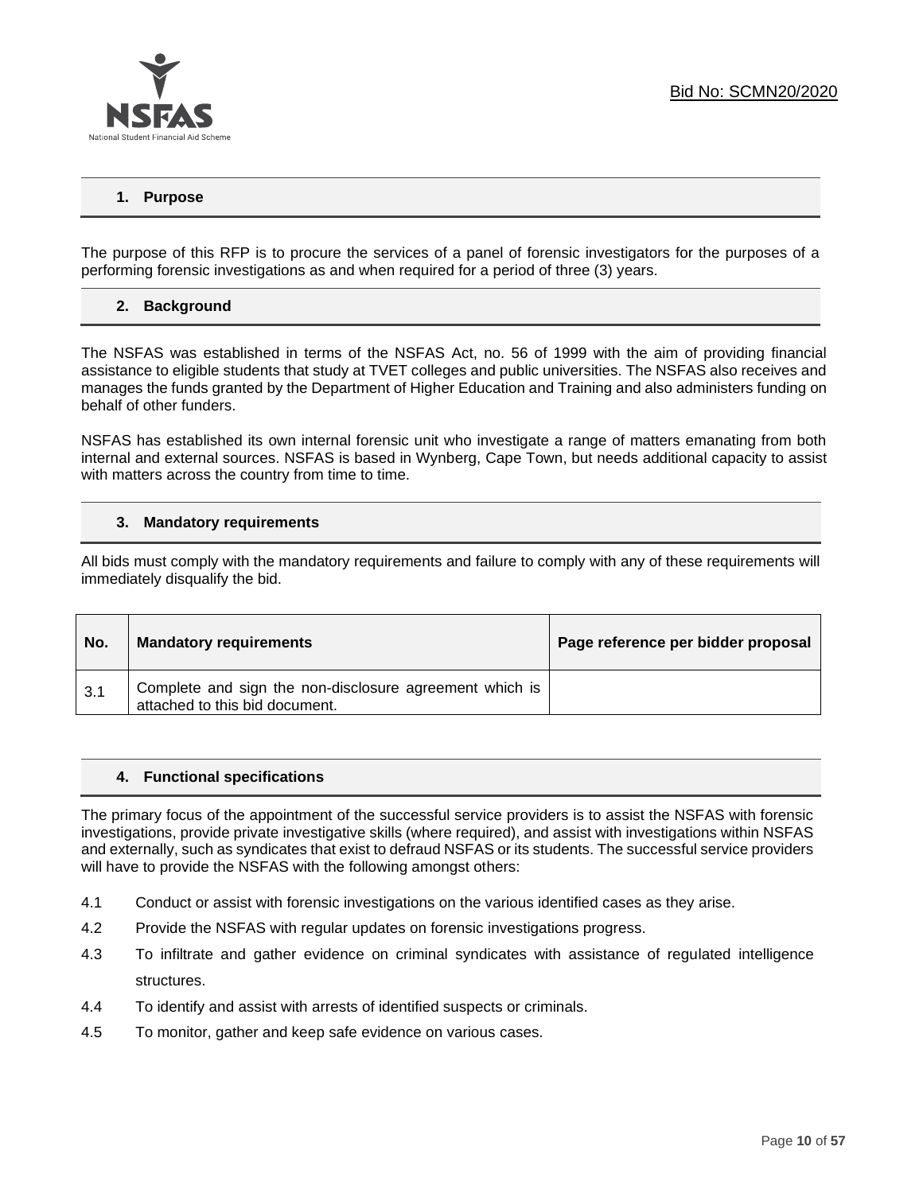## 1. Purpose

The purpose of this RFP is to procure the services of a panel of forensic investigators for the purposes of a performing forensic investigations as and when required for a period of three (3) years.

## 2. Background

The NSFAS was established in terms of the NSFAS Act, no. 56 of 1999 with the aim of providing financial assistance to eligible students that study at TVET colleges and public universities. The NSFAS also receives and manages the funds granted by the Department of Higher Education and Training and also administers funding on behalf of other funders.

NSFAS has established its own internal forensic unit who investigate a range of matters emanating from both internal and external sources. NSFAS is based in Wynberg, Cape Town, but needs additional capacity to assist with matters across the country from time to time.

## 3. Mandatory requirements

All bids must comply with the mandatory requirements and failure to comply with any of these requirements will immediately disqualify the bid.

| No. | Mandatory requirements | Page reference per bidder proposal |
|---|---|---|
| 3.1 | Complete and sign the non-disclosure agreement which is attached to this bid document. | |

## 4. Functional specifications

The primary focus of the appointment of the successful service providers is to assist the NSFAS with forensic investigations, provide private investigative skills (where required), and assist with investigations within NSFAS and externally, such as syndicates that exist to defraud NSFAS or its students. The successful service providers will have to provide the NSFAS with the following amongst others:

4.1 Conduct or assist with forensic investigations on the various identified cases as they arise.

4.2 Provide the NSFAS with regular updates on forensic investigations progress.

4.3 To infiltrate and gather evidence on criminal syndicates with assistance of regulated intelligence structures.

4.4 To identify and assist with arrests of identified suspects or criminals.

4.5 To monitor, gather and keep safe evidence on various cases.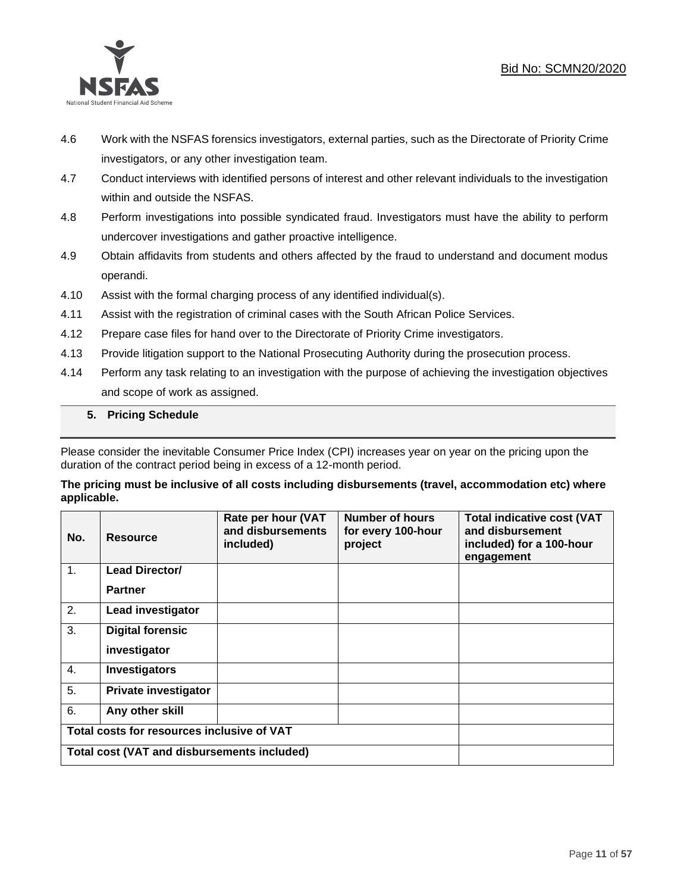4.6 Work with the NSFAS forensics investigators, external parties, such as the Directorate of Priority Crime investigators, or any other investigation team.

4.7 Conduct interviews with identified persons of interest and other relevant individuals to the investigation within and outside the NSFAS.

4.8 Perform investigations into possible syndicated fraud. Investigators must have the ability to perform undercover investigations and gather proactive intelligence.

4.9 Obtain affidavits from students and others affected by the fraud to understand and document modus operandi.

4.10 Assist with the formal charging process of any identified individual(s).

4.11 Assist with the registration of criminal cases with the South African Police Services.

4.12 Prepare case files for hand over to the Directorate of Priority Crime investigators.

4.13 Provide litigation support to the National Prosecuting Authority during the prosecution process.

4.14 Perform any task relating to an investigation with the purpose of achieving the investigation objectives and scope of work as assigned.

## 5. Pricing Schedule

Please consider the inevitable Consumer Price Index (CPI) increases year on year on the pricing upon the duration of the contract period being in excess of a 12-month period.

**The pricing must be inclusive of all costs including disbursements (travel, accommodation etc) where applicable.**

| No. | Resource | Rate per hour (VAT and disbursements included) | Number of hours for every 100-hour project | Total indicative cost (VAT and disbursement included) for a 100-hour engagement |
|---|---|---|---|---|
| 1. | **Lead Director/ Partner** | | | |
| 2. | **Lead investigator** | | | |
| 3. | **Digital forensic investigator** | | | |
| 4. | **Investigators** | | | |
| 5. | **Private investigator** | | | |
| 6. | **Any other skill** | | | |
| **Total costs for resources inclusive of VAT** | | | | |
| **Total cost (VAT and disbursements included)** | | | | |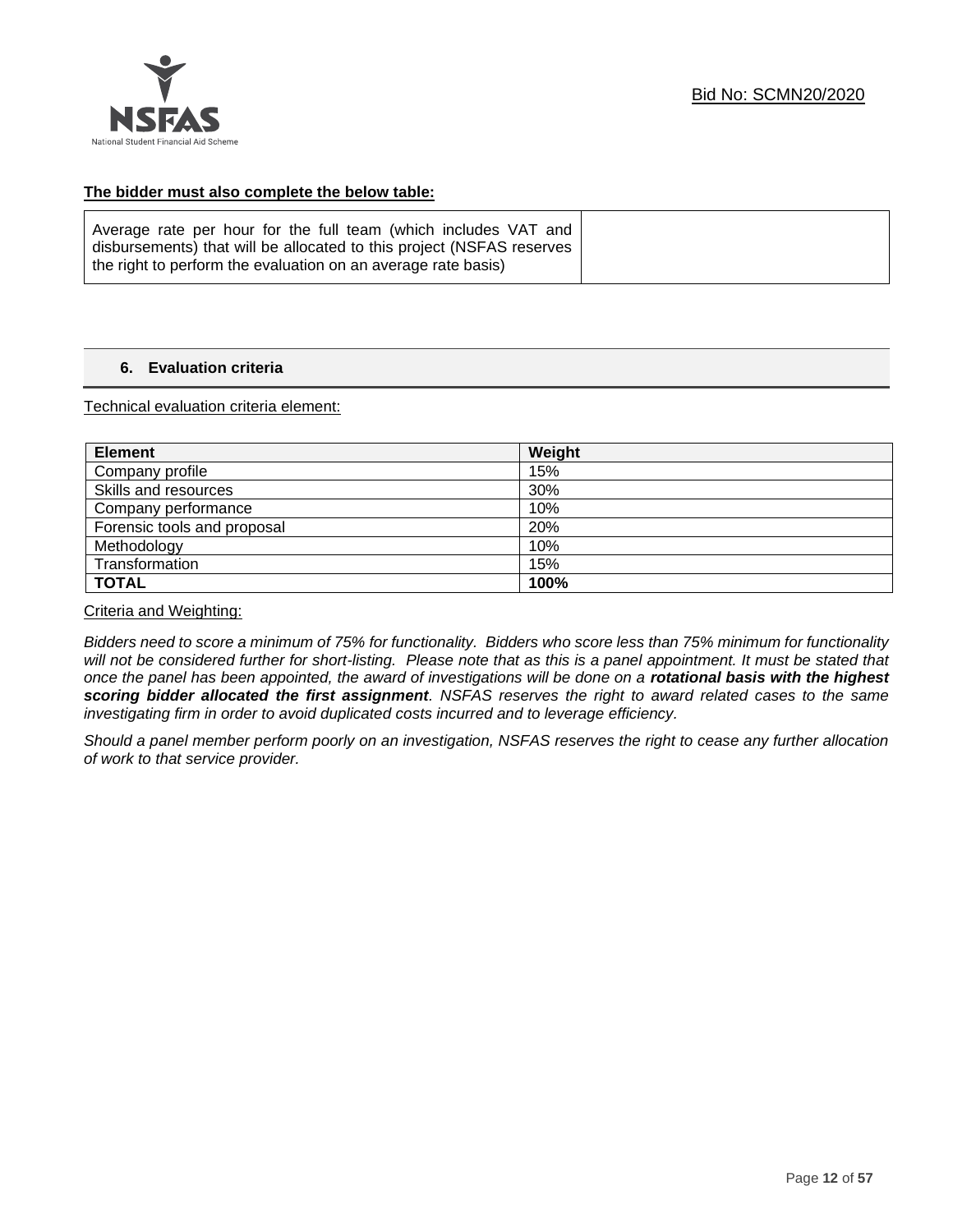**The bidder must also complete the below table:**

| Average rate per hour for the full team (which includes VAT and disbursements) that will be allocated to this project (NSFAS reserves the right to perform the evaluation on an average rate basis) | |
|---|---|

## 6. Evaluation criteria

Technical evaluation criteria element:

| Element | Weight |
|---|---|
| Company profile | 15% |
| Skills and resources | 30% |
| Company performance | 10% |
| Forensic tools and proposal | 20% |
| Methodology | 10% |
| Transformation | 15% |
| **TOTAL** | **100%** |

Criteria and Weighting:

*Bidders need to score a minimum of 75% for functionality. Bidders who score less than 75% minimum for functionality will not be considered further for short-listing. Please note that as this is a panel appointment. It must be stated that once the panel has been appointed, the award of investigations will be done on a* ***rotational basis with the highest scoring bidder allocated the first assignment****. NSFAS reserves the right to award related cases to the same investigating firm in order to avoid duplicated costs incurred and to leverage efficiency.*

*Should a panel member perform poorly on an investigation, NSFAS reserves the right to cease any further allocation of work to that service provider.*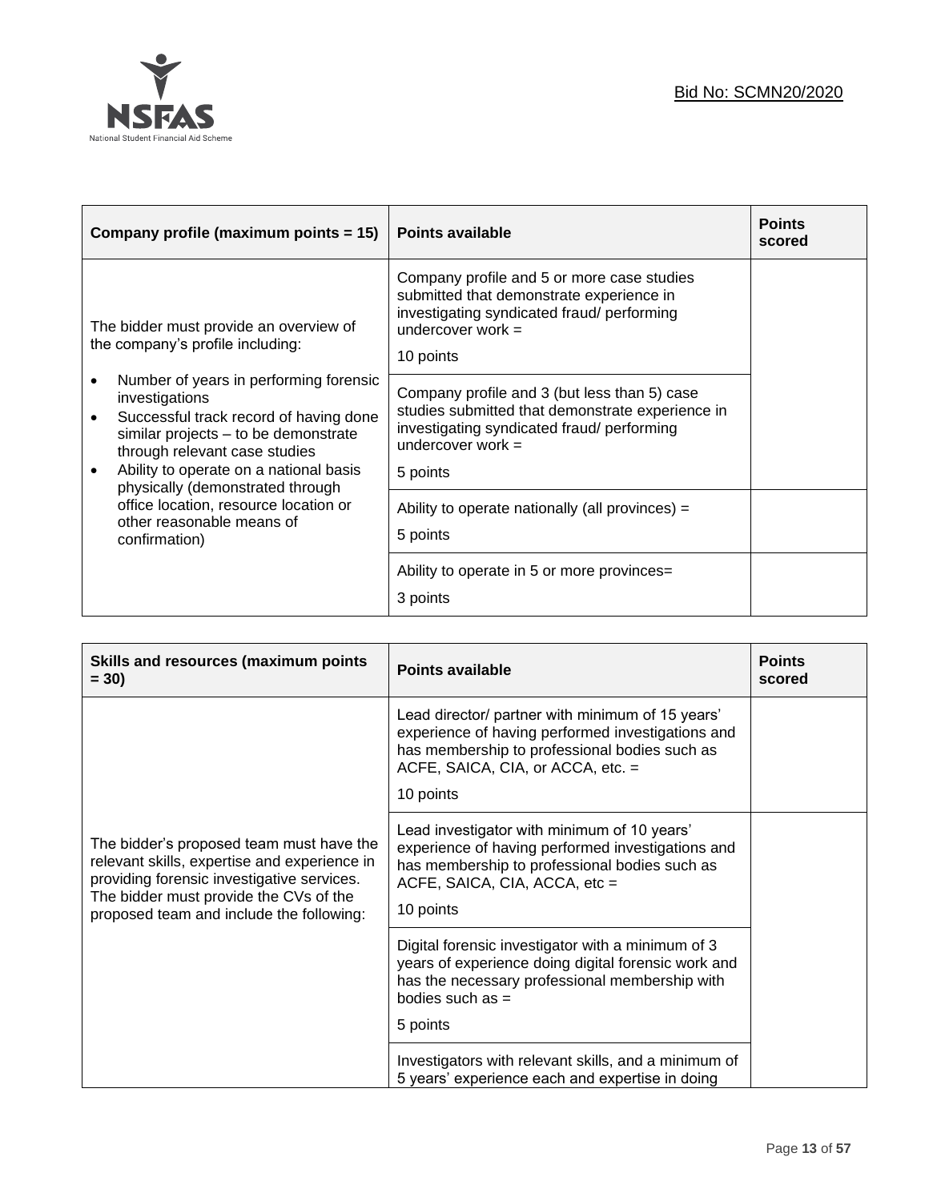| Company profile (maximum points = 15) | Points available | Points scored |
|---|---|---|
| The bidder must provide an overview of the company's profile including:<br>• Number of years in performing forensic investigations<br>• Successful track record of having done similar projects – to be demonstrate through relevant case studies<br>• Ability to operate on a national basis physically (demonstrated through office location, resource location or other reasonable means of confirmation) | Company profile and 5 or more case studies submitted that demonstrate experience in investigating syndicated fraud/ performing undercover work =<br>10 points | |
| | Company profile and 3 (but less than 5) case studies submitted that demonstrate experience in investigating syndicated fraud/ performing undercover work =<br>5 points | |
| | Ability to operate nationally (all provinces) =<br>5 points | |
| | Ability to operate in 5 or more provinces=<br>3 points | |

| Skills and resources (maximum points = 30) | Points available | Points scored |
|---|---|---|
| The bidder's proposed team must have the relevant skills, expertise and experience in providing forensic investigative services. The bidder must provide the CVs of the proposed team and include the following: | Lead director/ partner with minimum of 15 years' experience of having performed investigations and has membership to professional bodies such as ACFE, SAICA, CIA, or ACCA, etc. =<br>10 points | |
| | Lead investigator with minimum of 10 years' experience of having performed investigations and has membership to professional bodies such as ACFE, SAICA, CIA, ACCA, etc =<br>10 points | |
| | Digital forensic investigator with a minimum of 3 years of experience doing digital forensic work and has the necessary professional membership with bodies such as =<br>5 points | |
| | Investigators with relevant skills, and a minimum of 5 years' experience each and expertise in doing | |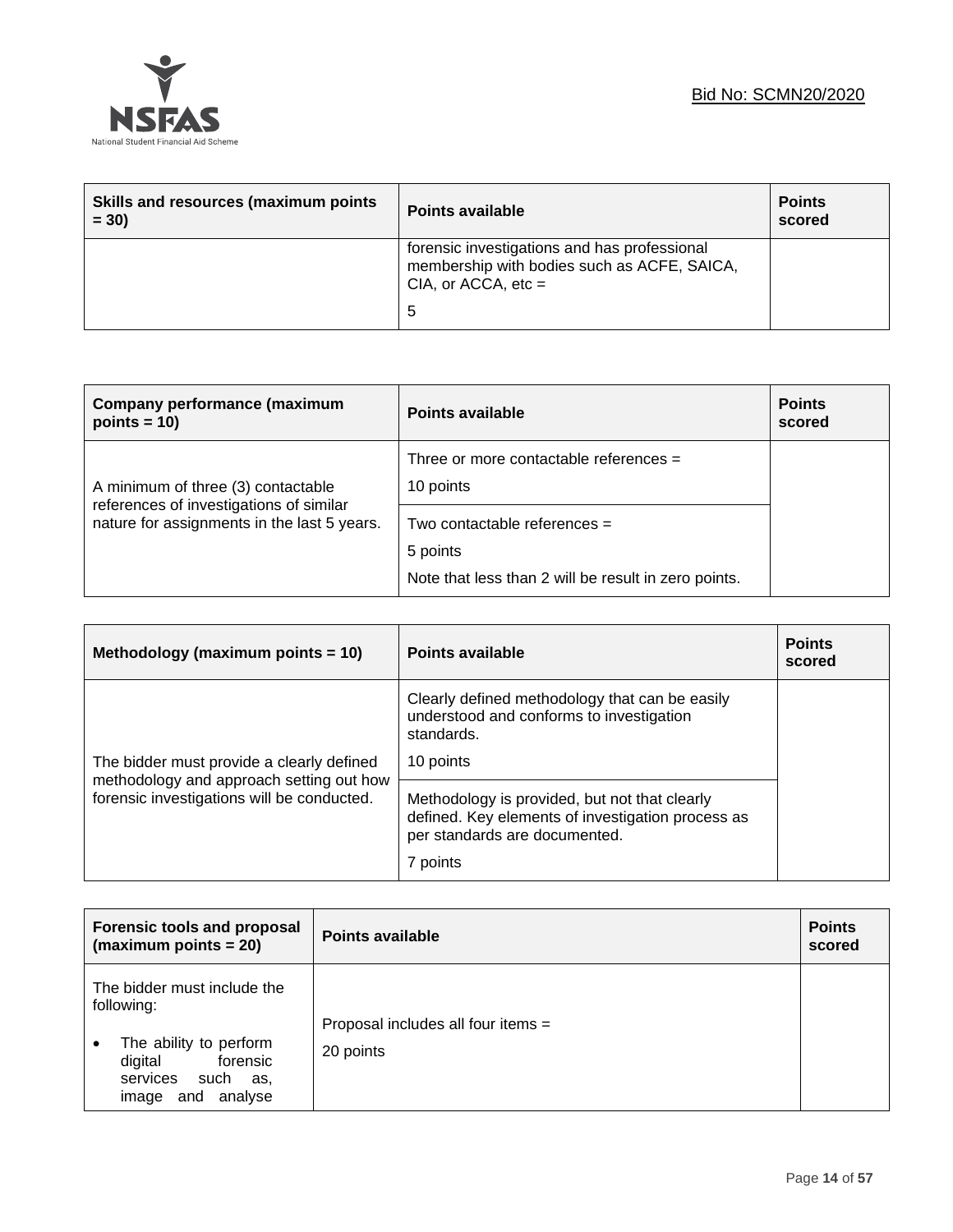| Skills and resources (maximum points = 30) | Points available | Points scored |
| --- | --- | --- |
| | forensic investigations and has professional membership with bodies such as ACFE, SAICA, CIA, or ACCA, etc = 5 | |

| Company performance (maximum points = 10) | Points available | Points scored |
| --- | --- | --- |
| A minimum of three (3) contactable references of investigations of similar nature for assignments in the last 5 years. | Three or more contactable references = 10 points | |
| | Two contactable references = 5 points Note that less than 2 will be result in zero points. | |

| Methodology (maximum points = 10) | Points available | Points scored |
| --- | --- | --- |
| The bidder must provide a clearly defined methodology and approach setting out how forensic investigations will be conducted. | Clearly defined methodology that can be easily understood and conforms to investigation standards. 10 points | |
| | Methodology is provided, but not that clearly defined. Key elements of investigation process as per standards are documented. 7 points | |

| Forensic tools and proposal (maximum points = 20) | Points available | Points scored |
| --- | --- | --- |
| The bidder must include the following: • The ability to perform digital forensic services such as, image and analyse | Proposal includes all four items = 20 points | |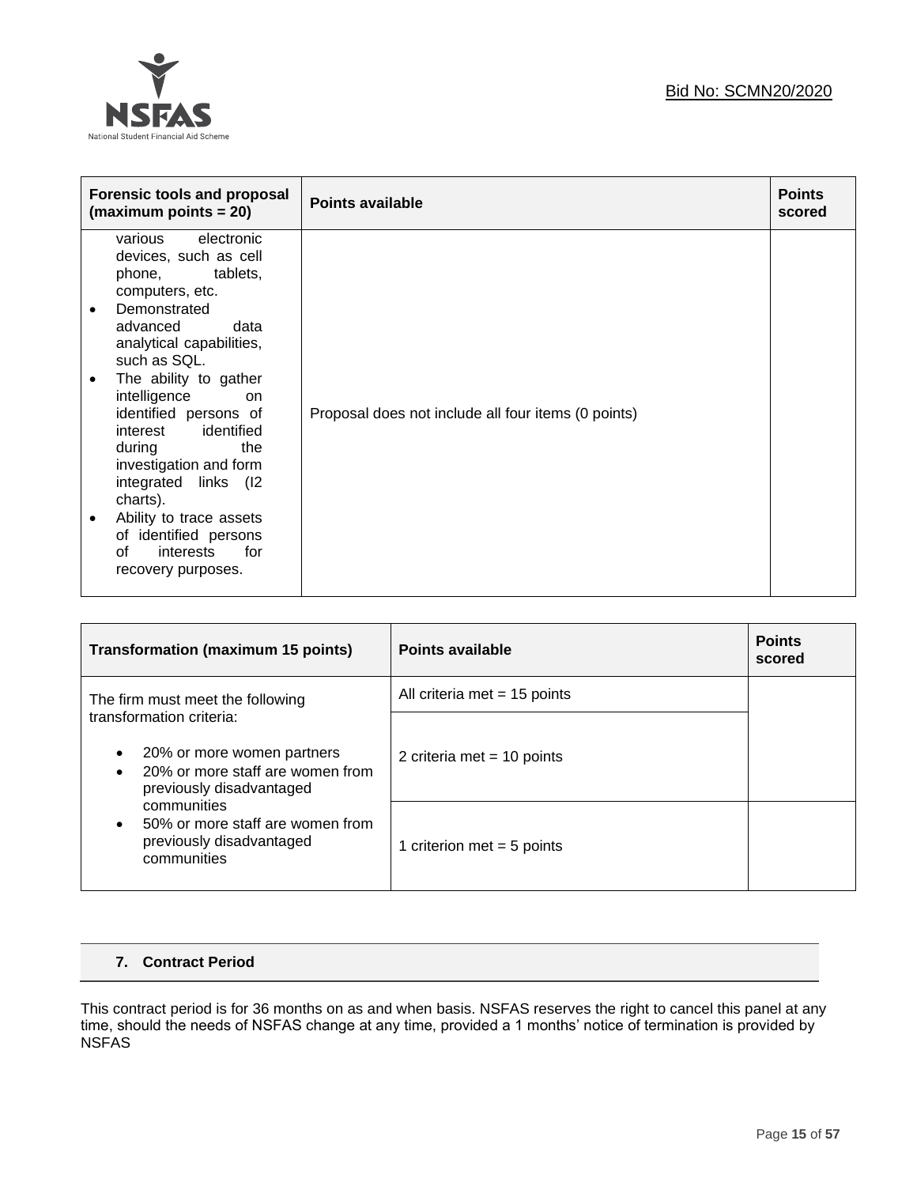| Forensic tools and proposal (maximum points = 20) | Points available | Points scored |
|---|---|---|
| various electronic devices, such as cell phone, tablets, computers, etc.<br>• Demonstrated advanced data analytical capabilities, such as SQL.<br>• The ability to gather intelligence on identified persons of interest identified during the investigation and form integrated links (I2 charts).<br>• Ability to trace assets of identified persons of interests for recovery purposes. | Proposal does not include all four items (0 points) | |

| Transformation (maximum 15 points) | Points available | Points scored |
|---|---|---|
| The firm must meet the following transformation criteria:<br>• 20% or more women partners<br>• 20% or more staff are women from previously disadvantaged communities<br>• 50% or more staff are women from previously disadvantaged communities | All criteria met = 15 points | |
| | 2 criteria met = 10 points | |
| | 1 criterion met = 5 points | |

## 7. Contract Period

This contract period is for 36 months on as and when basis. NSFAS reserves the right to cancel this panel at any time, should the needs of NSFAS change at any time, provided a 1 months' notice of termination is provided by NSFAS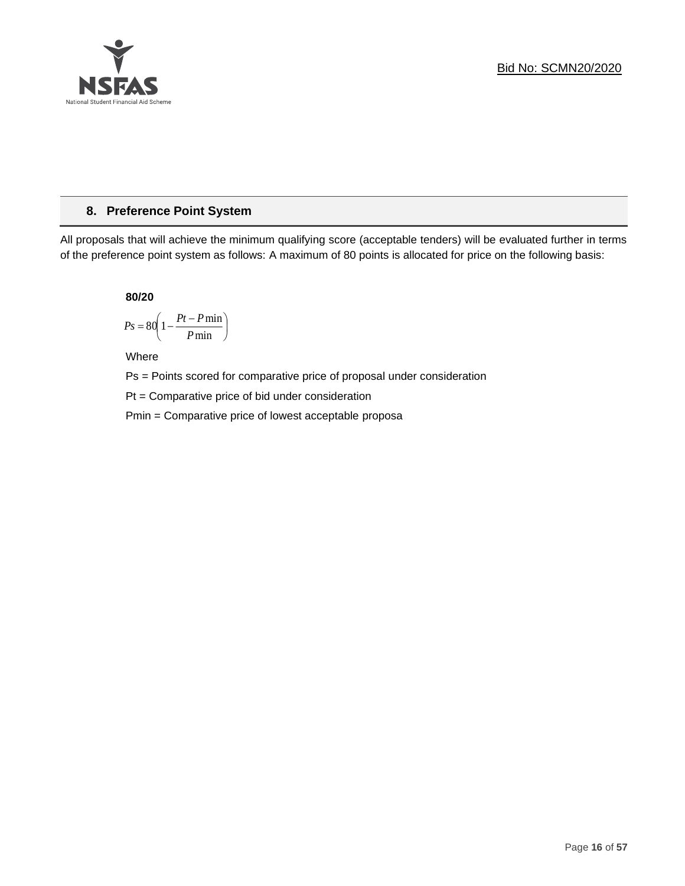## 8. Preference Point System

All proposals that will achieve the minimum qualifying score (acceptable tenders) will be evaluated further in terms of the preference point system as follows: A maximum of 80 points is allocated for price on the following basis:

**80/20**

$$Ps = 80\left(1 - \frac{Pt - P\min}{P\min}\right)$$

Where

Ps = Points scored for comparative price of proposal under consideration

Pt = Comparative price of bid under consideration

Pmin = Comparative price of lowest acceptable proposa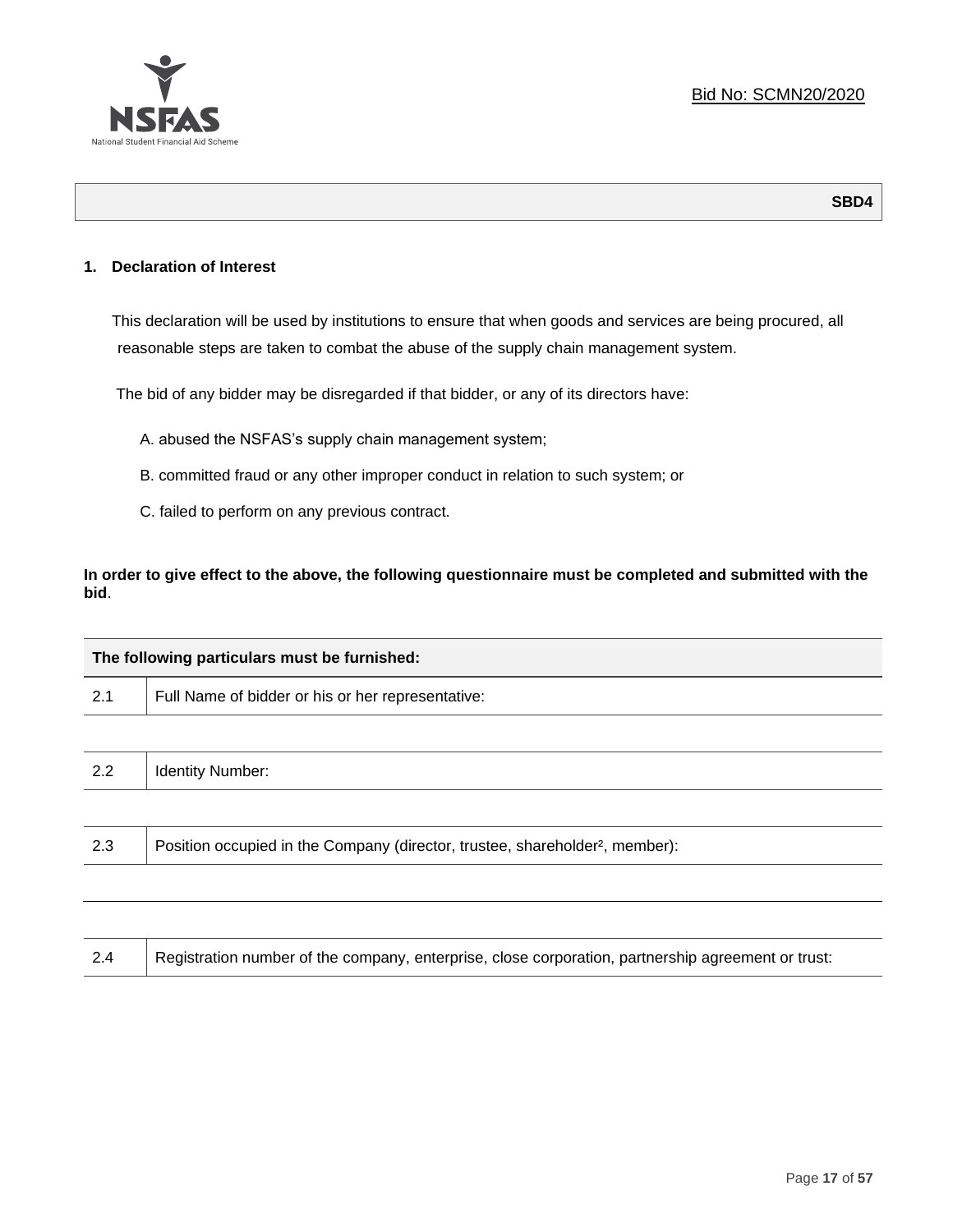Bid No: SCMN20/2020

**SBD4**

## 1. Declaration of Interest

This declaration will be used by institutions to ensure that when goods and services are being procured, all reasonable steps are taken to combat the abuse of the supply chain management system.

The bid of any bidder may be disregarded if that bidder, or any of its directors have:

A. abused the NSFAS's supply chain management system;

B. committed fraud or any other improper conduct in relation to such system; or

C. failed to perform on any previous contract.

**In order to give effect to the above, the following questionnaire must be completed and submitted with the bid**.

| **The following particulars must be furnished:** | |
|---|---|
| 2.1 | Full Name of bidder or his or her representative: |
| | |
| 2.2 | Identity Number: |
| | |
| 2.3 | Position occupied in the Company (director, trustee, shareholder², member): |
| | |
| | |
| 2.4 | Registration number of the company, enterprise, close corporation, partnership agreement or trust: |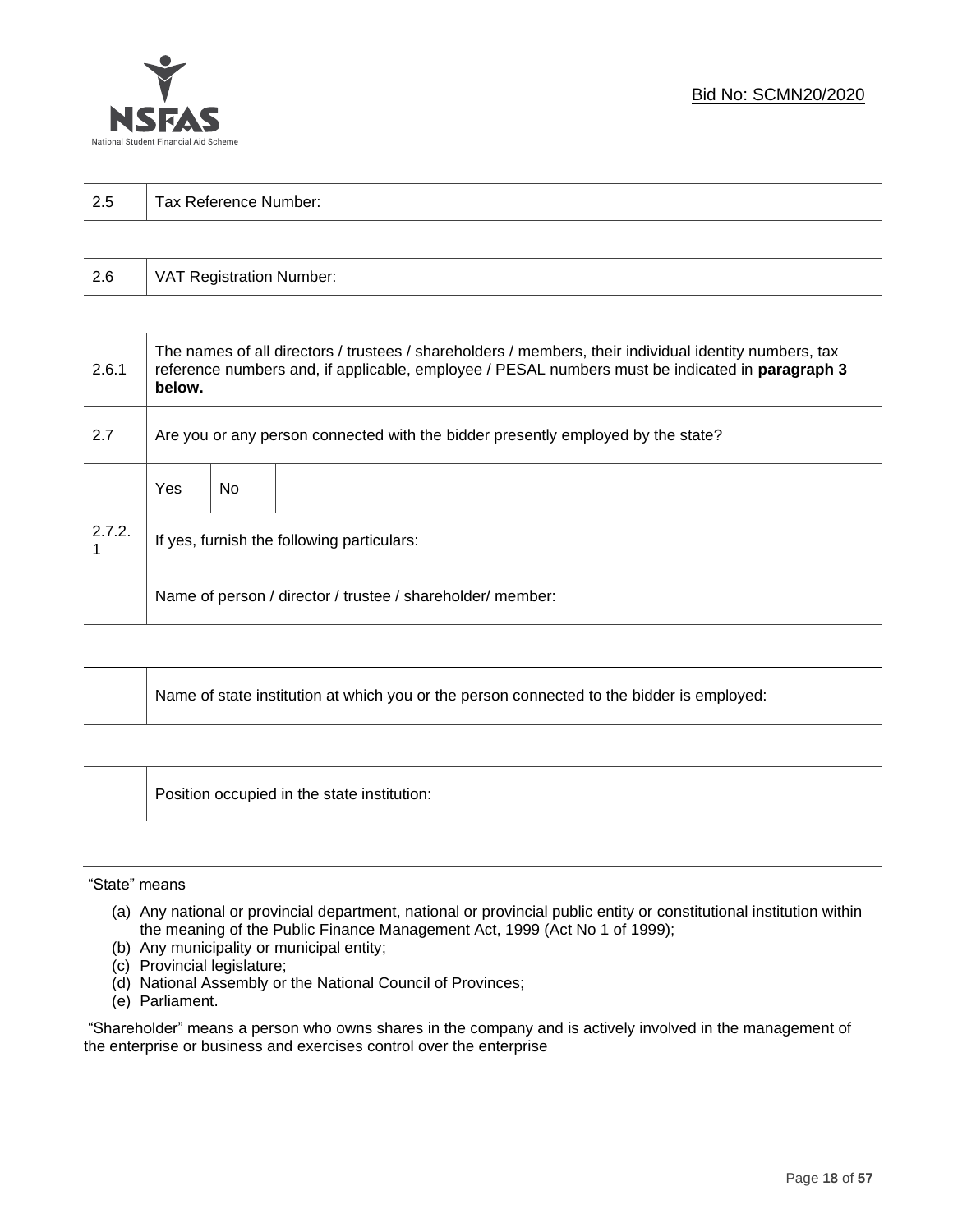Bid No: SCMN20/2020

| 2.5 | Tax Reference Number: |
|---|---|

| 2.6 | VAT Registration Number: |
|---|---|

| 2.6.1 | The names of all directors / trustees / shareholders / members, their individual identity numbers, tax reference numbers and, if applicable, employee / PESAL numbers must be indicated in **paragraph 3 below.** | | |
|---|---|---|---|
| 2.7 | Are you or any person connected with the bidder presently employed by the state? | | |
| | Yes | No | |
| 2.7.2.1 | If yes, furnish the following particulars: | | |
| | Name of person / director / trustee / shareholder/ member: | | |

| | Name of state institution at which you or the person connected to the bidder is employed: |
|---|---|

| | Position occupied in the state institution: |
|---|---|

"State" means

(a) Any national or provincial department, national or provincial public entity or constitutional institution within the meaning of the Public Finance Management Act, 1999 (Act No 1 of 1999);
(b) Any municipality or municipal entity;
(c) Provincial legislature;
(d) National Assembly or the National Council of Provinces;
(e) Parliament.

"Shareholder" means a person who owns shares in the company and is actively involved in the management of the enterprise or business and exercises control over the enterprise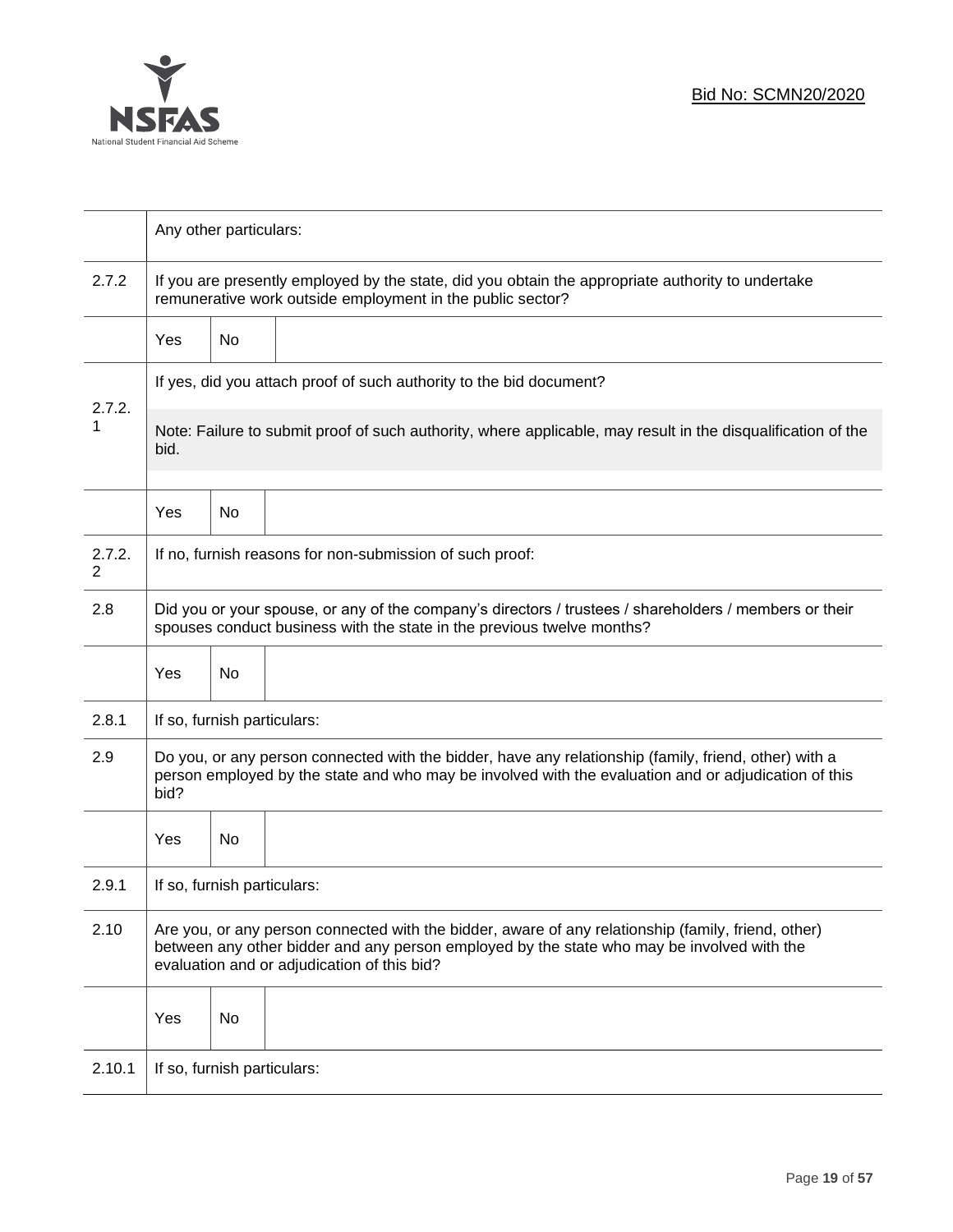| | | | |
|---|---|---|---|
| | Any other particulars: | | |
| 2.7.2 | If you are presently employed by the state, did you obtain the appropriate authority to undertake remunerative work outside employment in the public sector? | | |
| | Yes | No | |
| 2.7.2.1 | If yes, did you attach proof of such authority to the bid document? Note: Failure to submit proof of such authority, where applicable, may result in the disqualification of the bid. | | |
| | Yes | No | |
| 2.7.2.2 | If no, furnish reasons for non-submission of such proof: | | |
| 2.8 | Did you or your spouse, or any of the company's directors / trustees / shareholders / members or their spouses conduct business with the state in the previous twelve months? | | |
| | Yes | No | |
| 2.8.1 | If so, furnish particulars: | | |
| 2.9 | Do you, or any person connected with the bidder, have any relationship (family, friend, other) with a person employed by the state and who may be involved with the evaluation and or adjudication of this bid? | | |
| | Yes | No | |
| 2.9.1 | If so, furnish particulars: | | |
| 2.10 | Are you, or any person connected with the bidder, aware of any relationship (family, friend, other) between any other bidder and any person employed by the state who may be involved with the evaluation and or adjudication of this bid? | | |
| | Yes | No | |
| 2.10.1 | If so, furnish particulars: | | |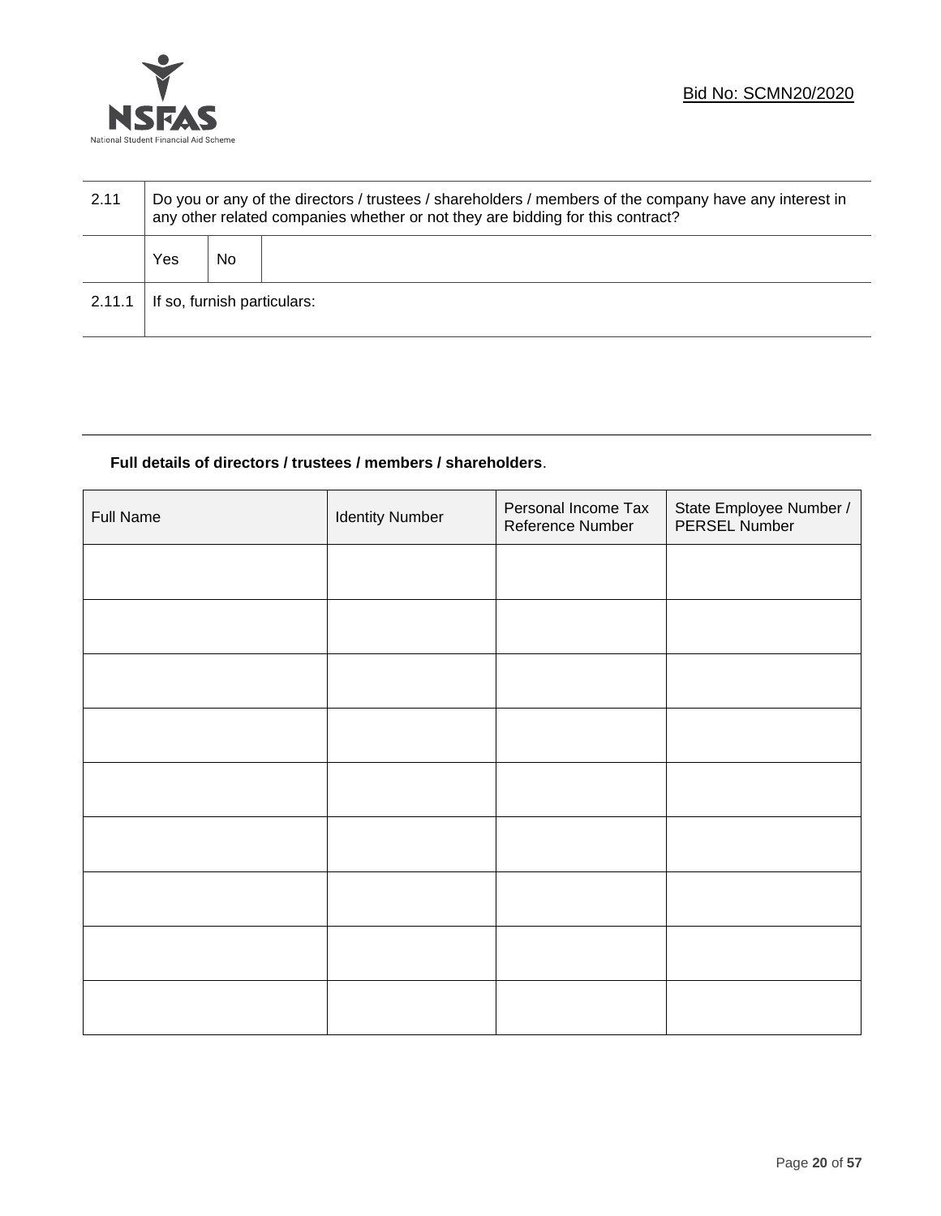| 2.11 | Do you or any of the directors / trustees / shareholders / members of the company have any interest in any other related companies whether or not they are bidding for this contract? | | |
|---|---|---|---|
| | Yes | No | |
| 2.11.1 | If so, furnish particulars: | | |

**Full details of directors / trustees / members / shareholders**.

| Full Name | Identity Number | Personal Income Tax Reference Number | State Employee Number / PERSEL Number |
|---|---|---|---|
| | | | |
| | | | |
| | | | |
| | | | |
| | | | |
| | | | |
| | | | |
| | | | |
| | | | |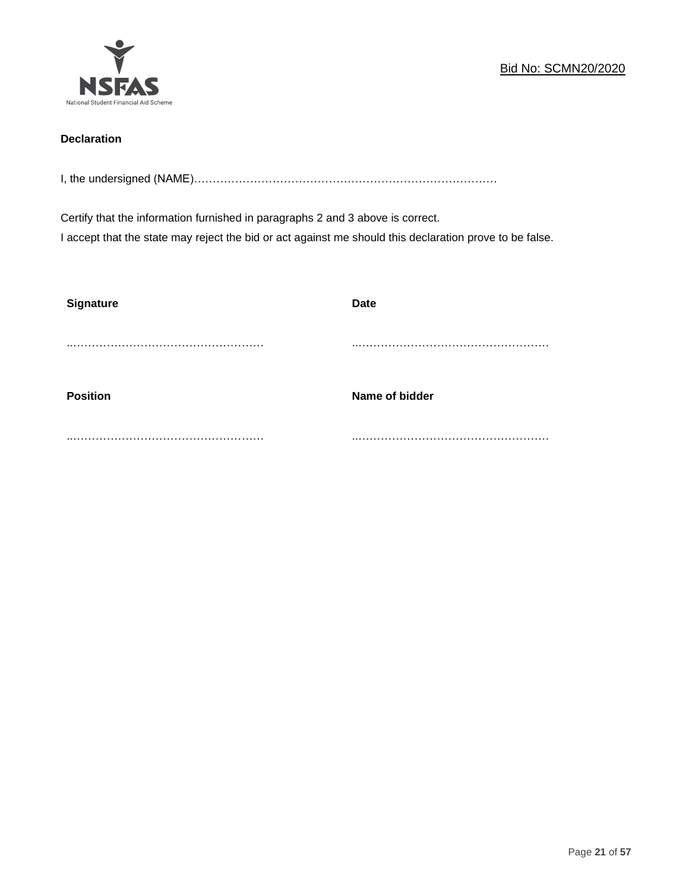**Declaration**

I, the undersigned (NAME)……………………………………………………………………

Certify that the information furnished in paragraphs 2 and 3 above is correct.
I accept that the state may reject the bid or act against me should this declaration prove to be false.

| **Signature** | **Date** |
|---|---|
| ………………………………………… | ………………………………………… |
| **Position** | **Name of bidder** |
| ………………………………………… | ………………………………………… |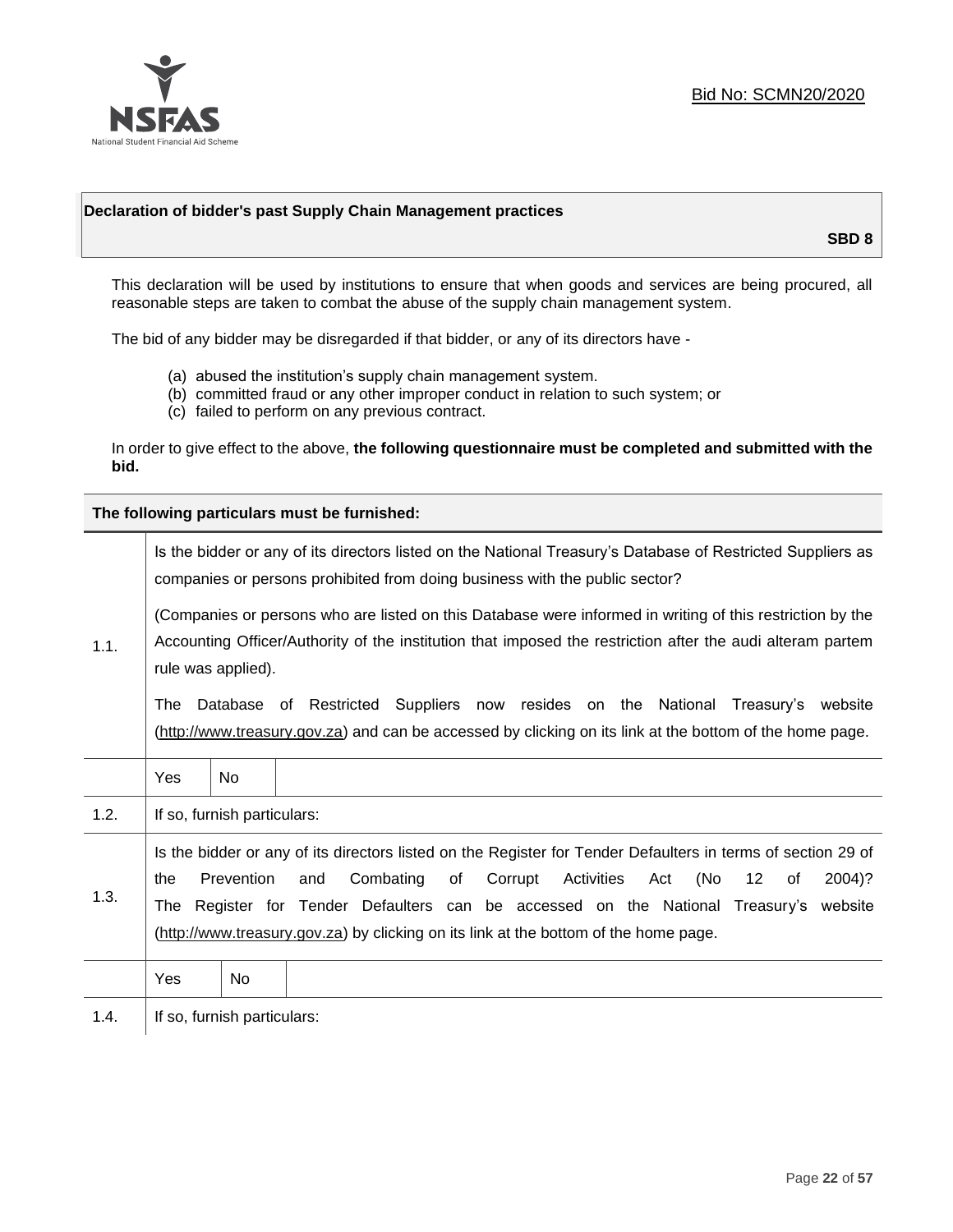Bid No: SCMN20/2020

**Declaration of bidder's past Supply Chain Management practices**

**SBD 8**

This declaration will be used by institutions to ensure that when goods and services are being procured, all reasonable steps are taken to combat the abuse of the supply chain management system.

The bid of any bidder may be disregarded if that bidder, or any of its directors have -

(a) abused the institution's supply chain management system.
(b) committed fraud or any other improper conduct in relation to such system; or
(c) failed to perform on any previous contract.

In order to give effect to the above, **the following questionnaire must be completed and submitted with the bid.**

| **The following particulars must be furnished:** | | | |
|---|---|---|---|
| 1.1. | Is the bidder or any of its directors listed on the National Treasury's Database of Restricted Suppliers as companies or persons prohibited from doing business with the public sector?<br><br>(Companies or persons who are listed on this Database were informed in writing of this restriction by the Accounting Officer/Authority of the institution that imposed the restriction after the audi alteram partem rule was applied).<br><br>The Database of Restricted Suppliers now resides on the National Treasury's website (http://www.treasury.gov.za) and can be accessed by clicking on its link at the bottom of the home page. | | |
| | Yes | No | |
| 1.2. | If so, furnish particulars: | | |
| 1.3. | Is the bidder or any of its directors listed on the Register for Tender Defaulters in terms of section 29 of the Prevention and Combating of Corrupt Activities Act (No 12 of 2004)? The Register for Tender Defaulters can be accessed on the National Treasury's website (http://www.treasury.gov.za) by clicking on its link at the bottom of the home page. | | |
| | Yes | No | |
| 1.4. | If so, furnish particulars: | | |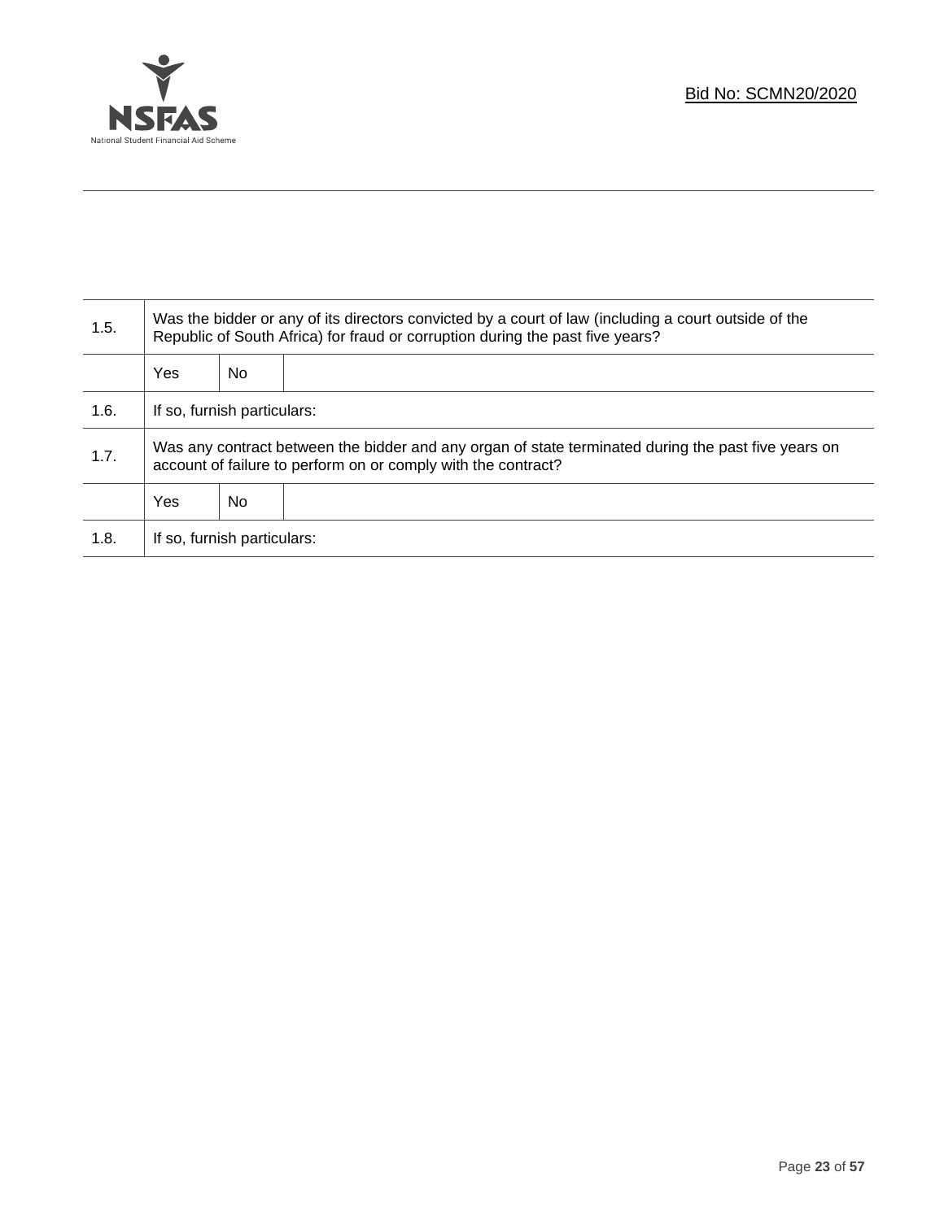| 1.5. | Was the bidder or any of its directors convicted by a court of law (including a court outside of the Republic of South Africa) for fraud or corruption during the past five years? | | |
|---|---|---|---|
| | Yes | No | |
| 1.6. | If so, furnish particulars: | | |
| 1.7. | Was any contract between the bidder and any organ of state terminated during the past five years on account of failure to perform on or comply with the contract? | | |
| | Yes | No | |
| 1.8. | If so, furnish particulars: | | |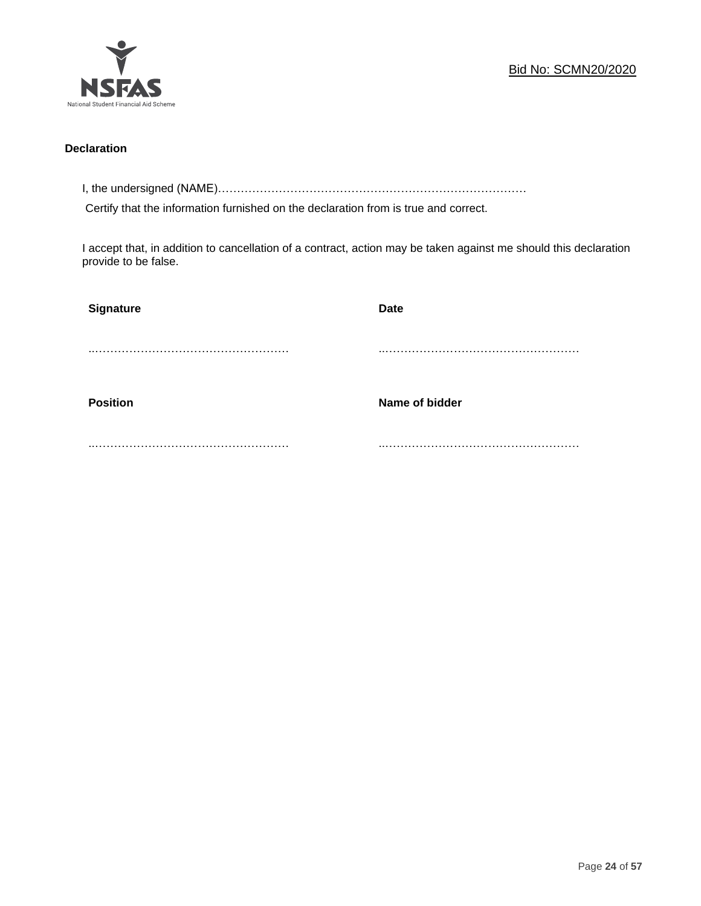**Declaration**

I, the undersigned (NAME)…………………………………………………………………………

Certify that the information furnished on the declaration from is true and correct.

I accept that, in addition to cancellation of a contract, action may be taken against me should this declaration provide to be false.

| **Signature** | **Date** |
|---|---|
| ……………………………………………… | ……………………………………………… |
| **Position** | **Name of bidder** |
| ……………………………………………… | ……………………………………………… |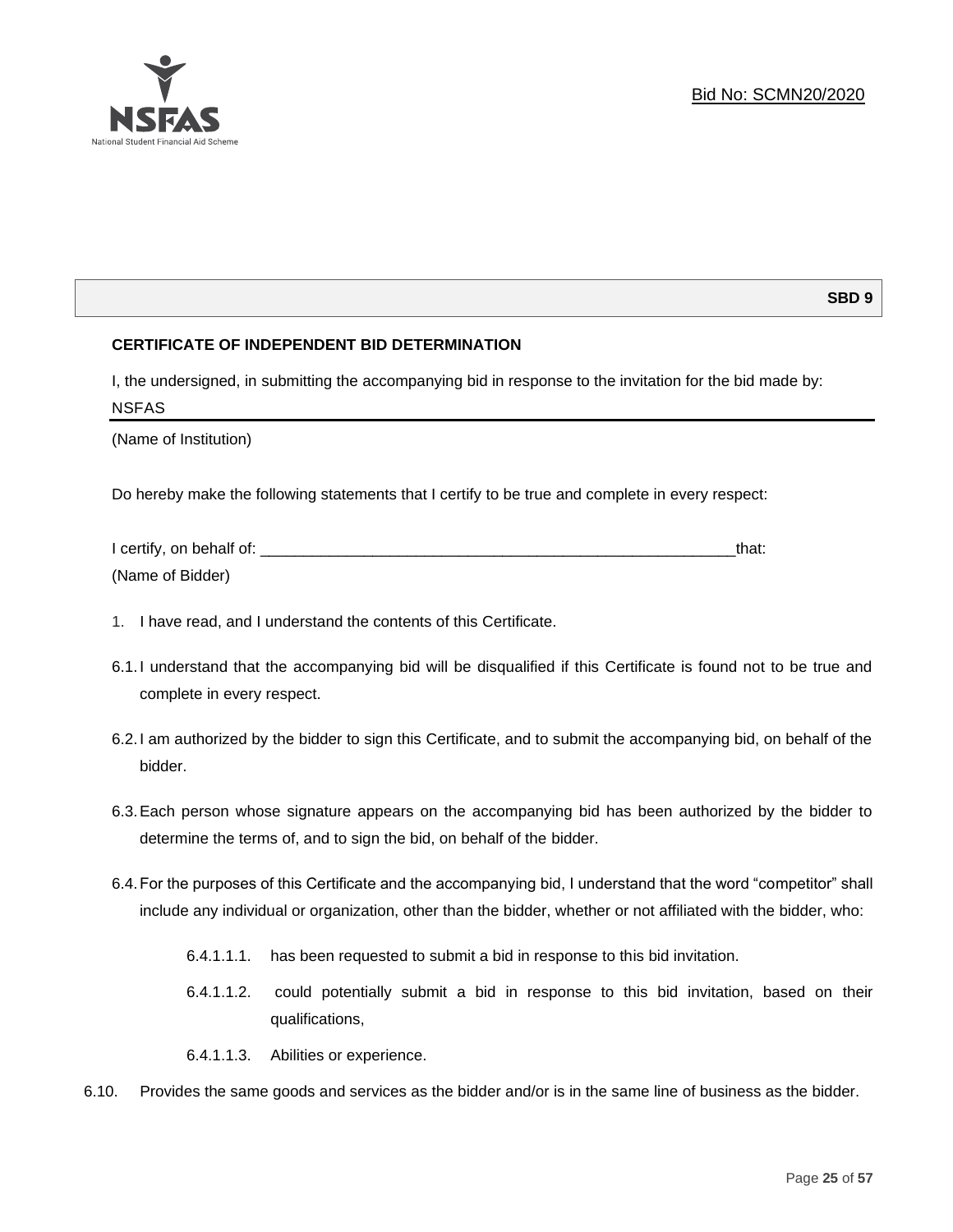Bid No: SCMN20/2020

**SBD 9**

## CERTIFICATE OF INDEPENDENT BID DETERMINATION

I, the undersigned, in submitting the accompanying bid in response to the invitation for the bid made by:

NSFAS

(Name of Institution)

Do hereby make the following statements that I certify to be true and complete in every respect:

I certify, on behalf of: ___________________________________________________________that:

(Name of Bidder)

1. I have read, and I understand the contents of this Certificate.

6.1. I understand that the accompanying bid will be disqualified if this Certificate is found not to be true and complete in every respect.

6.2. I am authorized by the bidder to sign this Certificate, and to submit the accompanying bid, on behalf of the bidder.

6.3. Each person whose signature appears on the accompanying bid has been authorized by the bidder to determine the terms of, and to sign the bid, on behalf of the bidder.

6.4. For the purposes of this Certificate and the accompanying bid, I understand that the word "competitor" shall include any individual or organization, other than the bidder, whether or not affiliated with the bidder, who:

6.4.1.1.1. has been requested to submit a bid in response to this bid invitation.

6.4.1.1.2. could potentially submit a bid in response to this bid invitation, based on their qualifications,

6.4.1.1.3. Abilities or experience.

6.10. Provides the same goods and services as the bidder and/or is in the same line of business as the bidder.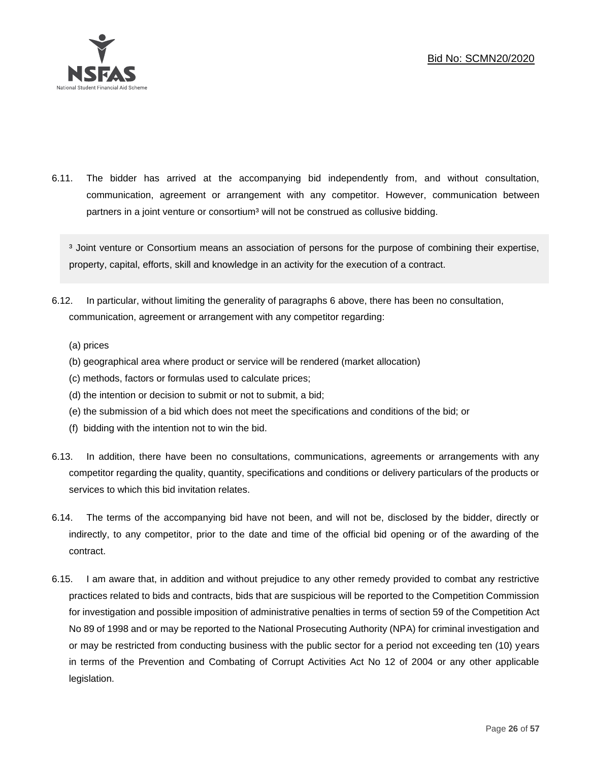6.11. The bidder has arrived at the accompanying bid independently from, and without consultation, communication, agreement or arrangement with any competitor. However, communication between partners in a joint venture or consortium[3] will not be construed as collusive bidding.

> [3] Joint venture or Consortium means an association of persons for the purpose of combining their expertise, property, capital, efforts, skill and knowledge in an activity for the execution of a contract.

6.12. In particular, without limiting the generality of paragraphs 6 above, there has been no consultation, communication, agreement or arrangement with any competitor regarding:

(a) prices
(b) geographical area where product or service will be rendered (market allocation)
(c) methods, factors or formulas used to calculate prices;
(d) the intention or decision to submit or not to submit, a bid;
(e) the submission of a bid which does not meet the specifications and conditions of the bid; or
(f) bidding with the intention not to win the bid.

6.13. In addition, there have been no consultations, communications, agreements or arrangements with any competitor regarding the quality, quantity, specifications and conditions or delivery particulars of the products or services to which this bid invitation relates.

6.14. The terms of the accompanying bid have not been, and will not be, disclosed by the bidder, directly or indirectly, to any competitor, prior to the date and time of the official bid opening or of the awarding of the contract.

6.15. I am aware that, in addition and without prejudice to any other remedy provided to combat any restrictive practices related to bids and contracts, bids that are suspicious will be reported to the Competition Commission for investigation and possible imposition of administrative penalties in terms of section 59 of the Competition Act No 89 of 1998 and or may be reported to the National Prosecuting Authority (NPA) for criminal investigation and or may be restricted from conducting business with the public sector for a period not exceeding ten (10) years in terms of the Prevention and Combating of Corrupt Activities Act No 12 of 2004 or any other applicable legislation.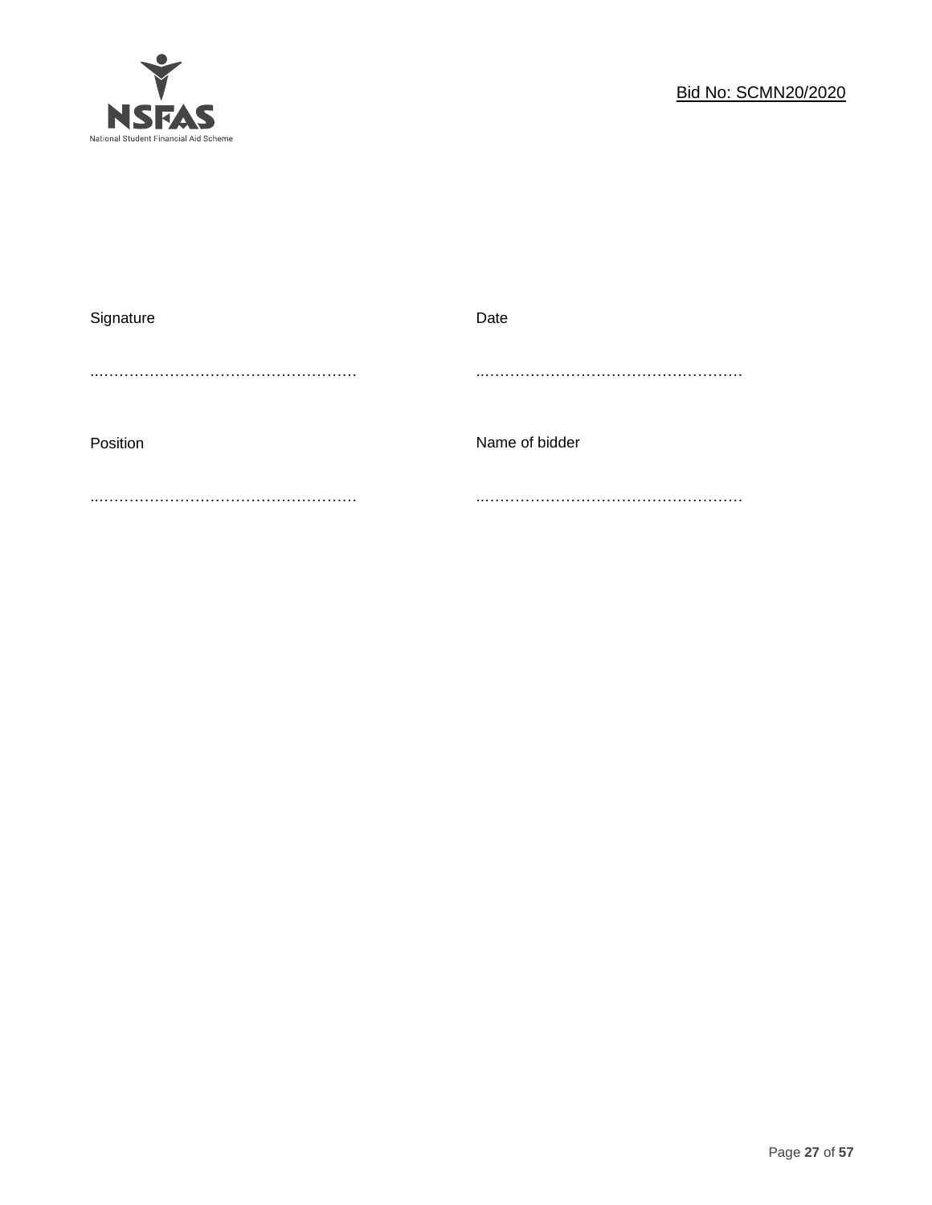| Signature | Date |
|---|---|
| ..................................................... | ..................................................... |
| Position | Name of bidder |
| ..................................................... | ..................................................... |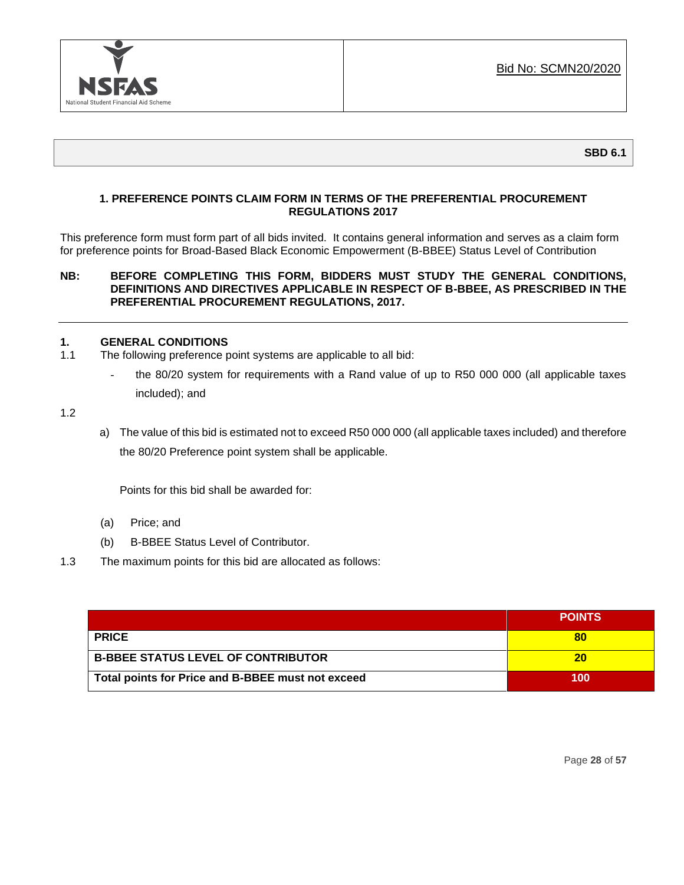Bid No: SCMN20/2020

**SBD 6.1**

**1. PREFERENCE POINTS CLAIM FORM IN TERMS OF THE PREFERENTIAL PROCUREMENT REGULATIONS 2017**

This preference form must form part of all bids invited. It contains general information and serves as a claim form for preference points for Broad-Based Black Economic Empowerment (B-BBEE) Status Level of Contribution

**NB: BEFORE COMPLETING THIS FORM, BIDDERS MUST STUDY THE GENERAL CONDITIONS, DEFINITIONS AND DIRECTIVES APPLICABLE IN RESPECT OF B-BBEE, AS PRESCRIBED IN THE PREFERENTIAL PROCUREMENT REGULATIONS, 2017.**

---

## 1. GENERAL CONDITIONS

1.1 The following preference point systems are applicable to all bid:

- the 80/20 system for requirements with a Rand value of up to R50 000 000 (all applicable taxes included); and

1.2

a) The value of this bid is estimated not to exceed R50 000 000 (all applicable taxes included) and therefore the 80/20 Preference point system shall be applicable.

Points for this bid shall be awarded for:

(a) Price; and

(b) B-BBEE Status Level of Contributor.

1.3 The maximum points for this bid are allocated as follows:

| | POINTS |
|---|---|
| **PRICE** | **80** |
| **B-BBEE STATUS LEVEL OF CONTRIBUTOR** | **20** |
| **Total points for Price and B-BBEE must not exceed** | **100** |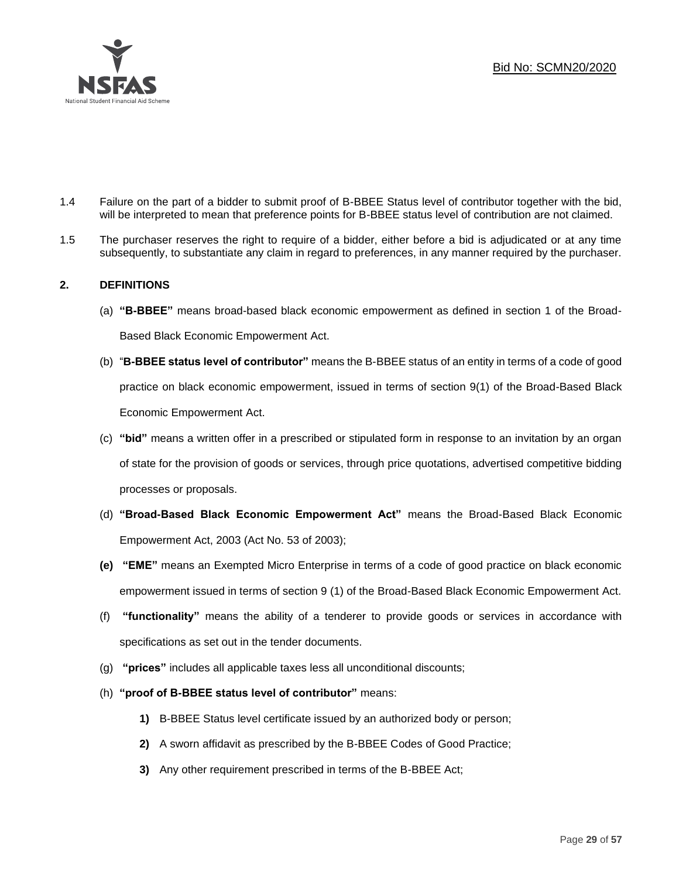1.4 Failure on the part of a bidder to submit proof of B-BBEE Status level of contributor together with the bid, will be interpreted to mean that preference points for B-BBEE status level of contribution are not claimed.

1.5 The purchaser reserves the right to require of a bidder, either before a bid is adjudicated or at any time subsequently, to substantiate any claim in regard to preferences, in any manner required by the purchaser.

## 2. DEFINITIONS

(a) **"B-BBEE"** means broad-based black economic empowerment as defined in section 1 of the Broad-Based Black Economic Empowerment Act.

(b) "**B-BBEE status level of contributor"** means the B-BBEE status of an entity in terms of a code of good practice on black economic empowerment, issued in terms of section 9(1) of the Broad-Based Black Economic Empowerment Act.

(c) **"bid"** means a written offer in a prescribed or stipulated form in response to an invitation by an organ of state for the provision of goods or services, through price quotations, advertised competitive bidding processes or proposals.

(d) **"Broad-Based Black Economic Empowerment Act"** means the Broad-Based Black Economic Empowerment Act, 2003 (Act No. 53 of 2003);

**(e)** **"EME"** means an Exempted Micro Enterprise in terms of a code of good practice on black economic empowerment issued in terms of section 9 (1) of the Broad-Based Black Economic Empowerment Act.

(f) **"functionality"** means the ability of a tenderer to provide goods or services in accordance with specifications as set out in the tender documents.

(g) **"prices"** includes all applicable taxes less all unconditional discounts;

(h) **"proof of B-BBEE status level of contributor"** means:

**1)** B-BBEE Status level certificate issued by an authorized body or person;

**2)** A sworn affidavit as prescribed by the B-BBEE Codes of Good Practice;

**3)** Any other requirement prescribed in terms of the B-BBEE Act;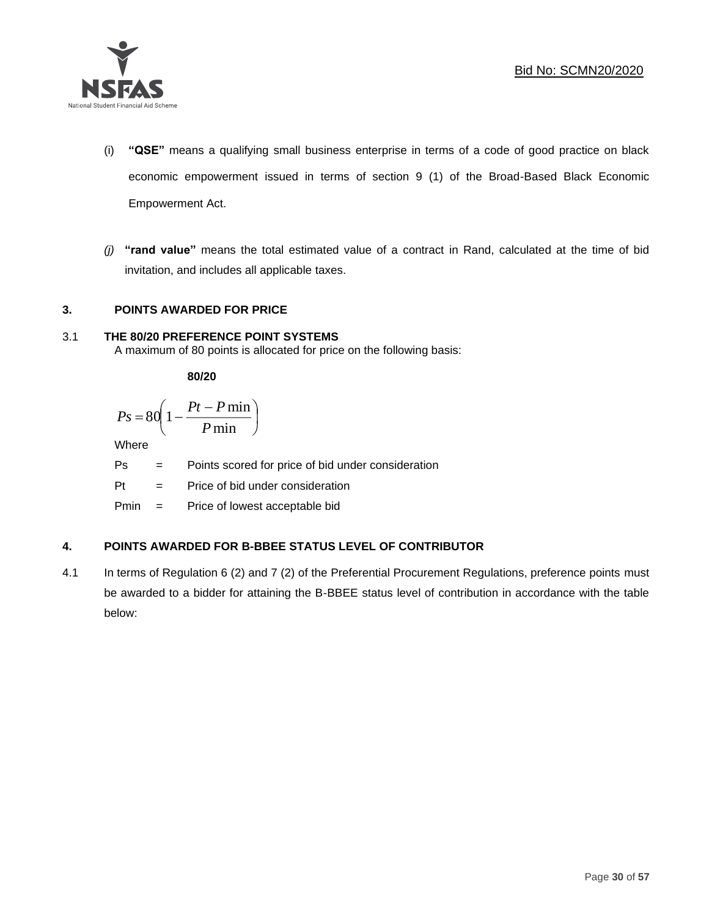(i) **"QSE"** means a qualifying small business enterprise in terms of a code of good practice on black economic empowerment issued in terms of section 9 (1) of the Broad-Based Black Economic Empowerment Act.

*(j)* **"rand value"** means the total estimated value of a contract in Rand, calculated at the time of bid invitation, and includes all applicable taxes.

## 3. POINTS AWARDED FOR PRICE

### 3.1 THE 80/20 PREFERENCE POINT SYSTEMS

A maximum of 80 points is allocated for price on the following basis:

**80/20**

$$Ps = 80\left(1 - \frac{Pt - P\min}{P\min}\right)$$

Where

| | | |
|---|---|---|
| Ps | = | Points scored for price of bid under consideration |
| Pt | = | Price of bid under consideration |
| Pmin | = | Price of lowest acceptable bid |

## 4. POINTS AWARDED FOR B-BBEE STATUS LEVEL OF CONTRIBUTOR

4.1 In terms of Regulation 6 (2) and 7 (2) of the Preferential Procurement Regulations, preference points must be awarded to a bidder for attaining the B-BBEE status level of contribution in accordance with the table below: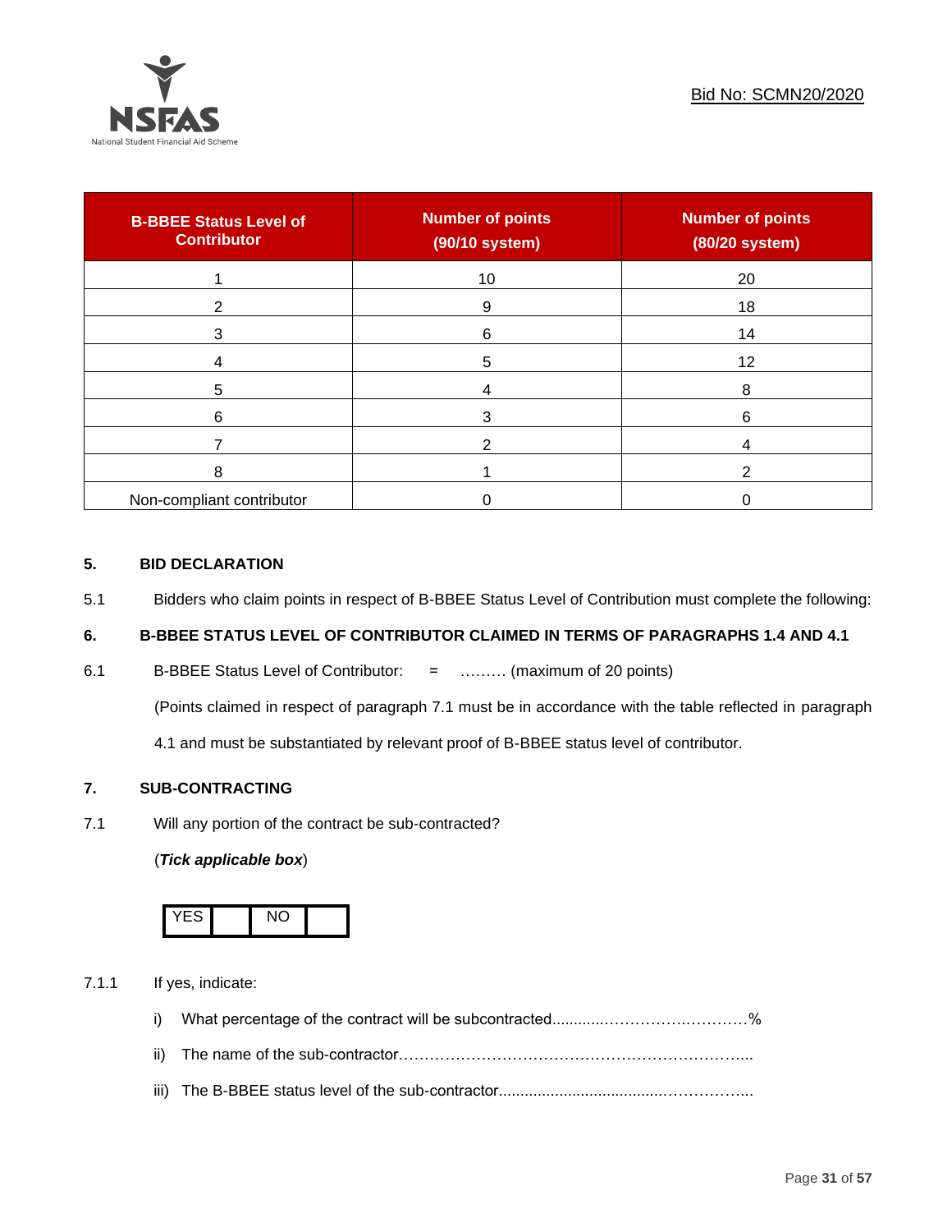| B-BBEE Status Level of Contributor | Number of points (90/10 system) | Number of points (80/20 system) |
|---|---|---|
| 1 | 10 | 20 |
| 2 | 9 | 18 |
| 3 | 6 | 14 |
| 4 | 5 | 12 |
| 5 | 4 | 8 |
| 6 | 3 | 6 |
| 7 | 2 | 4 |
| 8 | 1 | 2 |
| Non-compliant contributor | 0 | 0 |

## 5. BID DECLARATION

5.1 Bidders who claim points in respect of B-BBEE Status Level of Contribution must complete the following:

## 6. B-BBEE STATUS LEVEL OF CONTRIBUTOR CLAIMED IN TERMS OF PARAGRAPHS 1.4 AND 4.1

6.1 B-BBEE Status Level of Contributor: = ……… (maximum of 20 points)

(Points claimed in respect of paragraph 7.1 must be in accordance with the table reflected in paragraph 4.1 and must be substantiated by relevant proof of B-BBEE status level of contributor.

## 7. SUB-CONTRACTING

7.1 Will any portion of the contract be sub-contracted?

(***Tick applicable box***)

| YES | | NO | |
|---|---|---|---|

7.1.1 If yes, indicate:

i) What percentage of the contract will be subcontracted............…………….…………%

ii) The name of the sub-contractor…………………………………………………………..

iii) The B-BBEE status level of the sub-contractor......................................……………..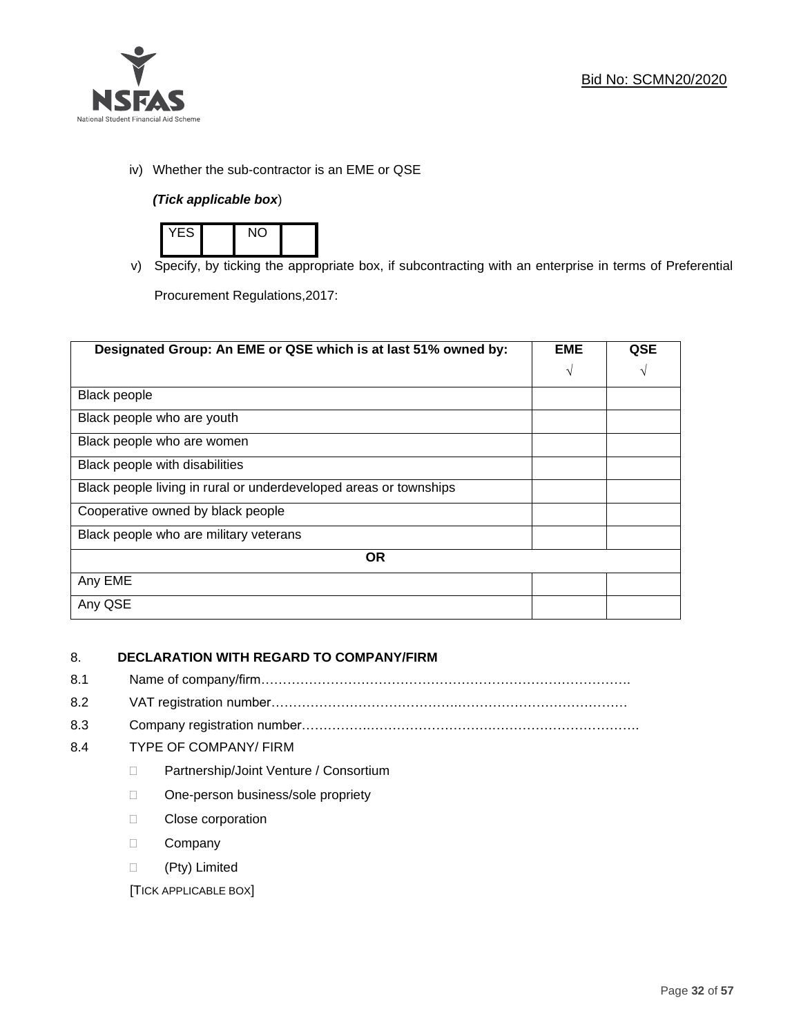iv) Whether the sub-contractor is an EME or QSE

*(Tick applicable box*)

| YES | | NO | |
|---|---|---|---|

v) Specify, by ticking the appropriate box, if subcontracting with an enterprise in terms of Preferential Procurement Regulations,2017:

| **Designated Group: An EME or QSE which is at last 51% owned by:** | **EME** √ | **QSE** √ |
|---|---|---|
| Black people | | |
| Black people who are youth | | |
| Black people who are women | | |
| Black people with disabilities | | |
| Black people living in rural or underdeveloped areas or townships | | |
| Cooperative owned by black people | | |
| Black people who are military veterans | | |
| **OR** | | |
| Any EME | | |
| Any QSE | | |

## 8. DECLARATION WITH REGARD TO COMPANY/FIRM

8.1 Name of company/firm…………………………………………………………………………….

8.2 VAT registration number……………………………………….…………………………………

8.3 Company registration number…………….……………………….…………………………….

8.4 TYPE OF COMPANY/ FIRM

- Partnership/Joint Venture / Consortium
- One-person business/sole propriety
- Close corporation
- Company
- (Pty) Limited

[TICK APPLICABLE BOX]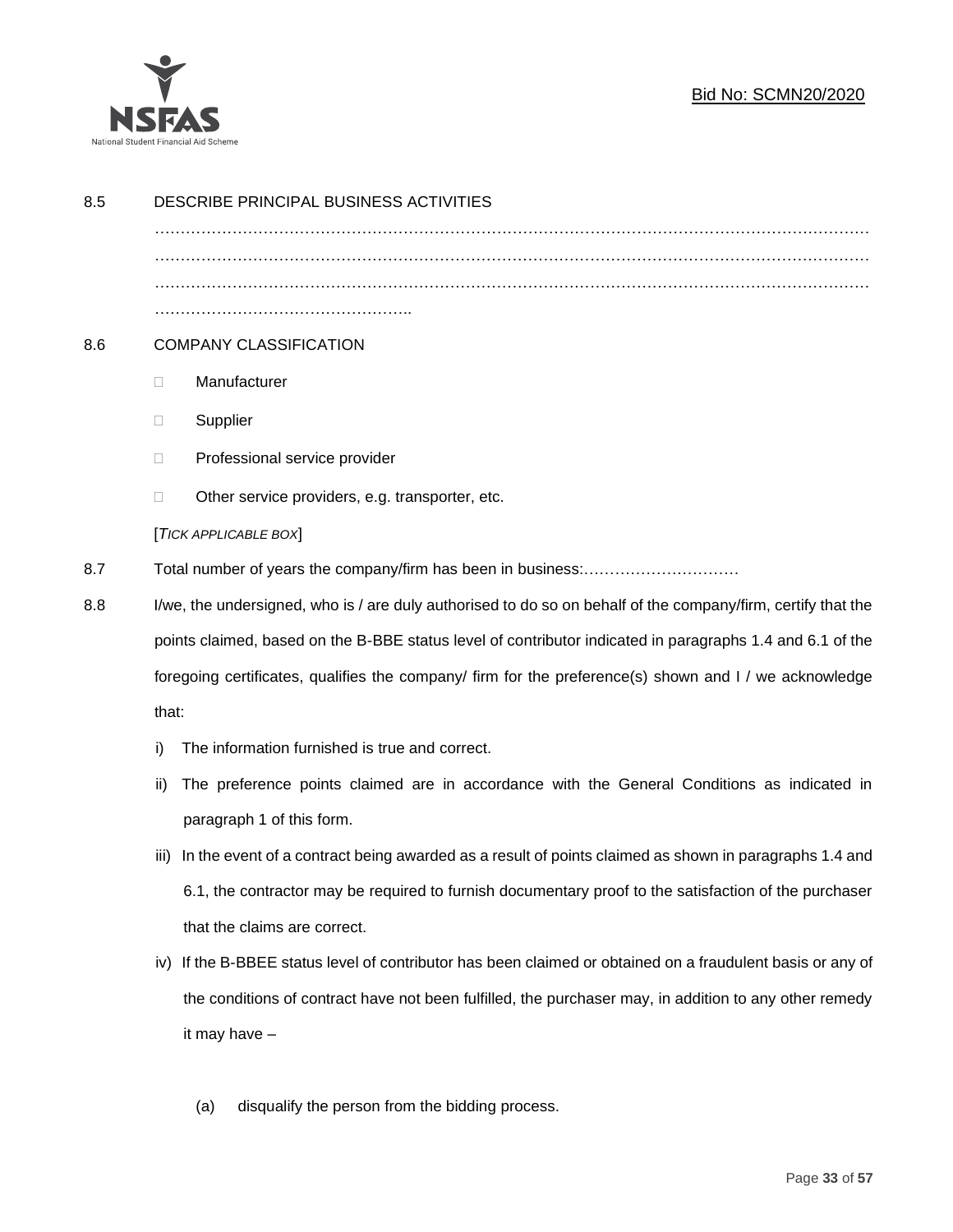8.5 DESCRIBE PRINCIPAL BUSINESS ACTIVITIES

…………………………………………………………………………………………………………………………
…………………………………………………………………………………………………………………………
…………………………………………………………………………………………………………………………
…………………………………………..

8.6 COMPANY CLASSIFICATION

- ☐ Manufacturer
- ☐ Supplier
- ☐ Professional service provider
- ☐ Other service providers, e.g. transporter, etc.

[*TICK APPLICABLE BOX*]

8.7 Total number of years the company/firm has been in business:…………………………

8.8 I/we, the undersigned, who is / are duly authorised to do so on behalf of the company/firm, certify that the points claimed, based on the B-BBE status level of contributor indicated in paragraphs 1.4 and 6.1 of the foregoing certificates, qualifies the company/ firm for the preference(s) shown and I / we acknowledge that:

i) The information furnished is true and correct.

ii) The preference points claimed are in accordance with the General Conditions as indicated in paragraph 1 of this form.

iii) In the event of a contract being awarded as a result of points claimed as shown in paragraphs 1.4 and 6.1, the contractor may be required to furnish documentary proof to the satisfaction of the purchaser that the claims are correct.

iv) If the B-BBEE status level of contributor has been claimed or obtained on a fraudulent basis or any of the conditions of contract have not been fulfilled, the purchaser may, in addition to any other remedy it may have –

(a) disqualify the person from the bidding process.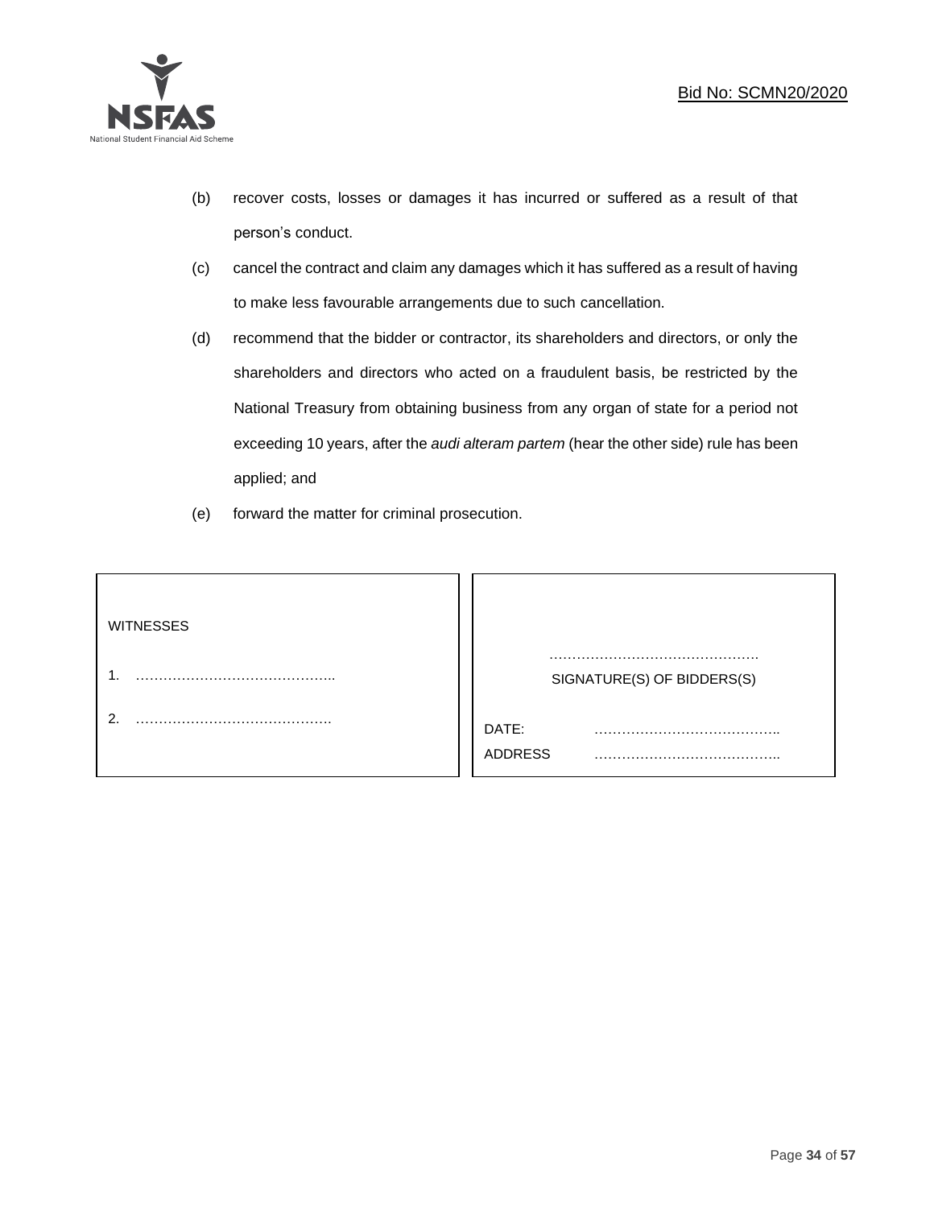(b) recover costs, losses or damages it has incurred or suffered as a result of that person's conduct.

(c) cancel the contract and claim any damages which it has suffered as a result of having to make less favourable arrangements due to such cancellation.

(d) recommend that the bidder or contractor, its shareholders and directors, or only the shareholders and directors who acted on a fraudulent basis, be restricted by the National Treasury from obtaining business from any organ of state for a period not exceeding 10 years, after the *audi alteram partem* (hear the other side) rule has been applied; and

(e) forward the matter for criminal prosecution.

| WITNESSES | |
| --- | --- |
| 1. …………………………………….. | ……………………………………… SIGNATURE(S) OF BIDDERS(S) |
| 2. ……………………………………. | DATE: ………………………………….. |
| | ADDRESS ………………………………….. |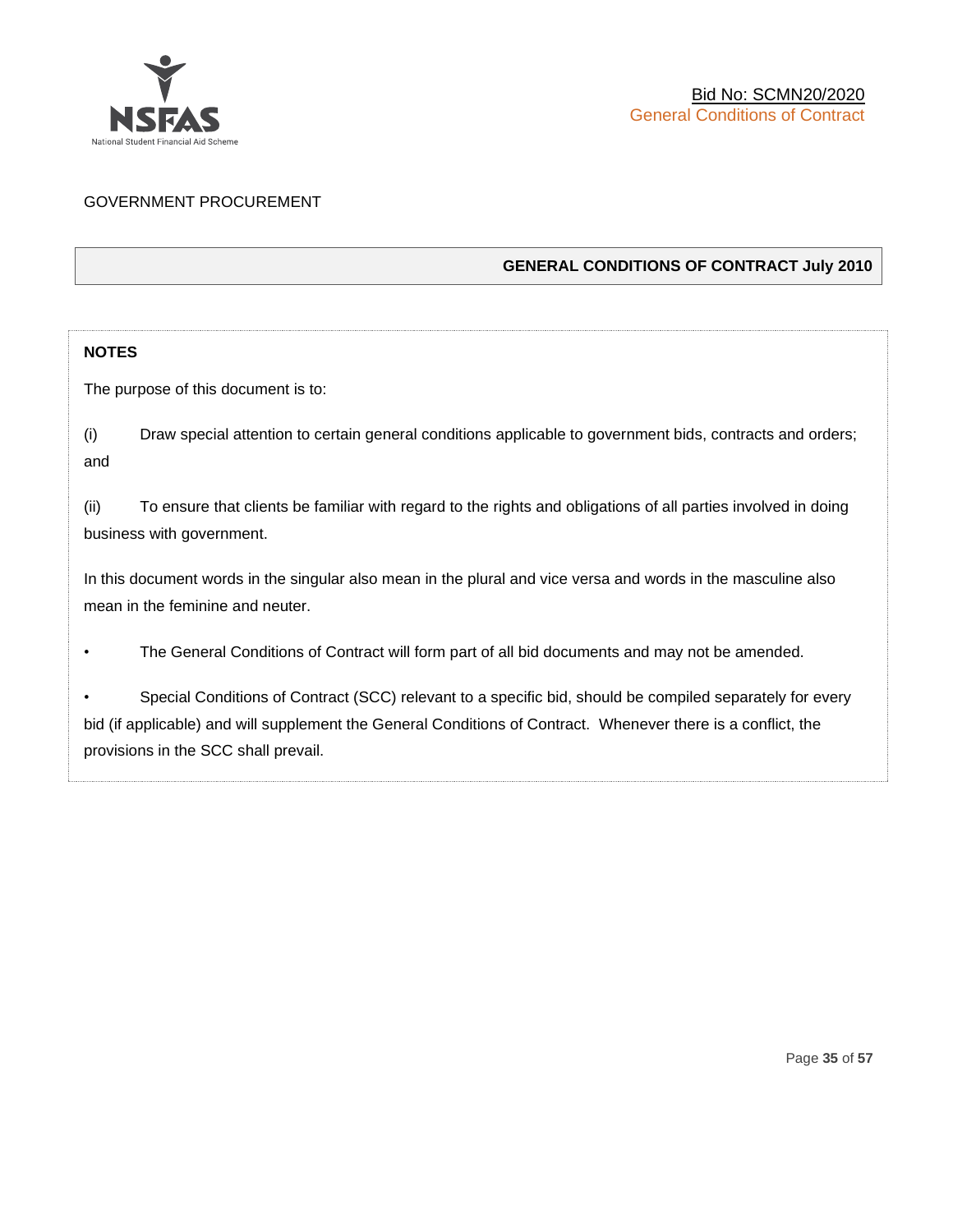GOVERNMENT PROCUREMENT

## GENERAL CONDITIONS OF CONTRACT July 2010

**NOTES**

The purpose of this document is to:

(i) Draw special attention to certain general conditions applicable to government bids, contracts and orders; and

(ii) To ensure that clients be familiar with regard to the rights and obligations of all parties involved in doing business with government.

In this document words in the singular also mean in the plural and vice versa and words in the masculine also mean in the feminine and neuter.

- The General Conditions of Contract will form part of all bid documents and may not be amended.
- Special Conditions of Contract (SCC) relevant to a specific bid, should be compiled separately for every bid (if applicable) and will supplement the General Conditions of Contract. Whenever there is a conflict, the provisions in the SCC shall prevail.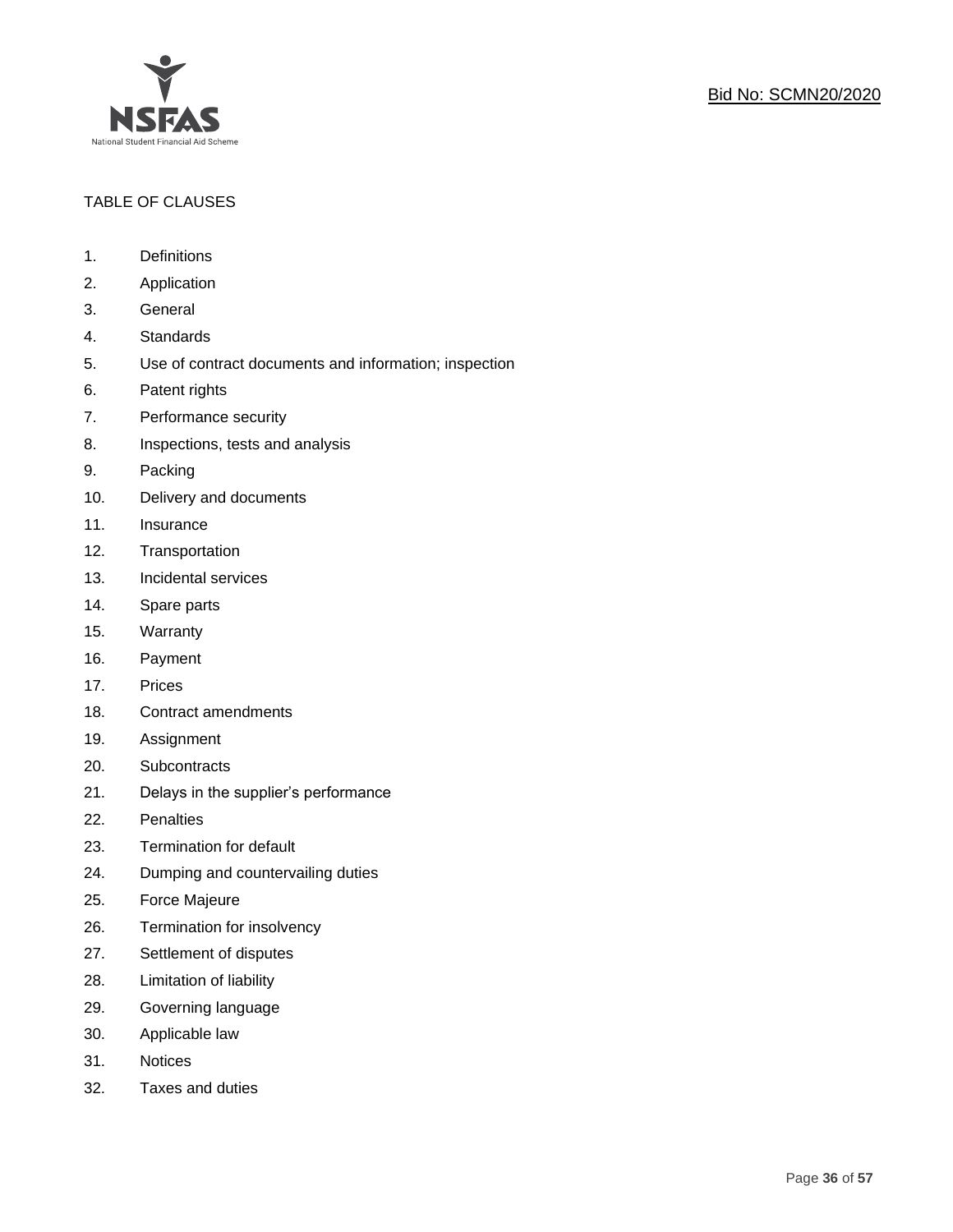TABLE OF CLAUSES

1. Definitions
2. Application
3. General
4. Standards
5. Use of contract documents and information; inspection
6. Patent rights
7. Performance security
8. Inspections, tests and analysis
9. Packing
10. Delivery and documents
11. Insurance
12. Transportation
13. Incidental services
14. Spare parts
15. Warranty
16. Payment
17. Prices
18. Contract amendments
19. Assignment
20. Subcontracts
21. Delays in the supplier's performance
22. Penalties
23. Termination for default
24. Dumping and countervailing duties
25. Force Majeure
26. Termination for insolvency
27. Settlement of disputes
28. Limitation of liability
29. Governing language
30. Applicable law
31. Notices
32. Taxes and duties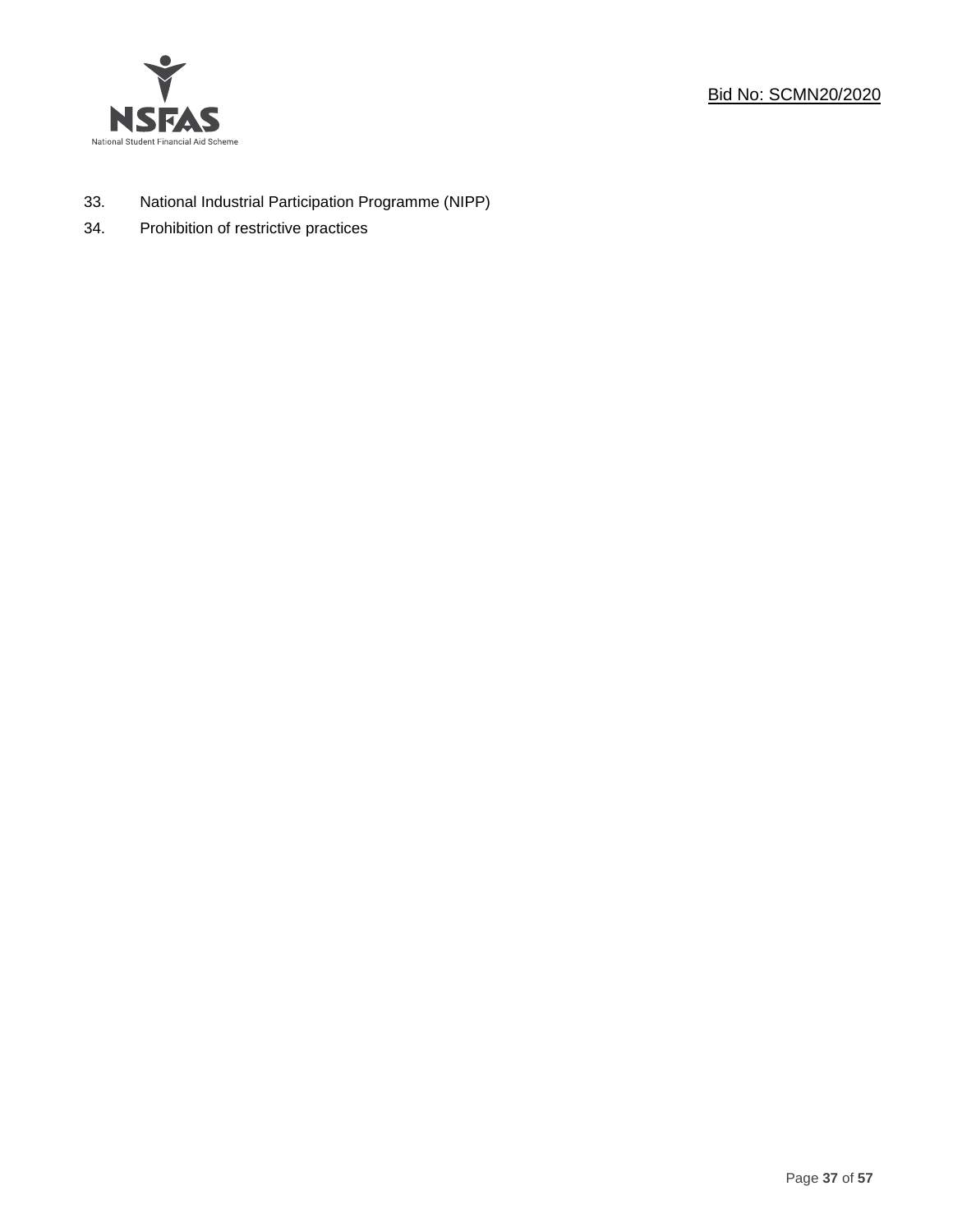33. National Industrial Participation Programme (NIPP)
34. Prohibition of restrictive practices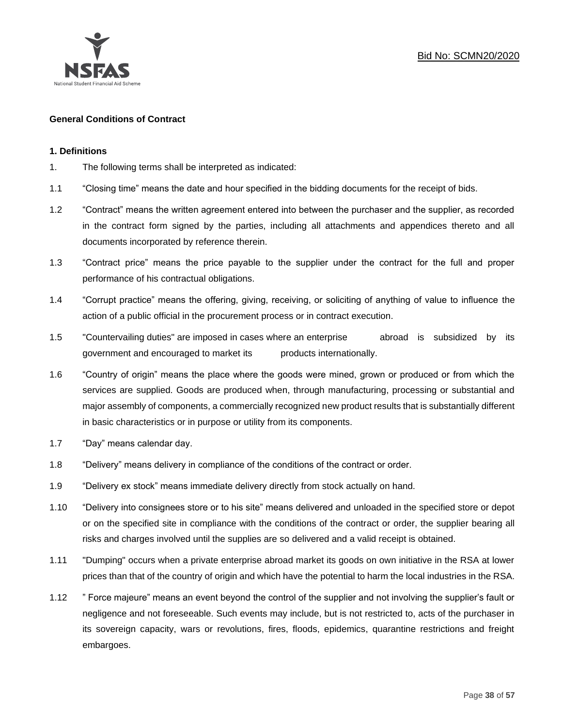**General Conditions of Contract**

**1. Definitions**

1. The following terms shall be interpreted as indicated:

1.1 “Closing time” means the date and hour specified in the bidding documents for the receipt of bids.

1.2 “Contract” means the written agreement entered into between the purchaser and the supplier, as recorded in the contract form signed by the parties, including all attachments and appendices thereto and all documents incorporated by reference therein.

1.3 “Contract price” means the price payable to the supplier under the contract for the full and proper performance of his contractual obligations.

1.4 “Corrupt practice” means the offering, giving, receiving, or soliciting of anything of value to influence the action of a public official in the procurement process or in contract execution.

1.5 "Countervailing duties" are imposed in cases where an enterprise abroad is subsidized by its government and encouraged to market its products internationally.

1.6 “Country of origin” means the place where the goods were mined, grown or produced or from which the services are supplied. Goods are produced when, through manufacturing, processing or substantial and major assembly of components, a commercially recognized new product results that is substantially different in basic characteristics or in purpose or utility from its components.

1.7 “Day” means calendar day.

1.8 “Delivery” means delivery in compliance of the conditions of the contract or order.

1.9 “Delivery ex stock” means immediate delivery directly from stock actually on hand.

1.10 “Delivery into consignees store or to his site” means delivered and unloaded in the specified store or depot or on the specified site in compliance with the conditions of the contract or order, the supplier bearing all risks and charges involved until the supplies are so delivered and a valid receipt is obtained.

1.11 "Dumping" occurs when a private enterprise abroad market its goods on own initiative in the RSA at lower prices than that of the country of origin and which have the potential to harm the local industries in the RSA.

1.12 ” Force majeure” means an event beyond the control of the supplier and not involving the supplier’s fault or negligence and not foreseeable. Such events may include, but is not restricted to, acts of the purchaser in its sovereign capacity, wars or revolutions, fires, floods, epidemics, quarantine restrictions and freight embargoes.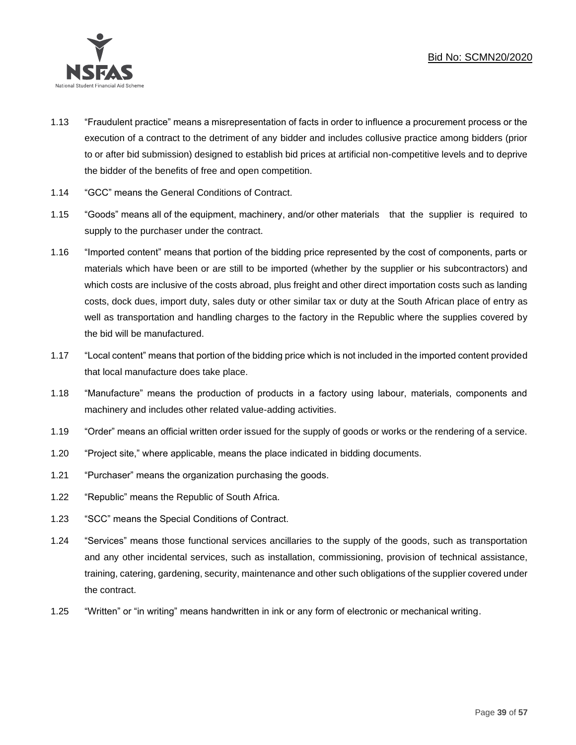1.13 “Fraudulent practice” means a misrepresentation of facts in order to influence a procurement process or the execution of a contract to the detriment of any bidder and includes collusive practice among bidders (prior to or after bid submission) designed to establish bid prices at artificial non-competitive levels and to deprive the bidder of the benefits of free and open competition.

1.14 “GCC” means the General Conditions of Contract.

1.15 “Goods” means all of the equipment, machinery, and/or other materials that the supplier is required to supply to the purchaser under the contract.

1.16 “Imported content” means that portion of the bidding price represented by the cost of components, parts or materials which have been or are still to be imported (whether by the supplier or his subcontractors) and which costs are inclusive of the costs abroad, plus freight and other direct importation costs such as landing costs, dock dues, import duty, sales duty or other similar tax or duty at the South African place of entry as well as transportation and handling charges to the factory in the Republic where the supplies covered by the bid will be manufactured.

1.17 “Local content” means that portion of the bidding price which is not included in the imported content provided that local manufacture does take place.

1.18 “Manufacture” means the production of products in a factory using labour, materials, components and machinery and includes other related value-adding activities.

1.19 “Order” means an official written order issued for the supply of goods or works or the rendering of a service.

1.20 “Project site,” where applicable, means the place indicated in bidding documents.

1.21 “Purchaser” means the organization purchasing the goods.

1.22 “Republic” means the Republic of South Africa.

1.23 “SCC” means the Special Conditions of Contract.

1.24 “Services” means those functional services ancillaries to the supply of the goods, such as transportation and any other incidental services, such as installation, commissioning, provision of technical assistance, training, catering, gardening, security, maintenance and other such obligations of the supplier covered under the contract.

1.25 “Written” or “in writing” means handwritten in ink or any form of electronic or mechanical writing.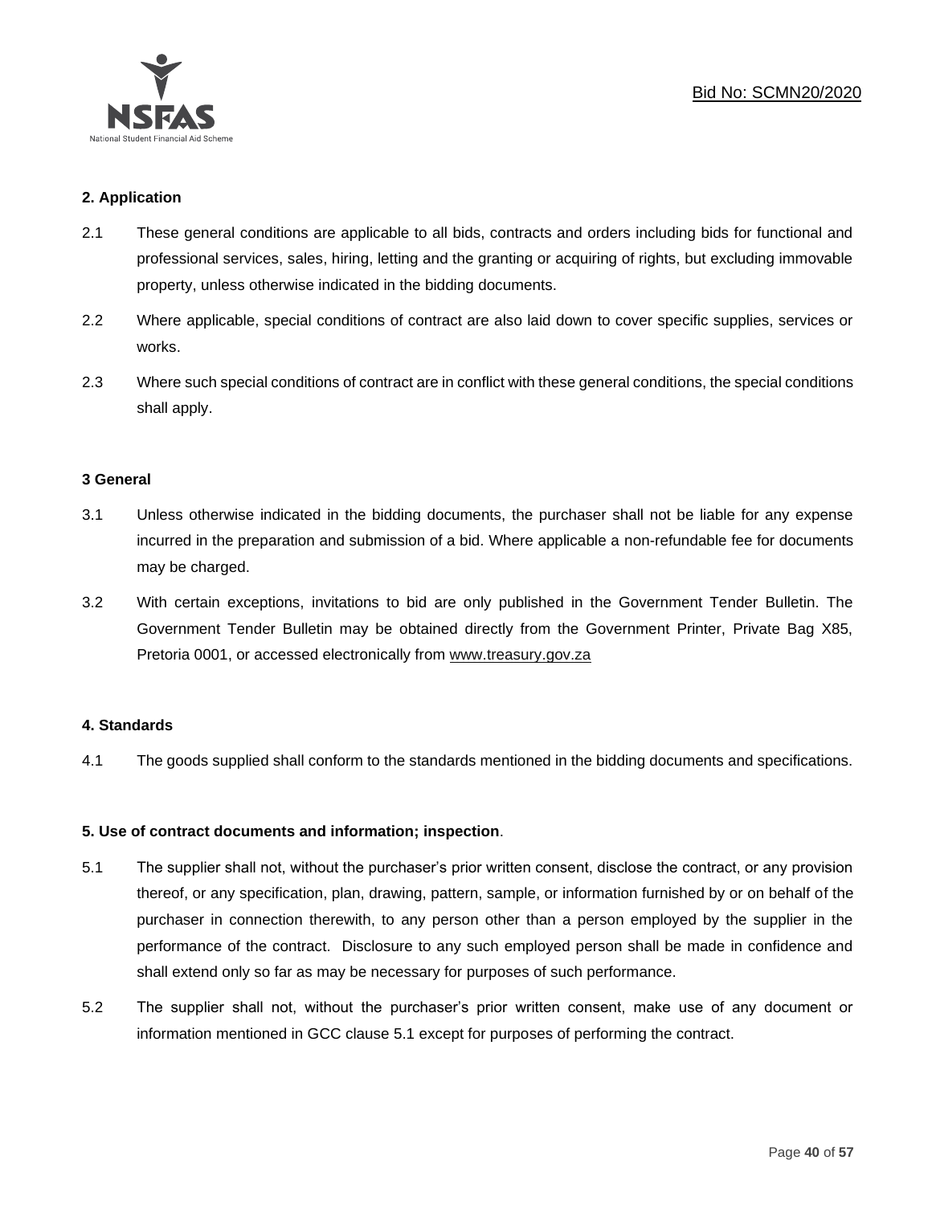**2. Application**

2.1 These general conditions are applicable to all bids, contracts and orders including bids for functional and professional services, sales, hiring, letting and the granting or acquiring of rights, but excluding immovable property, unless otherwise indicated in the bidding documents.

2.2 Where applicable, special conditions of contract are also laid down to cover specific supplies, services or works.

2.3 Where such special conditions of contract are in conflict with these general conditions, the special conditions shall apply.

**3 General**

3.1 Unless otherwise indicated in the bidding documents, the purchaser shall not be liable for any expense incurred in the preparation and submission of a bid. Where applicable a non-refundable fee for documents may be charged.

3.2 With certain exceptions, invitations to bid are only published in the Government Tender Bulletin. The Government Tender Bulletin may be obtained directly from the Government Printer, Private Bag X85, Pretoria 0001, or accessed electronically from www.treasury.gov.za

**4. Standards**

4.1 The goods supplied shall conform to the standards mentioned in the bidding documents and specifications.

**5. Use of contract documents and information; inspection**.

5.1 The supplier shall not, without the purchaser's prior written consent, disclose the contract, or any provision thereof, or any specification, plan, drawing, pattern, sample, or information furnished by or on behalf of the purchaser in connection therewith, to any person other than a person employed by the supplier in the performance of the contract. Disclosure to any such employed person shall be made in confidence and shall extend only so far as may be necessary for purposes of such performance.

5.2 The supplier shall not, without the purchaser's prior written consent, make use of any document or information mentioned in GCC clause 5.1 except for purposes of performing the contract.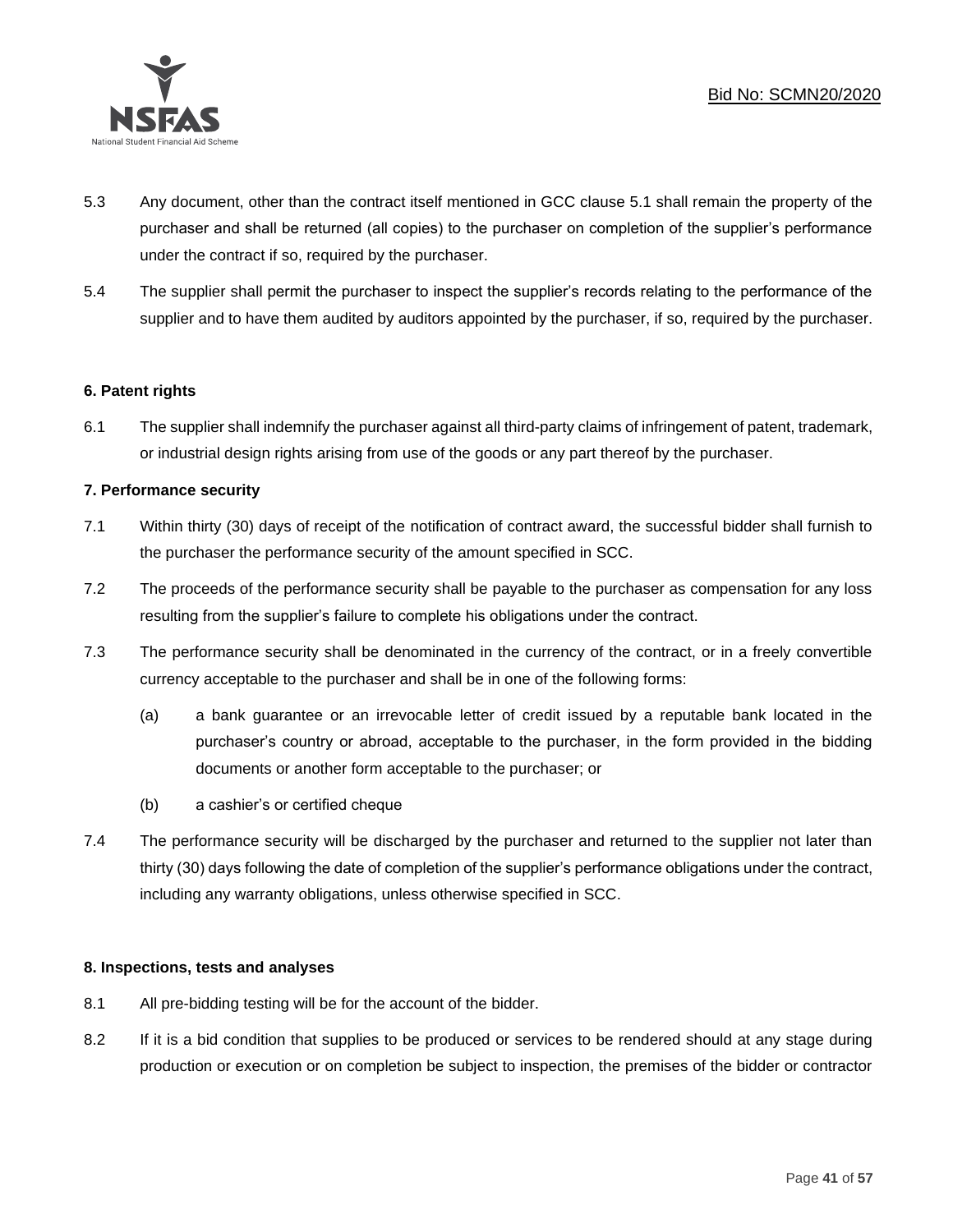5.3 Any document, other than the contract itself mentioned in GCC clause 5.1 shall remain the property of the purchaser and shall be returned (all copies) to the purchaser on completion of the supplier's performance under the contract if so, required by the purchaser.

5.4 The supplier shall permit the purchaser to inspect the supplier's records relating to the performance of the supplier and to have them audited by auditors appointed by the purchaser, if so, required by the purchaser.

**6. Patent rights**

6.1 The supplier shall indemnify the purchaser against all third-party claims of infringement of patent, trademark, or industrial design rights arising from use of the goods or any part thereof by the purchaser.

**7. Performance security**

7.1 Within thirty (30) days of receipt of the notification of contract award, the successful bidder shall furnish to the purchaser the performance security of the amount specified in SCC.

7.2 The proceeds of the performance security shall be payable to the purchaser as compensation for any loss resulting from the supplier's failure to complete his obligations under the contract.

7.3 The performance security shall be denominated in the currency of the contract, or in a freely convertible currency acceptable to the purchaser and shall be in one of the following forms:

(a) a bank guarantee or an irrevocable letter of credit issued by a reputable bank located in the purchaser's country or abroad, acceptable to the purchaser, in the form provided in the bidding documents or another form acceptable to the purchaser; or

(b) a cashier's or certified cheque

7.4 The performance security will be discharged by the purchaser and returned to the supplier not later than thirty (30) days following the date of completion of the supplier's performance obligations under the contract, including any warranty obligations, unless otherwise specified in SCC.

**8. Inspections, tests and analyses**

8.1 All pre-bidding testing will be for the account of the bidder.

8.2 If it is a bid condition that supplies to be produced or services to be rendered should at any stage during production or execution or on completion be subject to inspection, the premises of the bidder or contractor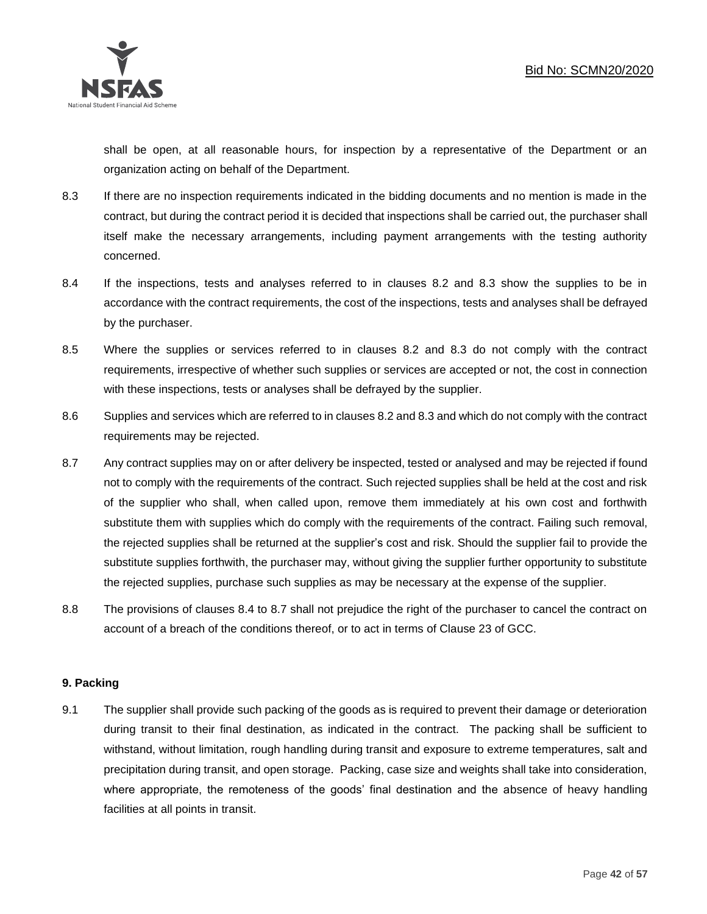shall be open, at all reasonable hours, for inspection by a representative of the Department or an organization acting on behalf of the Department.

8.3 If there are no inspection requirements indicated in the bidding documents and no mention is made in the contract, but during the contract period it is decided that inspections shall be carried out, the purchaser shall itself make the necessary arrangements, including payment arrangements with the testing authority concerned.

8.4 If the inspections, tests and analyses referred to in clauses 8.2 and 8.3 show the supplies to be in accordance with the contract requirements, the cost of the inspections, tests and analyses shall be defrayed by the purchaser.

8.5 Where the supplies or services referred to in clauses 8.2 and 8.3 do not comply with the contract requirements, irrespective of whether such supplies or services are accepted or not, the cost in connection with these inspections, tests or analyses shall be defrayed by the supplier.

8.6 Supplies and services which are referred to in clauses 8.2 and 8.3 and which do not comply with the contract requirements may be rejected.

8.7 Any contract supplies may on or after delivery be inspected, tested or analysed and may be rejected if found not to comply with the requirements of the contract. Such rejected supplies shall be held at the cost and risk of the supplier who shall, when called upon, remove them immediately at his own cost and forthwith substitute them with supplies which do comply with the requirements of the contract. Failing such removal, the rejected supplies shall be returned at the supplier's cost and risk. Should the supplier fail to provide the substitute supplies forthwith, the purchaser may, without giving the supplier further opportunity to substitute the rejected supplies, purchase such supplies as may be necessary at the expense of the supplier.

8.8 The provisions of clauses 8.4 to 8.7 shall not prejudice the right of the purchaser to cancel the contract on account of a breach of the conditions thereof, or to act in terms of Clause 23 of GCC.

**9. Packing**

9.1 The supplier shall provide such packing of the goods as is required to prevent their damage or deterioration during transit to their final destination, as indicated in the contract. The packing shall be sufficient to withstand, without limitation, rough handling during transit and exposure to extreme temperatures, salt and precipitation during transit, and open storage. Packing, case size and weights shall take into consideration, where appropriate, the remoteness of the goods' final destination and the absence of heavy handling facilities at all points in transit.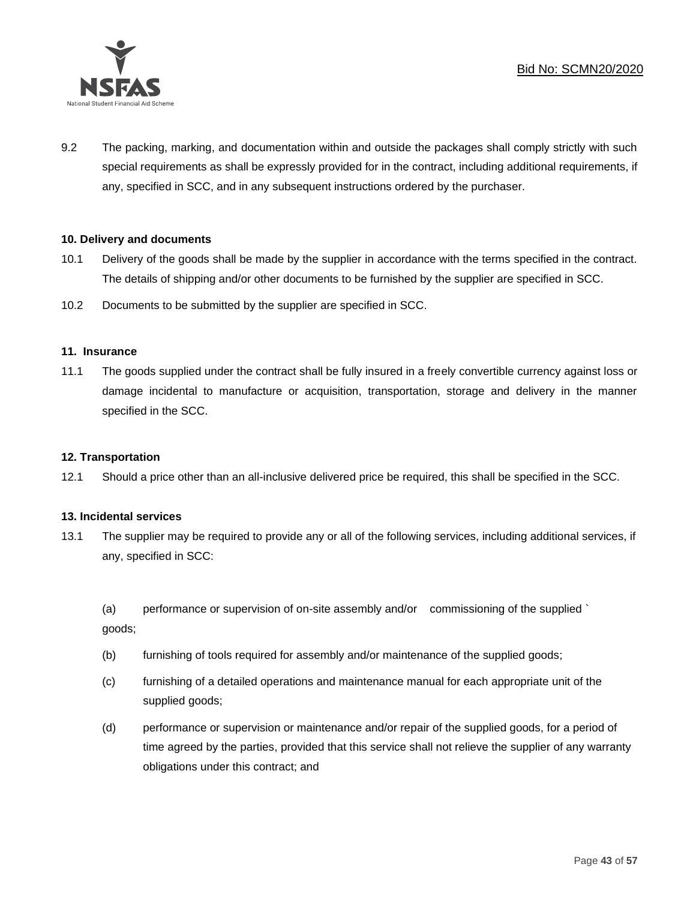9.2 The packing, marking, and documentation within and outside the packages shall comply strictly with such special requirements as shall be expressly provided for in the contract, including additional requirements, if any, specified in SCC, and in any subsequent instructions ordered by the purchaser.

**10. Delivery and documents**

10.1 Delivery of the goods shall be made by the supplier in accordance with the terms specified in the contract. The details of shipping and/or other documents to be furnished by the supplier are specified in SCC.

10.2 Documents to be submitted by the supplier are specified in SCC.

**11. Insurance**

11.1 The goods supplied under the contract shall be fully insured in a freely convertible currency against loss or damage incidental to manufacture or acquisition, transportation, storage and delivery in the manner specified in the SCC.

**12. Transportation**

12.1 Should a price other than an all-inclusive delivered price be required, this shall be specified in the SCC.

**13. Incidental services**

13.1 The supplier may be required to provide any or all of the following services, including additional services, if any, specified in SCC:

(a) performance or supervision of on-site assembly and/or commissioning of the supplied ` goods;

(b) furnishing of tools required for assembly and/or maintenance of the supplied goods;

(c) furnishing of a detailed operations and maintenance manual for each appropriate unit of the supplied goods;

(d) performance or supervision or maintenance and/or repair of the supplied goods, for a period of time agreed by the parties, provided that this service shall not relieve the supplier of any warranty obligations under this contract; and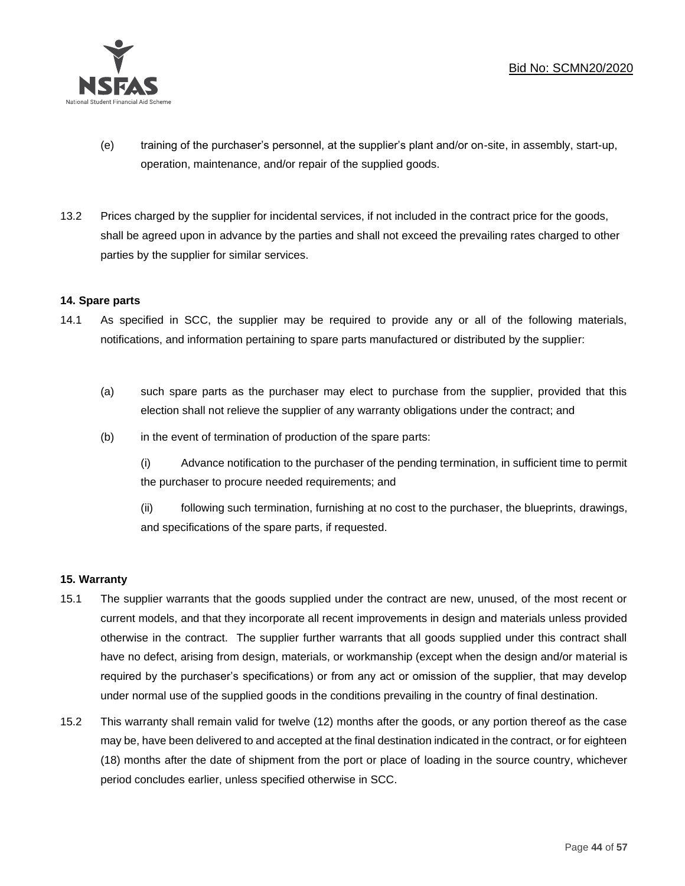(e) training of the purchaser's personnel, at the supplier's plant and/or on-site, in assembly, start-up, operation, maintenance, and/or repair of the supplied goods.

13.2 Prices charged by the supplier for incidental services, if not included in the contract price for the goods, shall be agreed upon in advance by the parties and shall not exceed the prevailing rates charged to other parties by the supplier for similar services.

**14. Spare parts**

14.1 As specified in SCC, the supplier may be required to provide any or all of the following materials, notifications, and information pertaining to spare parts manufactured or distributed by the supplier:

(a) such spare parts as the purchaser may elect to purchase from the supplier, provided that this election shall not relieve the supplier of any warranty obligations under the contract; and

(b) in the event of termination of production of the spare parts:

(i) Advance notification to the purchaser of the pending termination, in sufficient time to permit the purchaser to procure needed requirements; and

(ii) following such termination, furnishing at no cost to the purchaser, the blueprints, drawings, and specifications of the spare parts, if requested.

**15. Warranty**

15.1 The supplier warrants that the goods supplied under the contract are new, unused, of the most recent or current models, and that they incorporate all recent improvements in design and materials unless provided otherwise in the contract. The supplier further warrants that all goods supplied under this contract shall have no defect, arising from design, materials, or workmanship (except when the design and/or material is required by the purchaser's specifications) or from any act or omission of the supplier, that may develop under normal use of the supplied goods in the conditions prevailing in the country of final destination.

15.2 This warranty shall remain valid for twelve (12) months after the goods, or any portion thereof as the case may be, have been delivered to and accepted at the final destination indicated in the contract, or for eighteen (18) months after the date of shipment from the port or place of loading in the source country, whichever period concludes earlier, unless specified otherwise in SCC.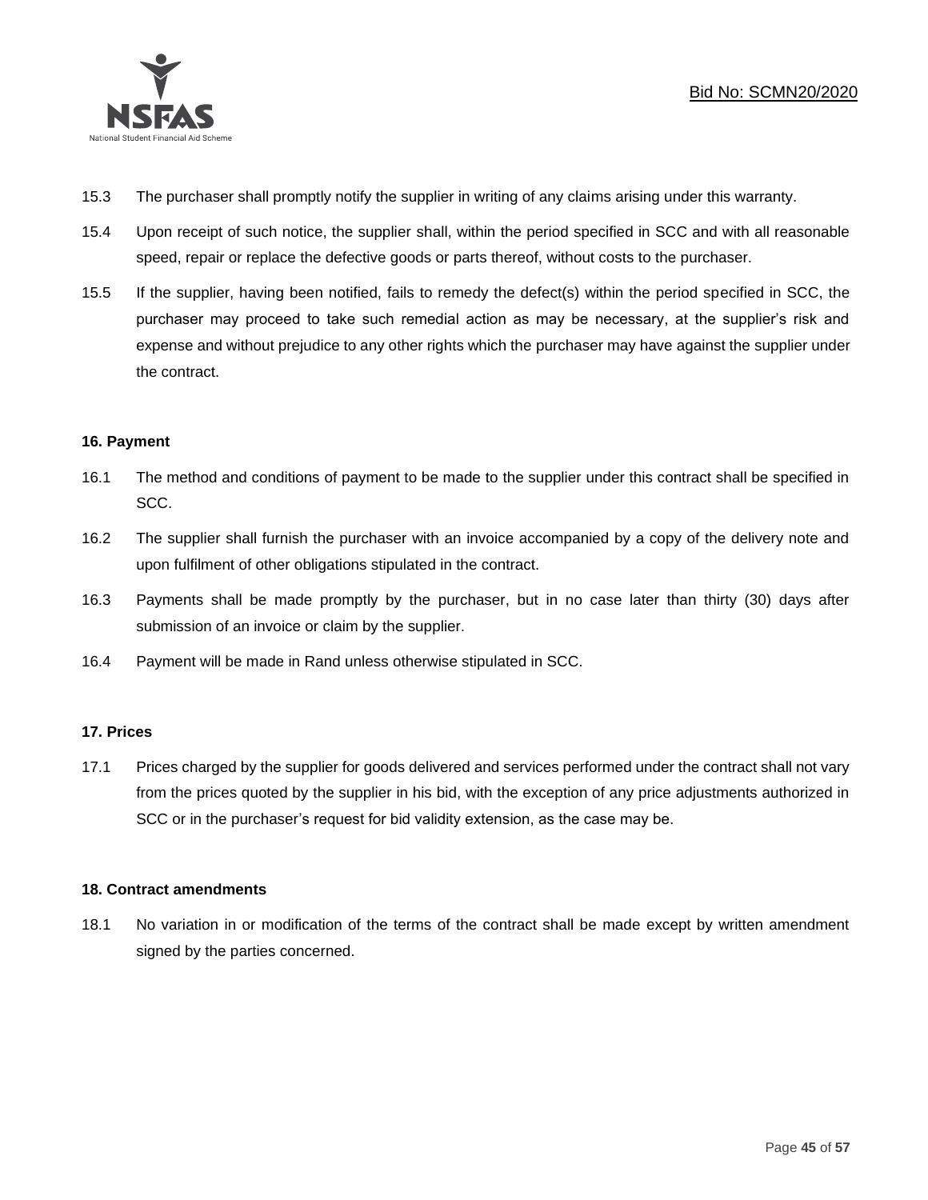15.3 The purchaser shall promptly notify the supplier in writing of any claims arising under this warranty.

15.4 Upon receipt of such notice, the supplier shall, within the period specified in SCC and with all reasonable speed, repair or replace the defective goods or parts thereof, without costs to the purchaser.

15.5 If the supplier, having been notified, fails to remedy the defect(s) within the period specified in SCC, the purchaser may proceed to take such remedial action as may be necessary, at the supplier's risk and expense and without prejudice to any other rights which the purchaser may have against the supplier under the contract.

**16. Payment**

16.1 The method and conditions of payment to be made to the supplier under this contract shall be specified in SCC.

16.2 The supplier shall furnish the purchaser with an invoice accompanied by a copy of the delivery note and upon fulfilment of other obligations stipulated in the contract.

16.3 Payments shall be made promptly by the purchaser, but in no case later than thirty (30) days after submission of an invoice or claim by the supplier.

16.4 Payment will be made in Rand unless otherwise stipulated in SCC.

**17. Prices**

17.1 Prices charged by the supplier for goods delivered and services performed under the contract shall not vary from the prices quoted by the supplier in his bid, with the exception of any price adjustments authorized in SCC or in the purchaser's request for bid validity extension, as the case may be.

**18. Contract amendments**

18.1 No variation in or modification of the terms of the contract shall be made except by written amendment signed by the parties concerned.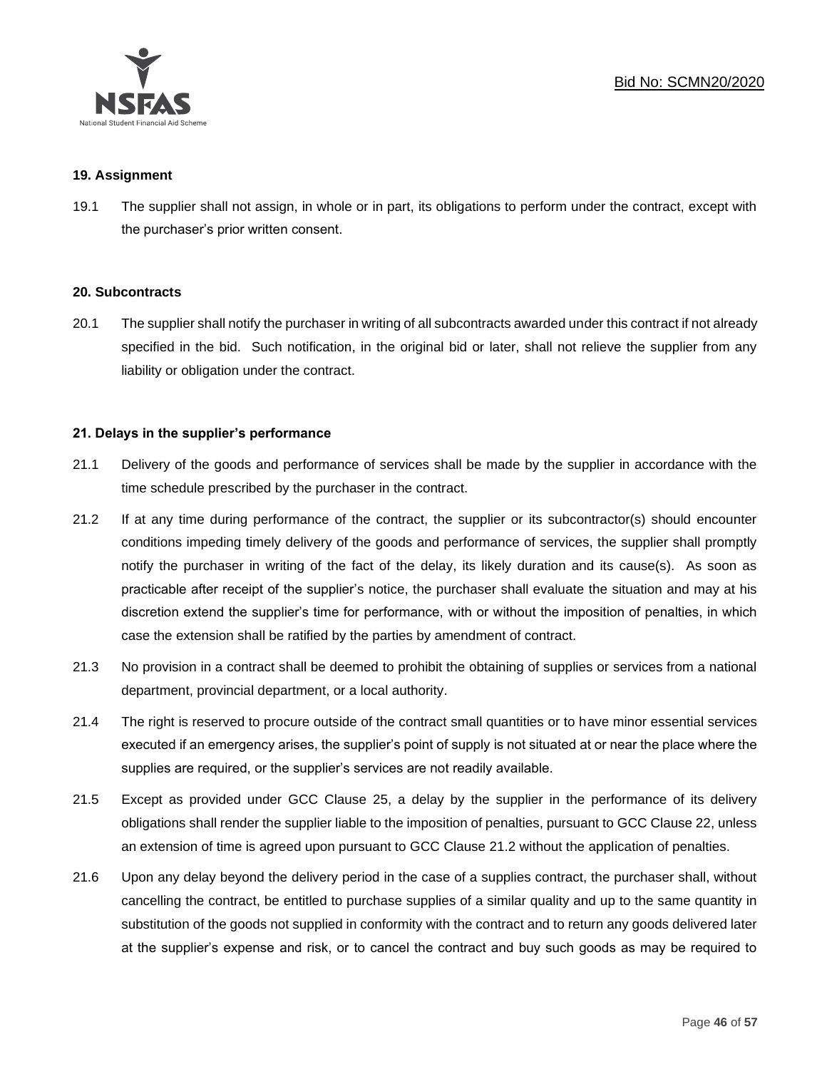## 19. Assignment

19.1 The supplier shall not assign, in whole or in part, its obligations to perform under the contract, except with the purchaser's prior written consent.

## 20. Subcontracts

20.1 The supplier shall notify the purchaser in writing of all subcontracts awarded under this contract if not already specified in the bid. Such notification, in the original bid or later, shall not relieve the supplier from any liability or obligation under the contract.

## 21. Delays in the supplier's performance

21.1 Delivery of the goods and performance of services shall be made by the supplier in accordance with the time schedule prescribed by the purchaser in the contract.

21.2 If at any time during performance of the contract, the supplier or its subcontractor(s) should encounter conditions impeding timely delivery of the goods and performance of services, the supplier shall promptly notify the purchaser in writing of the fact of the delay, its likely duration and its cause(s). As soon as practicable after receipt of the supplier's notice, the purchaser shall evaluate the situation and may at his discretion extend the supplier's time for performance, with or without the imposition of penalties, in which case the extension shall be ratified by the parties by amendment of contract.

21.3 No provision in a contract shall be deemed to prohibit the obtaining of supplies or services from a national department, provincial department, or a local authority.

21.4 The right is reserved to procure outside of the contract small quantities or to have minor essential services executed if an emergency arises, the supplier's point of supply is not situated at or near the place where the supplies are required, or the supplier's services are not readily available.

21.5 Except as provided under GCC Clause 25, a delay by the supplier in the performance of its delivery obligations shall render the supplier liable to the imposition of penalties, pursuant to GCC Clause 22, unless an extension of time is agreed upon pursuant to GCC Clause 21.2 without the application of penalties.

21.6 Upon any delay beyond the delivery period in the case of a supplies contract, the purchaser shall, without cancelling the contract, be entitled to purchase supplies of a similar quality and up to the same quantity in substitution of the goods not supplied in conformity with the contract and to return any goods delivered later at the supplier's expense and risk, or to cancel the contract and buy such goods as may be required to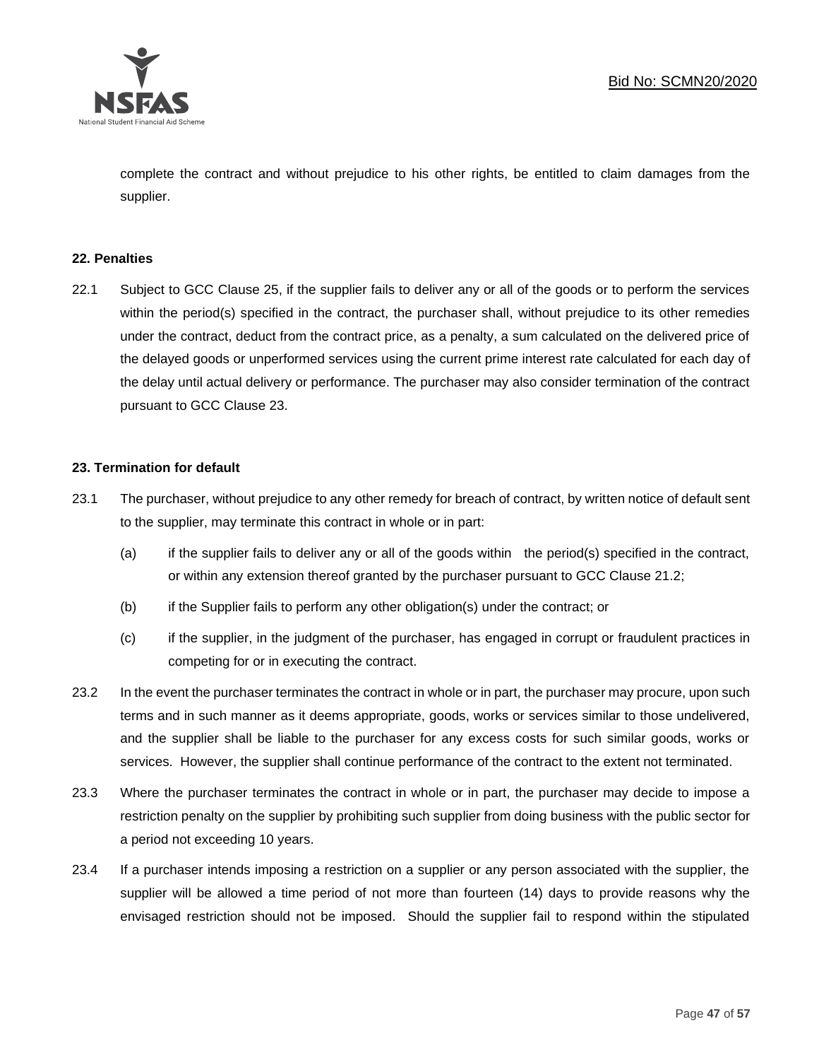complete the contract and without prejudice to his other rights, be entitled to claim damages from the supplier.

**22. Penalties**

22.1 Subject to GCC Clause 25, if the supplier fails to deliver any or all of the goods or to perform the services within the period(s) specified in the contract, the purchaser shall, without prejudice to its other remedies under the contract, deduct from the contract price, as a penalty, a sum calculated on the delivered price of the delayed goods or unperformed services using the current prime interest rate calculated for each day of the delay until actual delivery or performance. The purchaser may also consider termination of the contract pursuant to GCC Clause 23.

**23. Termination for default**

23.1 The purchaser, without prejudice to any other remedy for breach of contract, by written notice of default sent to the supplier, may terminate this contract in whole or in part:

(a) if the supplier fails to deliver any or all of the goods within the period(s) specified in the contract, or within any extension thereof granted by the purchaser pursuant to GCC Clause 21.2;

(b) if the Supplier fails to perform any other obligation(s) under the contract; or

(c) if the supplier, in the judgment of the purchaser, has engaged in corrupt or fraudulent practices in competing for or in executing the contract.

23.2 In the event the purchaser terminates the contract in whole or in part, the purchaser may procure, upon such terms and in such manner as it deems appropriate, goods, works or services similar to those undelivered, and the supplier shall be liable to the purchaser for any excess costs for such similar goods, works or services. However, the supplier shall continue performance of the contract to the extent not terminated.

23.3 Where the purchaser terminates the contract in whole or in part, the purchaser may decide to impose a restriction penalty on the supplier by prohibiting such supplier from doing business with the public sector for a period not exceeding 10 years.

23.4 If a purchaser intends imposing a restriction on a supplier or any person associated with the supplier, the supplier will be allowed a time period of not more than fourteen (14) days to provide reasons why the envisaged restriction should not be imposed. Should the supplier fail to respond within the stipulated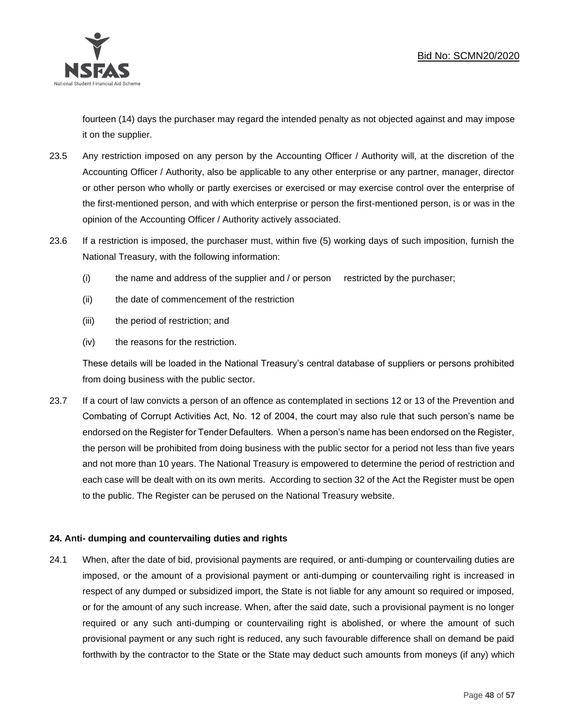fourteen (14) days the purchaser may regard the intended penalty as not objected against and may impose it on the supplier.

23.5 Any restriction imposed on any person by the Accounting Officer / Authority will, at the discretion of the Accounting Officer / Authority, also be applicable to any other enterprise or any partner, manager, director or other person who wholly or partly exercises or exercised or may exercise control over the enterprise of the first-mentioned person, and with which enterprise or person the first-mentioned person, is or was in the opinion of the Accounting Officer / Authority actively associated.

23.6 If a restriction is imposed, the purchaser must, within five (5) working days of such imposition, furnish the National Treasury, with the following information:

(i) the name and address of the supplier and / or person restricted by the purchaser;

(ii) the date of commencement of the restriction

(iii) the period of restriction; and

(iv) the reasons for the restriction.

These details will be loaded in the National Treasury's central database of suppliers or persons prohibited from doing business with the public sector.

23.7 If a court of law convicts a person of an offence as contemplated in sections 12 or 13 of the Prevention and Combating of Corrupt Activities Act, No. 12 of 2004, the court may also rule that such person's name be endorsed on the Register for Tender Defaulters. When a person's name has been endorsed on the Register, the person will be prohibited from doing business with the public sector for a period not less than five years and not more than 10 years. The National Treasury is empowered to determine the period of restriction and each case will be dealt with on its own merits. According to section 32 of the Act the Register must be open to the public. The Register can be perused on the National Treasury website.

**24. Anti- dumping and countervailing duties and rights**

24.1 When, after the date of bid, provisional payments are required, or anti-dumping or countervailing duties are imposed, or the amount of a provisional payment or anti-dumping or countervailing right is increased in respect of any dumped or subsidized import, the State is not liable for any amount so required or imposed, or for the amount of any such increase. When, after the said date, such a provisional payment is no longer required or any such anti-dumping or countervailing right is abolished, or where the amount of such provisional payment or any such right is reduced, any such favourable difference shall on demand be paid forthwith by the contractor to the State or the State may deduct such amounts from moneys (if any) which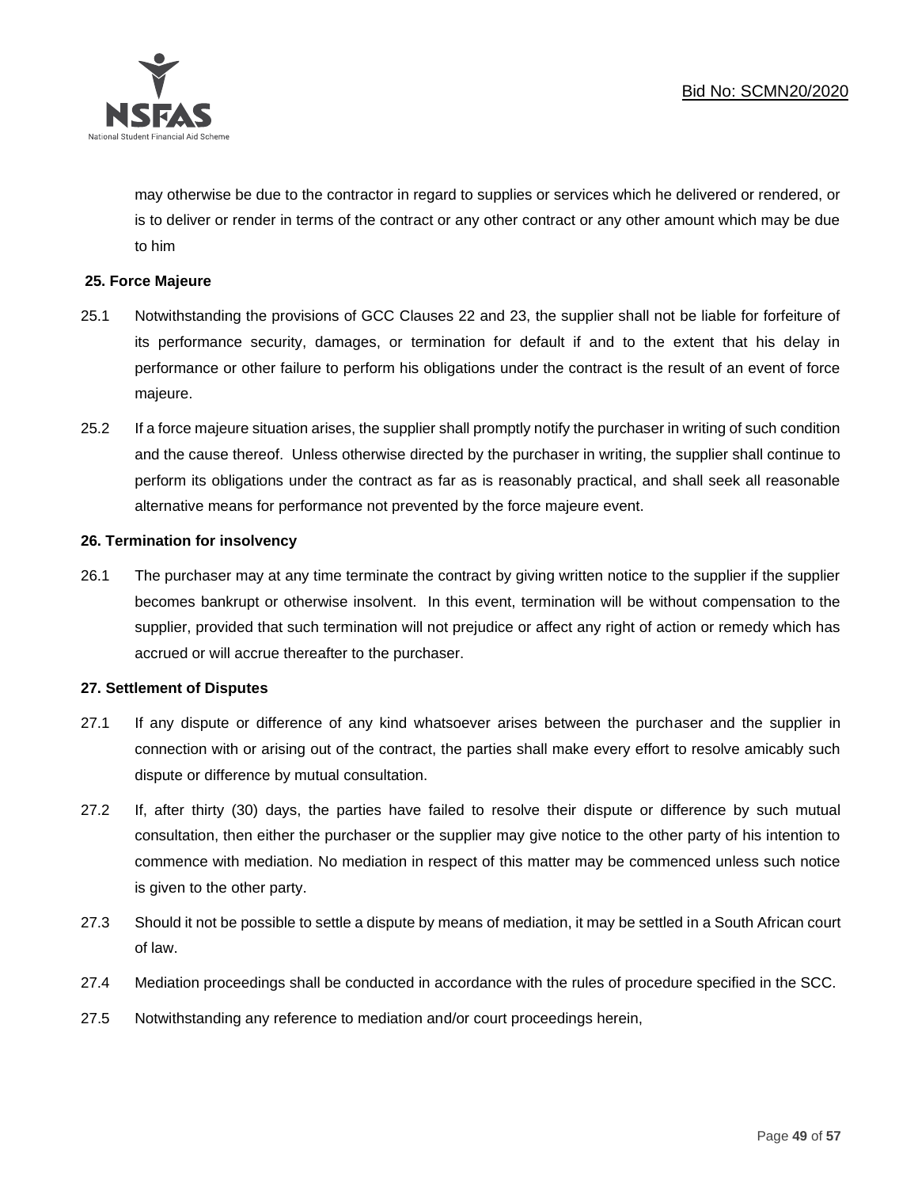may otherwise be due to the contractor in regard to supplies or services which he delivered or rendered, or is to deliver or render in terms of the contract or any other contract or any other amount which may be due to him

**25. Force Majeure**

25.1 Notwithstanding the provisions of GCC Clauses 22 and 23, the supplier shall not be liable for forfeiture of its performance security, damages, or termination for default if and to the extent that his delay in performance or other failure to perform his obligations under the contract is the result of an event of force majeure.

25.2 If a force majeure situation arises, the supplier shall promptly notify the purchaser in writing of such condition and the cause thereof. Unless otherwise directed by the purchaser in writing, the supplier shall continue to perform its obligations under the contract as far as is reasonably practical, and shall seek all reasonable alternative means for performance not prevented by the force majeure event.

**26. Termination for insolvency**

26.1 The purchaser may at any time terminate the contract by giving written notice to the supplier if the supplier becomes bankrupt or otherwise insolvent. In this event, termination will be without compensation to the supplier, provided that such termination will not prejudice or affect any right of action or remedy which has accrued or will accrue thereafter to the purchaser.

**27. Settlement of Disputes**

27.1 If any dispute or difference of any kind whatsoever arises between the purchaser and the supplier in connection with or arising out of the contract, the parties shall make every effort to resolve amicably such dispute or difference by mutual consultation.

27.2 If, after thirty (30) days, the parties have failed to resolve their dispute or difference by such mutual consultation, then either the purchaser or the supplier may give notice to the other party of his intention to commence with mediation. No mediation in respect of this matter may be commenced unless such notice is given to the other party.

27.3 Should it not be possible to settle a dispute by means of mediation, it may be settled in a South African court of law.

27.4 Mediation proceedings shall be conducted in accordance with the rules of procedure specified in the SCC.

27.5 Notwithstanding any reference to mediation and/or court proceedings herein,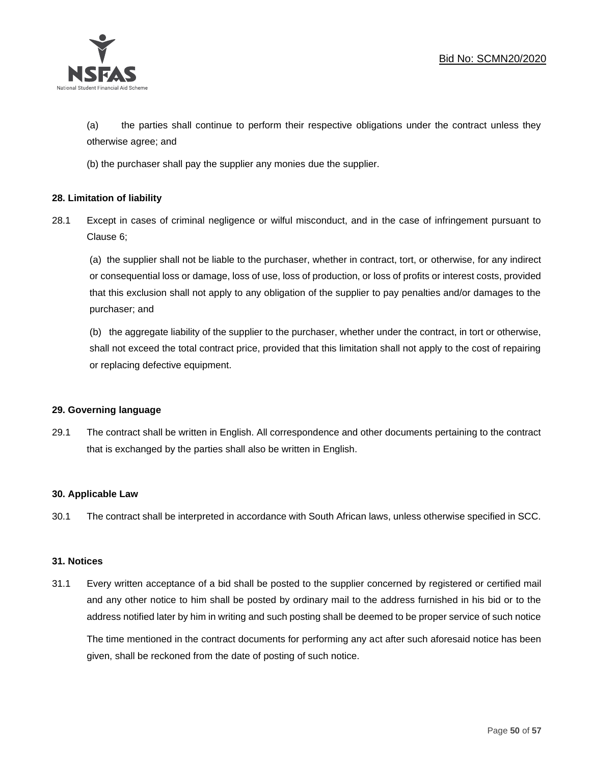(a) the parties shall continue to perform their respective obligations under the contract unless they otherwise agree; and

(b) the purchaser shall pay the supplier any monies due the supplier.

**28. Limitation of liability**

28.1 Except in cases of criminal negligence or wilful misconduct, and in the case of infringement pursuant to Clause 6;

(a) the supplier shall not be liable to the purchaser, whether in contract, tort, or otherwise, for any indirect or consequential loss or damage, loss of use, loss of production, or loss of profits or interest costs, provided that this exclusion shall not apply to any obligation of the supplier to pay penalties and/or damages to the purchaser; and

(b) the aggregate liability of the supplier to the purchaser, whether under the contract, in tort or otherwise, shall not exceed the total contract price, provided that this limitation shall not apply to the cost of repairing or replacing defective equipment.

**29. Governing language**

29.1 The contract shall be written in English. All correspondence and other documents pertaining to the contract that is exchanged by the parties shall also be written in English.

**30. Applicable Law**

30.1 The contract shall be interpreted in accordance with South African laws, unless otherwise specified in SCC.

**31. Notices**

31.1 Every written acceptance of a bid shall be posted to the supplier concerned by registered or certified mail and any other notice to him shall be posted by ordinary mail to the address furnished in his bid or to the address notified later by him in writing and such posting shall be deemed to be proper service of such notice

The time mentioned in the contract documents for performing any act after such aforesaid notice has been given, shall be reckoned from the date of posting of such notice.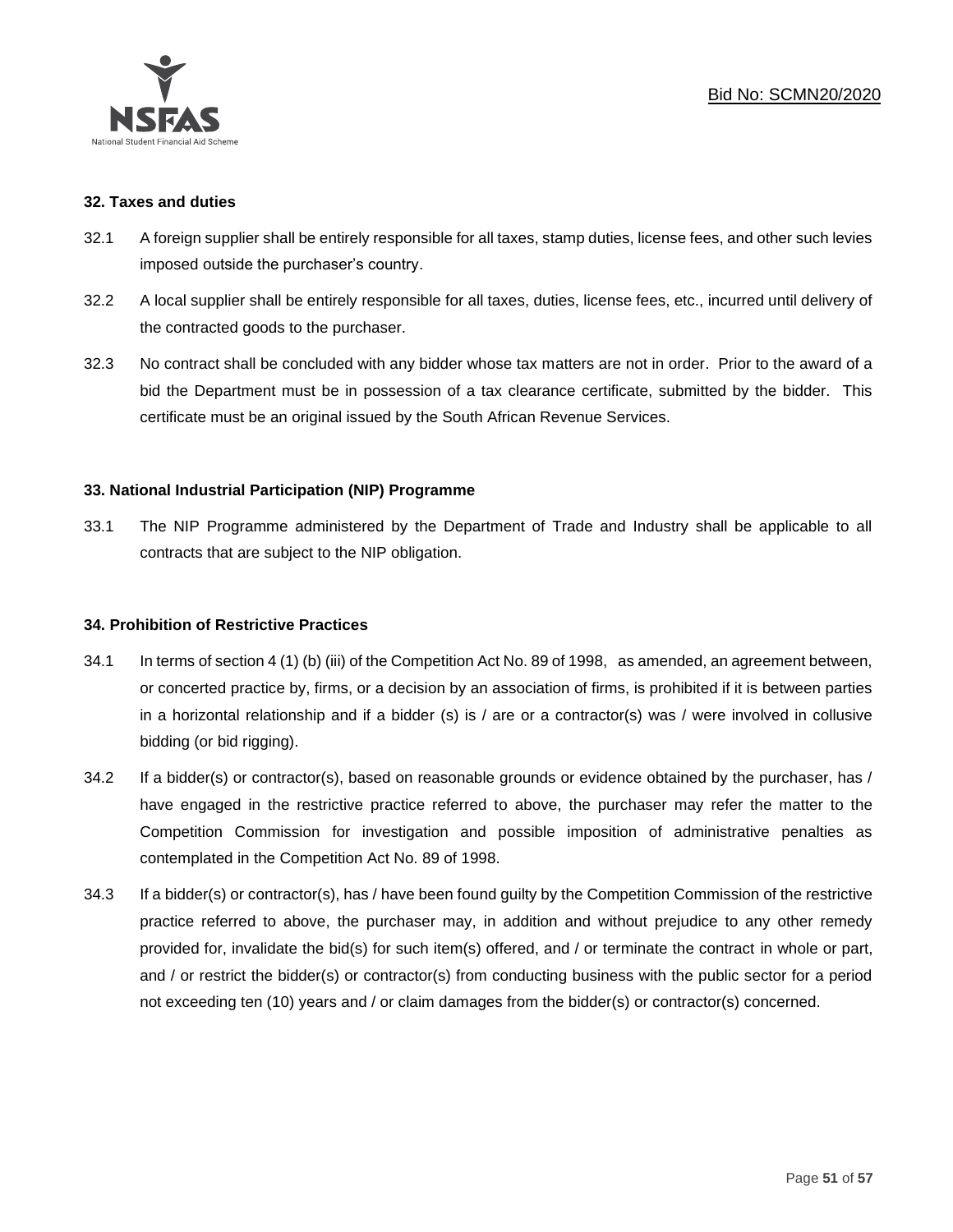**32. Taxes and duties**

32.1 A foreign supplier shall be entirely responsible for all taxes, stamp duties, license fees, and other such levies imposed outside the purchaser's country.

32.2 A local supplier shall be entirely responsible for all taxes, duties, license fees, etc., incurred until delivery of the contracted goods to the purchaser.

32.3 No contract shall be concluded with any bidder whose tax matters are not in order. Prior to the award of a bid the Department must be in possession of a tax clearance certificate, submitted by the bidder. This certificate must be an original issued by the South African Revenue Services.

**33. National Industrial Participation (NIP) Programme**

33.1 The NIP Programme administered by the Department of Trade and Industry shall be applicable to all contracts that are subject to the NIP obligation.

**34. Prohibition of Restrictive Practices**

34.1 In terms of section 4 (1) (b) (iii) of the Competition Act No. 89 of 1998, as amended, an agreement between, or concerted practice by, firms, or a decision by an association of firms, is prohibited if it is between parties in a horizontal relationship and if a bidder (s) is / are or a contractor(s) was / were involved in collusive bidding (or bid rigging).

34.2 If a bidder(s) or contractor(s), based on reasonable grounds or evidence obtained by the purchaser, has / have engaged in the restrictive practice referred to above, the purchaser may refer the matter to the Competition Commission for investigation and possible imposition of administrative penalties as contemplated in the Competition Act No. 89 of 1998.

34.3 If a bidder(s) or contractor(s), has / have been found guilty by the Competition Commission of the restrictive practice referred to above, the purchaser may, in addition and without prejudice to any other remedy provided for, invalidate the bid(s) for such item(s) offered, and / or terminate the contract in whole or part, and / or restrict the bidder(s) or contractor(s) from conducting business with the public sector for a period not exceeding ten (10) years and / or claim damages from the bidder(s) or contractor(s) concerned.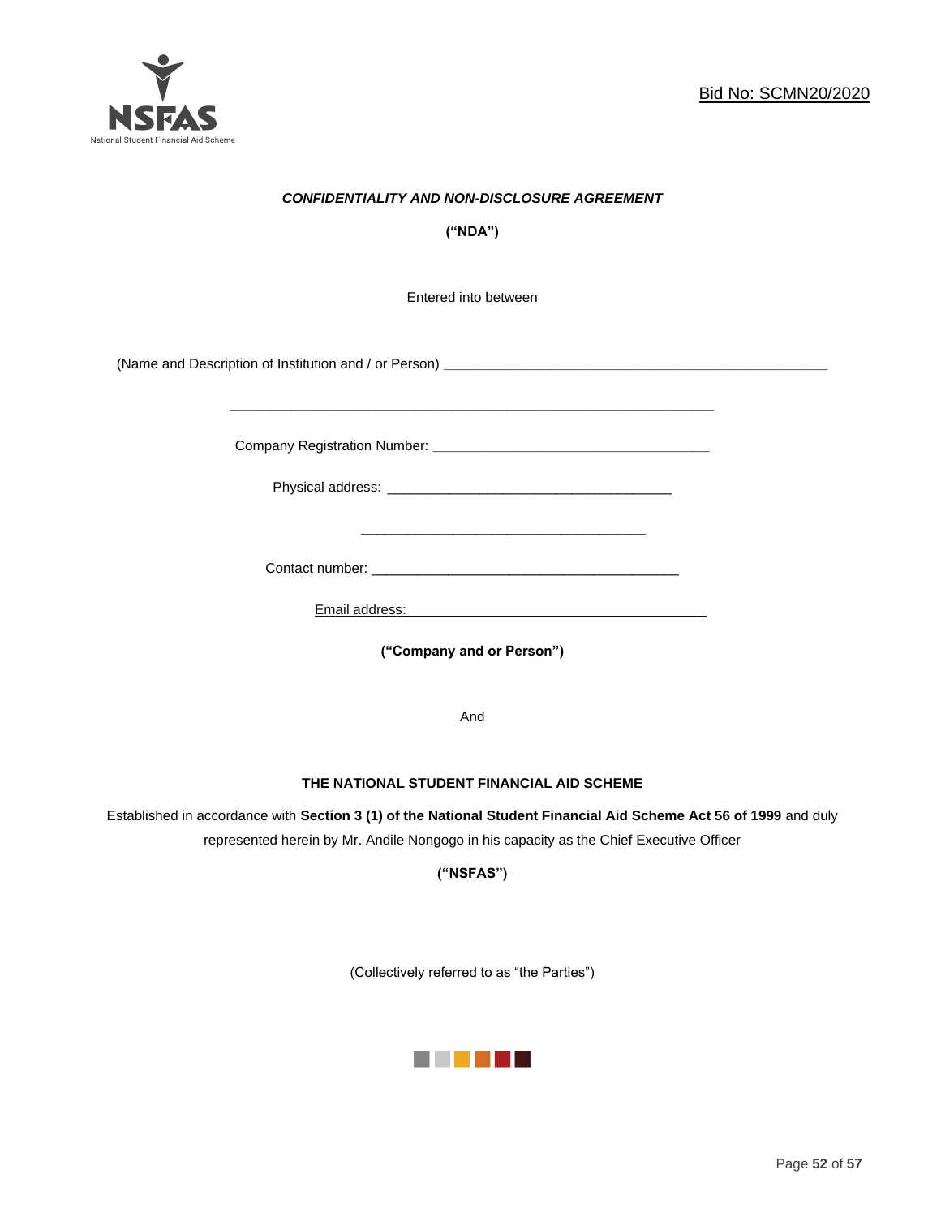Bid No: SCMN20/2020

***CONFIDENTIALITY AND NON-DISCLOSURE AGREEMENT***

**("NDA")**

Entered into between

(Name and Description of Institution and / or Person) ___________________________________________________

___________________________________________________________________

Company Registration Number: ______________________________________

Physical address: ________________________________________

________________________________________

Contact number: ___________________________________________

Email address: ___________________________________________

**("Company and or Person")**

And

**THE NATIONAL STUDENT FINANCIAL AID SCHEME**

Established in accordance with **Section 3 (1) of the National Student Financial Aid Scheme Act 56 of 1999** and duly represented herein by Mr. Andile Nongogo in his capacity as the Chief Executive Officer

**("NSFAS")**

(Collectively referred to as "the Parties")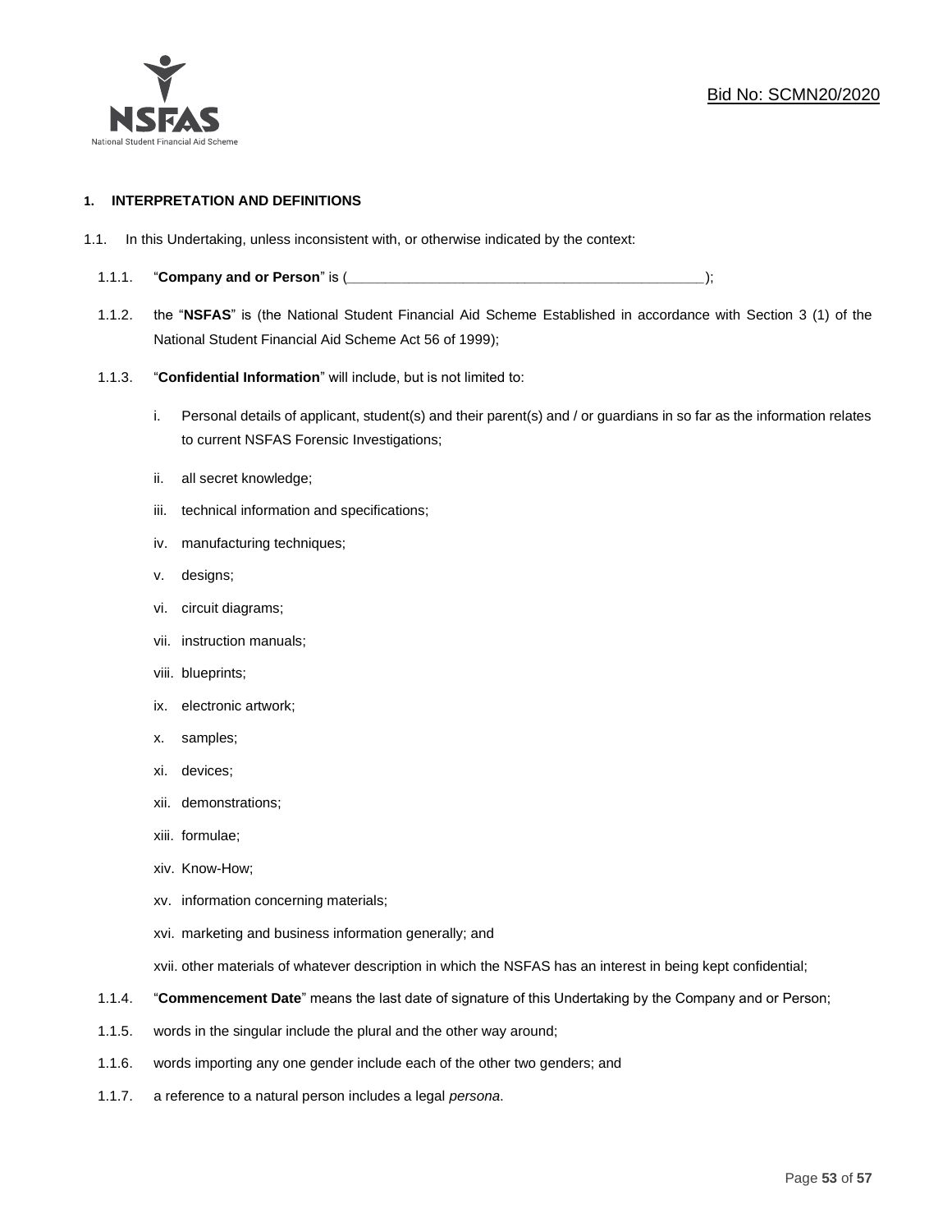Bid No: SCMN20/2020

## 1. INTERPRETATION AND DEFINITIONS

1.1. In this Undertaking, unless inconsistent with, or otherwise indicated by the context:

1.1.1. "**Company and or Person**" is (_______________________________________________);

1.1.2. the "**NSFAS**" is (the National Student Financial Aid Scheme Established in accordance with Section 3 (1) of the National Student Financial Aid Scheme Act 56 of 1999);

1.1.3. "**Confidential Information**" will include, but is not limited to:

i. Personal details of applicant, student(s) and their parent(s) and / or guardians in so far as the information relates to current NSFAS Forensic Investigations;

ii. all secret knowledge;

iii. technical information and specifications;

iv. manufacturing techniques;

v. designs;

vi. circuit diagrams;

vii. instruction manuals;

viii. blueprints;

ix. electronic artwork;

x. samples;

xi. devices;

xii. demonstrations;

xiii. formulae;

xiv. Know-How;

xv. information concerning materials;

xvi. marketing and business information generally; and

xvii. other materials of whatever description in which the NSFAS has an interest in being kept confidential;

1.1.4. "**Commencement Date**" means the last date of signature of this Undertaking by the Company and or Person;

1.1.5. words in the singular include the plural and the other way around;

1.1.6. words importing any one gender include each of the other two genders; and

1.1.7. a reference to a natural person includes a legal *persona*.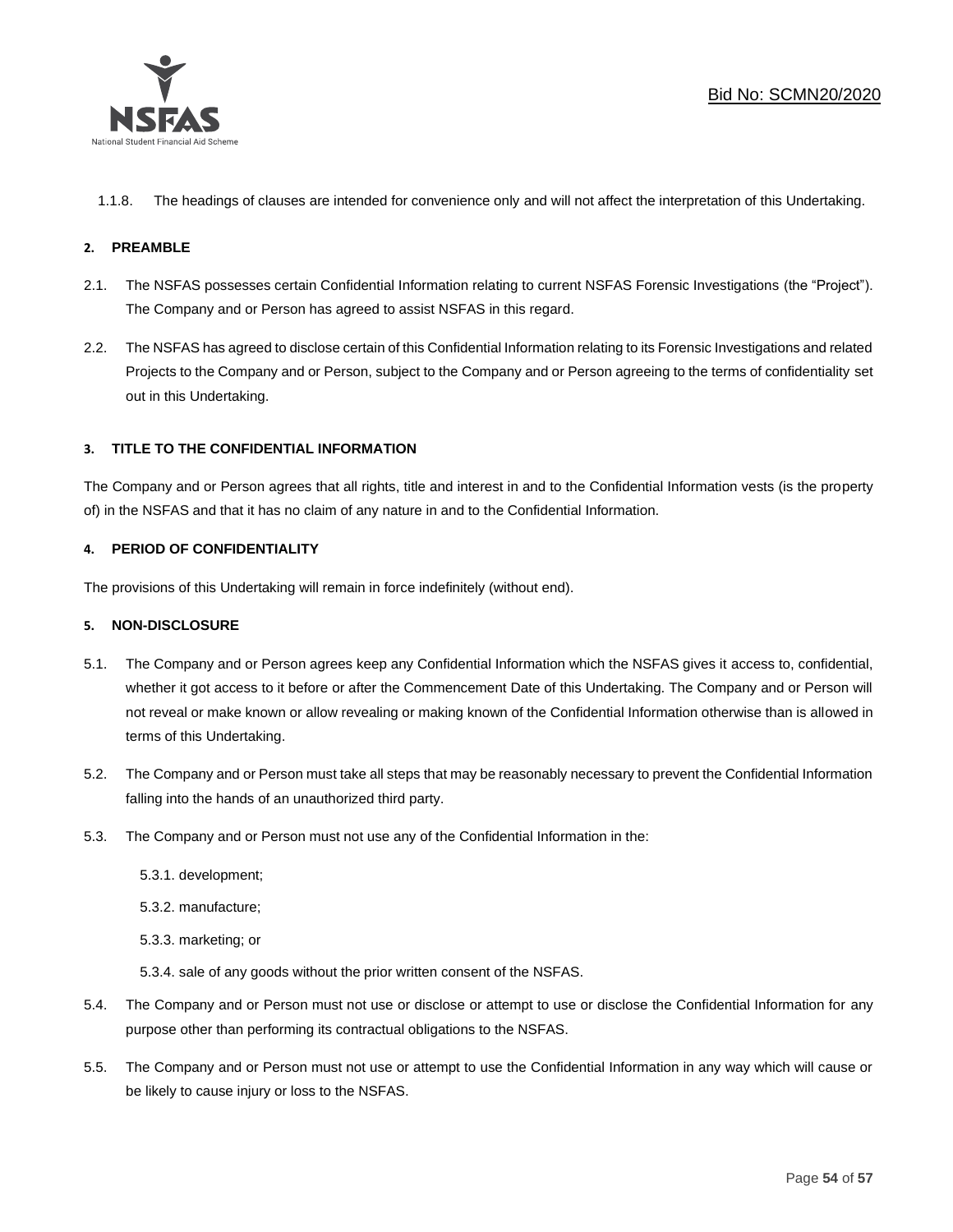1.1.8. The headings of clauses are intended for convenience only and will not affect the interpretation of this Undertaking.

## 2. PREAMBLE

2.1. The NSFAS possesses certain Confidential Information relating to current NSFAS Forensic Investigations (the "Project"). The Company and or Person has agreed to assist NSFAS in this regard.

2.2. The NSFAS has agreed to disclose certain of this Confidential Information relating to its Forensic Investigations and related Projects to the Company and or Person, subject to the Company and or Person agreeing to the terms of confidentiality set out in this Undertaking.

## 3. TITLE TO THE CONFIDENTIAL INFORMATION

The Company and or Person agrees that all rights, title and interest in and to the Confidential Information vests (is the property of) in the NSFAS and that it has no claim of any nature in and to the Confidential Information.

## 4. PERIOD OF CONFIDENTIALITY

The provisions of this Undertaking will remain in force indefinitely (without end).

## 5. NON-DISCLOSURE

5.1. The Company and or Person agrees keep any Confidential Information which the NSFAS gives it access to, confidential, whether it got access to it before or after the Commencement Date of this Undertaking. The Company and or Person will not reveal or make known or allow revealing or making known of the Confidential Information otherwise than is allowed in terms of this Undertaking.

5.2. The Company and or Person must take all steps that may be reasonably necessary to prevent the Confidential Information falling into the hands of an unauthorized third party.

5.3. The Company and or Person must not use any of the Confidential Information in the:

5.3.1. development;

5.3.2. manufacture;

5.3.3. marketing; or

5.3.4. sale of any goods without the prior written consent of the NSFAS.

5.4. The Company and or Person must not use or disclose or attempt to use or disclose the Confidential Information for any purpose other than performing its contractual obligations to the NSFAS.

5.5. The Company and or Person must not use or attempt to use the Confidential Information in any way which will cause or be likely to cause injury or loss to the NSFAS.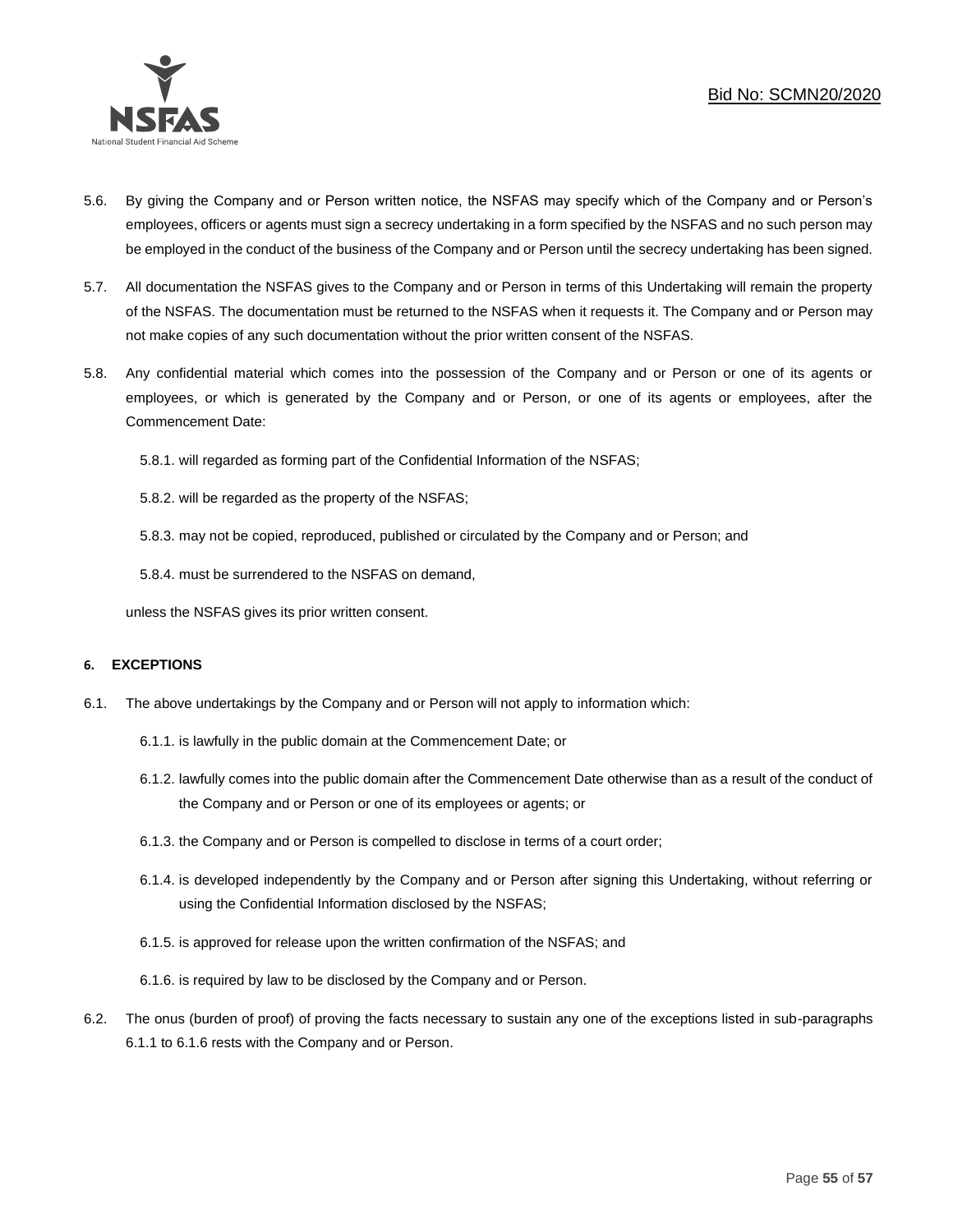5.6. By giving the Company and or Person written notice, the NSFAS may specify which of the Company and or Person's employees, officers or agents must sign a secrecy undertaking in a form specified by the NSFAS and no such person may be employed in the conduct of the business of the Company and or Person until the secrecy undertaking has been signed.

5.7. All documentation the NSFAS gives to the Company and or Person in terms of this Undertaking will remain the property of the NSFAS. The documentation must be returned to the NSFAS when it requests it. The Company and or Person may not make copies of any such documentation without the prior written consent of the NSFAS.

5.8. Any confidential material which comes into the possession of the Company and or Person or one of its agents or employees, or which is generated by the Company and or Person, or one of its agents or employees, after the Commencement Date:

5.8.1. will regarded as forming part of the Confidential Information of the NSFAS;

5.8.2. will be regarded as the property of the NSFAS;

5.8.3. may not be copied, reproduced, published or circulated by the Company and or Person; and

5.8.4. must be surrendered to the NSFAS on demand,

unless the NSFAS gives its prior written consent.

#### 6. EXCEPTIONS

6.1. The above undertakings by the Company and or Person will not apply to information which:

6.1.1. is lawfully in the public domain at the Commencement Date; or

6.1.2. lawfully comes into the public domain after the Commencement Date otherwise than as a result of the conduct of the Company and or Person or one of its employees or agents; or

6.1.3. the Company and or Person is compelled to disclose in terms of a court order;

6.1.4. is developed independently by the Company and or Person after signing this Undertaking, without referring or using the Confidential Information disclosed by the NSFAS;

6.1.5. is approved for release upon the written confirmation of the NSFAS; and

6.1.6. is required by law to be disclosed by the Company and or Person.

6.2. The onus (burden of proof) of proving the facts necessary to sustain any one of the exceptions listed in sub-paragraphs 6.1.1 to 6.1.6 rests with the Company and or Person.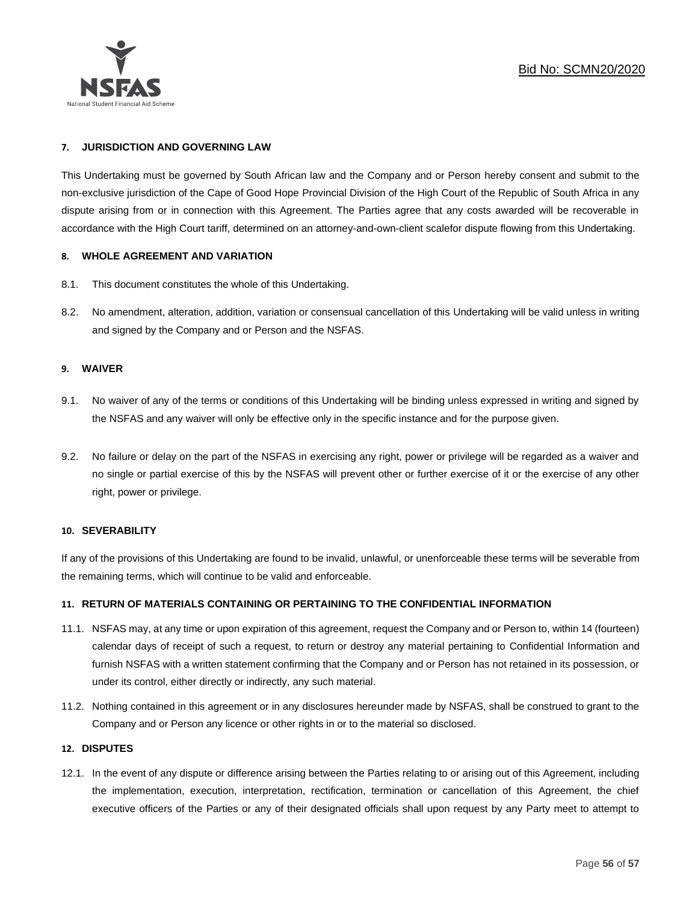#### 7. JURISDICTION AND GOVERNING LAW

This Undertaking must be governed by South African law and the Company and or Person hereby consent and submit to the non-exclusive jurisdiction of the Cape of Good Hope Provincial Division of the High Court of the Republic of South Africa in any dispute arising from or in connection with this Agreement. The Parties agree that any costs awarded will be recoverable in accordance with the High Court tariff, determined on an attorney-and-own-client scalefor dispute flowing from this Undertaking.

#### 8. WHOLE AGREEMENT AND VARIATION

8.1. This document constitutes the whole of this Undertaking.

8.2. No amendment, alteration, addition, variation or consensual cancellation of this Undertaking will be valid unless in writing and signed by the Company and or Person and the NSFAS.

#### 9. WAIVER

9.1. No waiver of any of the terms or conditions of this Undertaking will be binding unless expressed in writing and signed by the NSFAS and any waiver will only be effective only in the specific instance and for the purpose given.

9.2. No failure or delay on the part of the NSFAS in exercising any right, power or privilege will be regarded as a waiver and no single or partial exercise of this by the NSFAS will prevent other or further exercise of it or the exercise of any other right, power or privilege.

#### 10. SEVERABILITY

If any of the provisions of this Undertaking are found to be invalid, unlawful, or unenforceable these terms will be severable from the remaining terms, which will continue to be valid and enforceable.

#### 11. RETURN OF MATERIALS CONTAINING OR PERTAINING TO THE CONFIDENTIAL INFORMATION

11.1. NSFAS may, at any time or upon expiration of this agreement, request the Company and or Person to, within 14 (fourteen) calendar days of receipt of such a request, to return or destroy any material pertaining to Confidential Information and furnish NSFAS with a written statement confirming that the Company and or Person has not retained in its possession, or under its control, either directly or indirectly, any such material.

11.2. Nothing contained in this agreement or in any disclosures hereunder made by NSFAS, shall be construed to grant to the Company and or Person any licence or other rights in or to the material so disclosed.

#### 12. DISPUTES

12.1. In the event of any dispute or difference arising between the Parties relating to or arising out of this Agreement, including the implementation, execution, interpretation, rectification, termination or cancellation of this Agreement, the chief executive officers of the Parties or any of their designated officials shall upon request by any Party meet to attempt to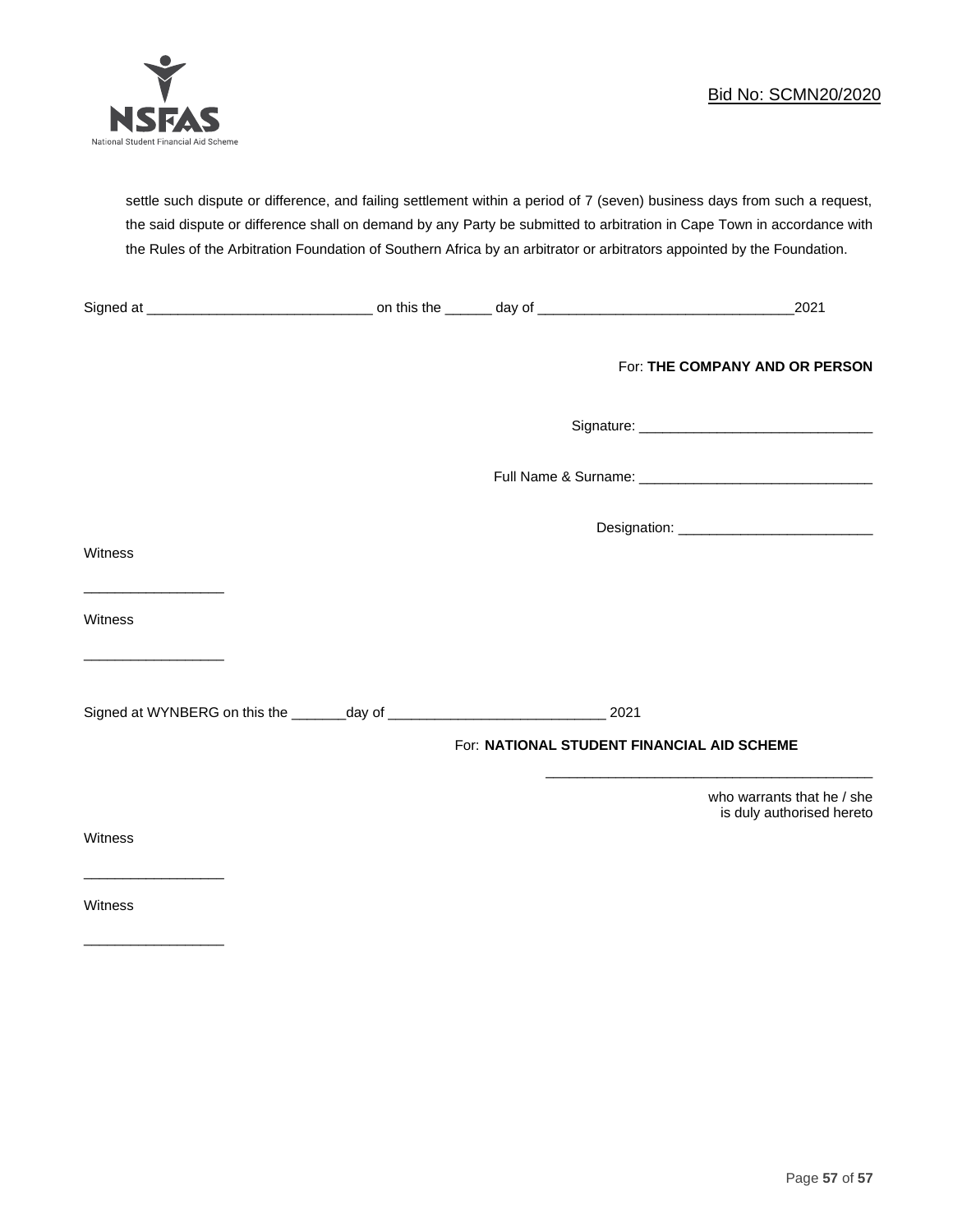settle such dispute or difference, and failing settlement within a period of 7 (seven) business days from such a request, the said dispute or difference shall on demand by any Party be submitted to arbitration in Cape Town in accordance with the Rules of the Arbitration Foundation of Southern Africa by an arbitrator or arbitrators appointed by the Foundation.

Signed at _____________________________ on this the ______ day of _________________________________2021

For: **THE COMPANY AND OR PERSON**

Signature: ______________________________

Full Name & Surname: ______________________________

Designation: _________________________

Witness

__________________

Witness

__________________

Signed at WYNBERG on this the _______day of ____________________________ 2021

For: **NATIONAL STUDENT FINANCIAL AID SCHEME**

__________________________________________

who warrants that he / she is duly authorised hereto

Witness

__________________

Witness

__________________